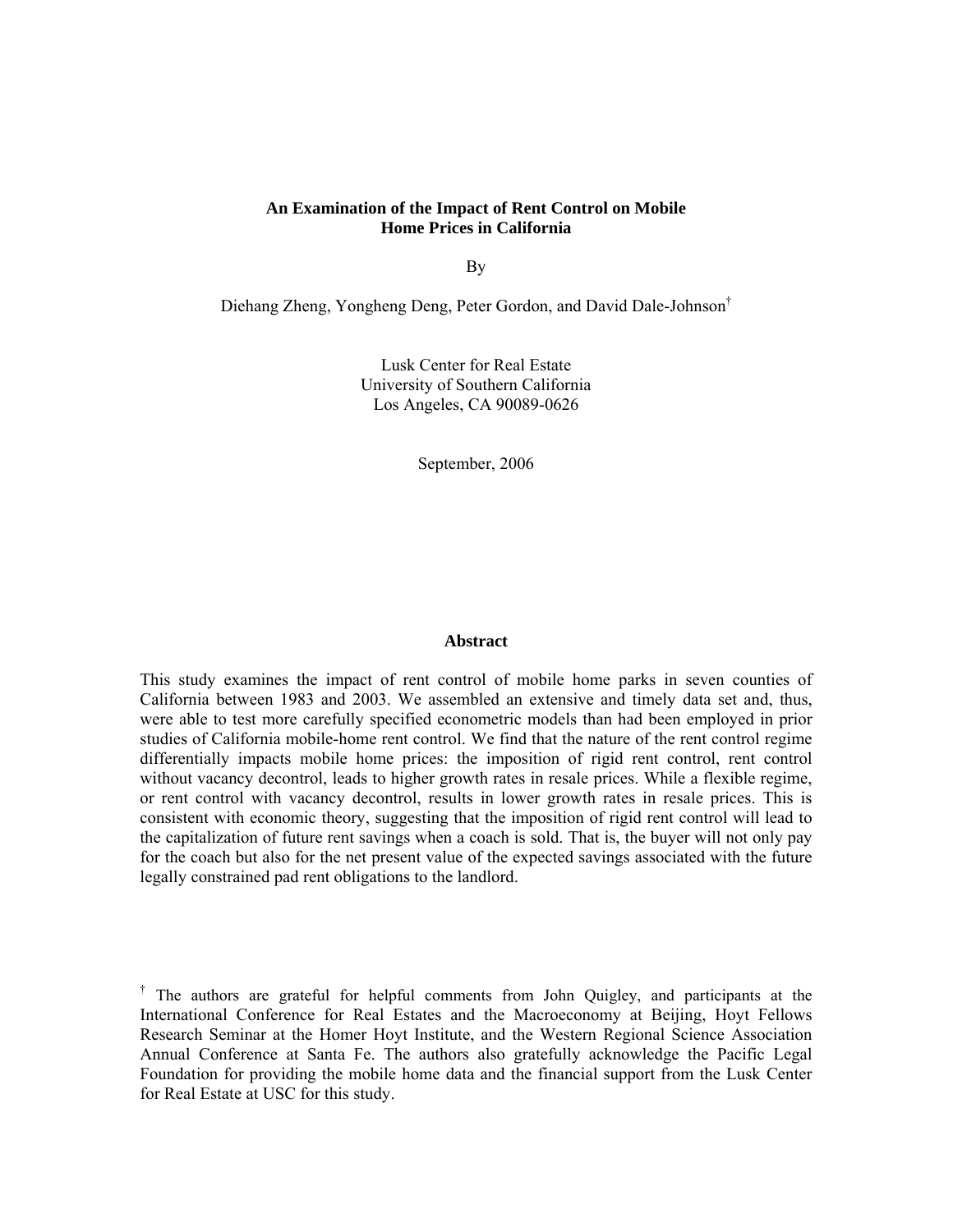# An Examination of the Impact of Rent Control on Mobile Home Prices in California

By

Diehang Zheng, Yongheng Deng, Peter Gordon, and David Dale-Johnson[†]

Lusk Center for Real Estate
University of Southern California
Los Angeles, CA 90089-0626

September, 2006

## Abstract

This study examines the impact of rent control of mobile home parks in seven counties of California between 1983 and 2003. We assembled an extensive and timely data set and, thus, were able to test more carefully specified econometric models than had been employed in prior studies of California mobile-home rent control. We find that the nature of the rent control regime differentially impacts mobile home prices: the imposition of rigid rent control, rent control without vacancy decontrol, leads to higher growth rates in resale prices. While a flexible regime, or rent control with vacancy decontrol, results in lower growth rates in resale prices. This is consistent with economic theory, suggesting that the imposition of rigid rent control will lead to the capitalization of future rent savings when a coach is sold. That is, the buyer will not only pay for the coach but also for the net present value of the expected savings associated with the future legally constrained pad rent obligations to the landlord.

[†] The authors are grateful for helpful comments from John Quigley, and participants at the International Conference for Real Estates and the Macroeconomy at Beijing, Hoyt Fellows Research Seminar at the Homer Hoyt Institute, and the Western Regional Science Association Annual Conference at Santa Fe. The authors also gratefully acknowledge the Pacific Legal Foundation for providing the mobile home data and the financial support from the Lusk Center for Real Estate at USC for this study.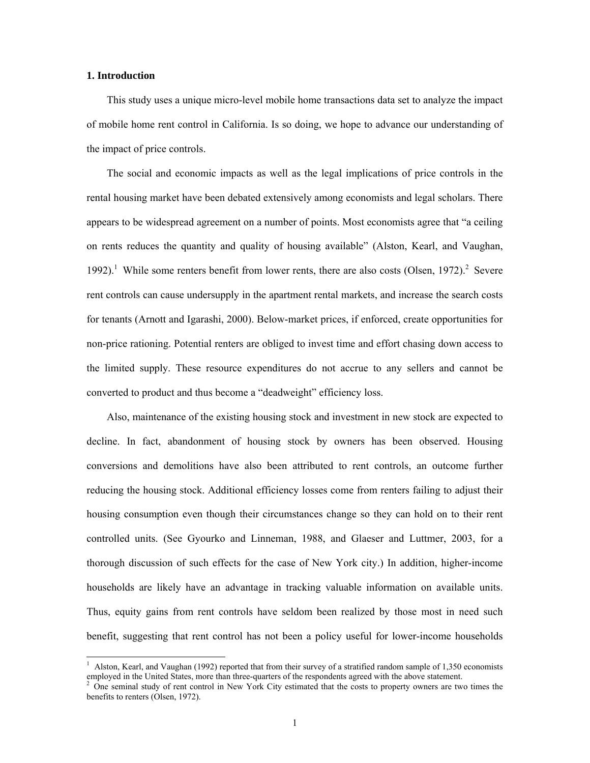## 1. Introduction

This study uses a unique micro-level mobile home transactions data set to analyze the impact of mobile home rent control in California. Is so doing, we hope to advance our understanding of the impact of price controls.

The social and economic impacts as well as the legal implications of price controls in the rental housing market have been debated extensively among economists and legal scholars. There appears to be widespread agreement on a number of points. Most economists agree that "a ceiling on rents reduces the quantity and quality of housing available" (Alston, Kearl, and Vaughan, 1992).[1] While some renters benefit from lower rents, there are also costs (Olsen, 1972).[2] Severe rent controls can cause undersupply in the apartment rental markets, and increase the search costs for tenants (Arnott and Igarashi, 2000). Below-market prices, if enforced, create opportunities for non-price rationing. Potential renters are obliged to invest time and effort chasing down access to the limited supply. These resource expenditures do not accrue to any sellers and cannot be converted to product and thus become a "deadweight" efficiency loss.

Also, maintenance of the existing housing stock and investment in new stock are expected to decline. In fact, abandonment of housing stock by owners has been observed. Housing conversions and demolitions have also been attributed to rent controls, an outcome further reducing the housing stock. Additional efficiency losses come from renters failing to adjust their housing consumption even though their circumstances change so they can hold on to their rent controlled units. (See Gyourko and Linneman, 1988, and Glaeser and Luttmer, 2003, for a thorough discussion of such effects for the case of New York city.) In addition, higher-income households are likely have an advantage in tracking valuable information on available units. Thus, equity gains from rent controls have seldom been realized by those most in need such benefit, suggesting that rent control has not been a policy useful for lower-income households

[1] Alston, Kearl, and Vaughan (1992) reported that from their survey of a stratified random sample of 1,350 economists employed in the United States, more than three-quarters of the respondents agreed with the above statement.

[2] One seminal study of rent control in New York City estimated that the costs to property owners are two times the benefits to renters (Olsen, 1972).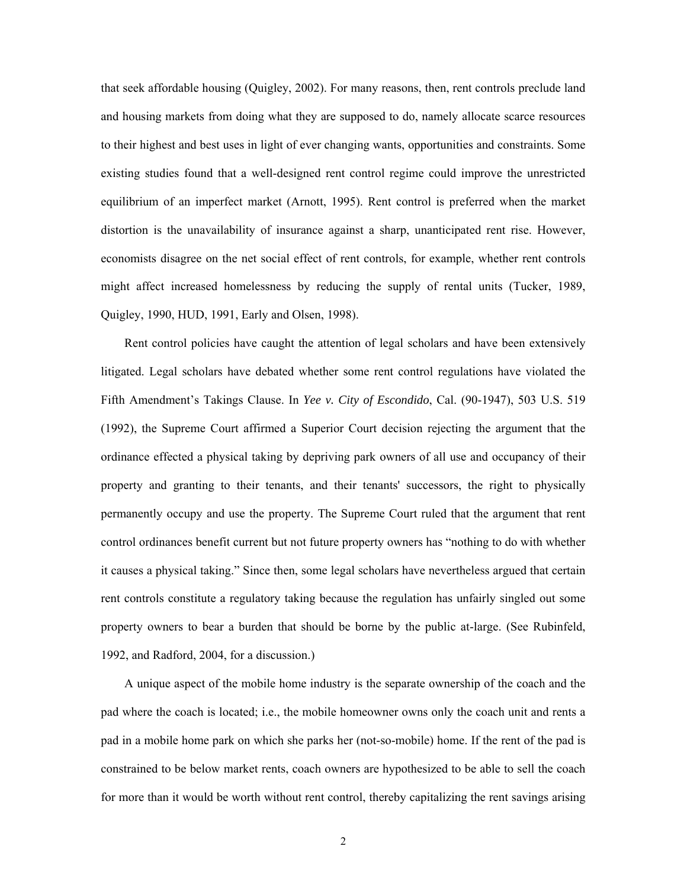that seek affordable housing (Quigley, 2002). For many reasons, then, rent controls preclude land and housing markets from doing what they are supposed to do, namely allocate scarce resources to their highest and best uses in light of ever changing wants, opportunities and constraints. Some existing studies found that a well-designed rent control regime could improve the unrestricted equilibrium of an imperfect market (Arnott, 1995). Rent control is preferred when the market distortion is the unavailability of insurance against a sharp, unanticipated rent rise. However, economists disagree on the net social effect of rent controls, for example, whether rent controls might affect increased homelessness by reducing the supply of rental units (Tucker, 1989, Quigley, 1990, HUD, 1991, Early and Olsen, 1998).

Rent control policies have caught the attention of legal scholars and have been extensively litigated. Legal scholars have debated whether some rent control regulations have violated the Fifth Amendment's Takings Clause. In *Yee v. City of Escondido*, Cal. (90-1947), 503 U.S. 519 (1992), the Supreme Court affirmed a Superior Court decision rejecting the argument that the ordinance effected a physical taking by depriving park owners of all use and occupancy of their property and granting to their tenants, and their tenants' successors, the right to physically permanently occupy and use the property. The Supreme Court ruled that the argument that rent control ordinances benefit current but not future property owners has "nothing to do with whether it causes a physical taking." Since then, some legal scholars have nevertheless argued that certain rent controls constitute a regulatory taking because the regulation has unfairly singled out some property owners to bear a burden that should be borne by the public at-large. (See Rubinfeld, 1992, and Radford, 2004, for a discussion.)

A unique aspect of the mobile home industry is the separate ownership of the coach and the pad where the coach is located; i.e., the mobile homeowner owns only the coach unit and rents a pad in a mobile home park on which she parks her (not-so-mobile) home. If the rent of the pad is constrained to be below market rents, coach owners are hypothesized to be able to sell the coach for more than it would be worth without rent control, thereby capitalizing the rent savings arising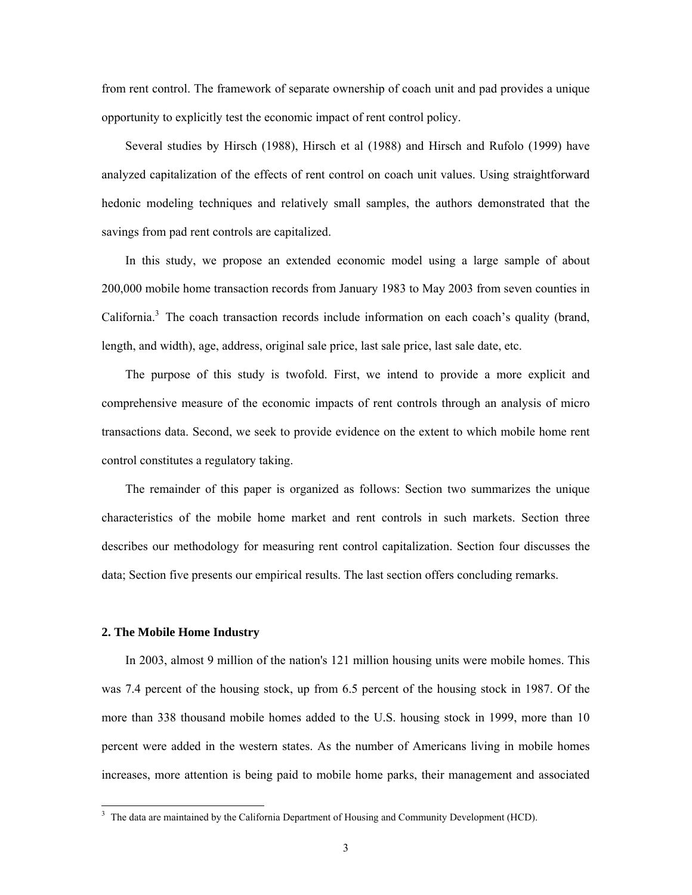from rent control. The framework of separate ownership of coach unit and pad provides a unique opportunity to explicitly test the economic impact of rent control policy.

Several studies by Hirsch (1988), Hirsch et al (1988) and Hirsch and Rufolo (1999) have analyzed capitalization of the effects of rent control on coach unit values. Using straightforward hedonic modeling techniques and relatively small samples, the authors demonstrated that the savings from pad rent controls are capitalized.

In this study, we propose an extended economic model using a large sample of about 200,000 mobile home transaction records from January 1983 to May 2003 from seven counties in California.[3] The coach transaction records include information on each coach's quality (brand, length, and width), age, address, original sale price, last sale price, last sale date, etc.

The purpose of this study is twofold. First, we intend to provide a more explicit and comprehensive measure of the economic impacts of rent controls through an analysis of micro transactions data. Second, we seek to provide evidence on the extent to which mobile home rent control constitutes a regulatory taking.

The remainder of this paper is organized as follows: Section two summarizes the unique characteristics of the mobile home market and rent controls in such markets. Section three describes our methodology for measuring rent control capitalization. Section four discusses the data; Section five presents our empirical results. The last section offers concluding remarks.

## 2. The Mobile Home Industry

In 2003, almost 9 million of the nation's 121 million housing units were mobile homes. This was 7.4 percent of the housing stock, up from 6.5 percent of the housing stock in 1987. Of the more than 338 thousand mobile homes added to the U.S. housing stock in 1999, more than 10 percent were added in the western states. As the number of Americans living in mobile homes increases, more attention is being paid to mobile home parks, their management and associated

[3] The data are maintained by the California Department of Housing and Community Development (HCD).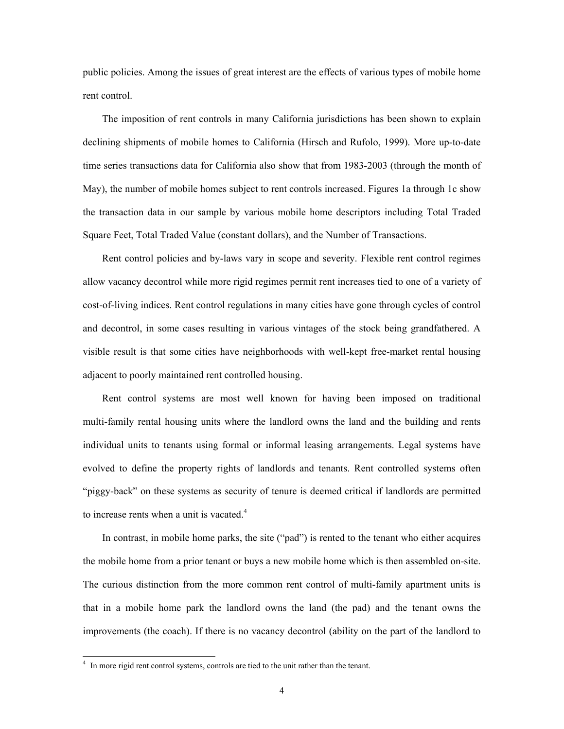public policies. Among the issues of great interest are the effects of various types of mobile home rent control.

The imposition of rent controls in many California jurisdictions has been shown to explain declining shipments of mobile homes to California (Hirsch and Rufolo, 1999). More up-to-date time series transactions data for California also show that from 1983-2003 (through the month of May), the number of mobile homes subject to rent controls increased. Figures 1a through 1c show the transaction data in our sample by various mobile home descriptors including Total Traded Square Feet, Total Traded Value (constant dollars), and the Number of Transactions.

Rent control policies and by-laws vary in scope and severity. Flexible rent control regimes allow vacancy decontrol while more rigid regimes permit rent increases tied to one of a variety of cost-of-living indices. Rent control regulations in many cities have gone through cycles of control and decontrol, in some cases resulting in various vintages of the stock being grandfathered. A visible result is that some cities have neighborhoods with well-kept free-market rental housing adjacent to poorly maintained rent controlled housing.

Rent control systems are most well known for having been imposed on traditional multi-family rental housing units where the landlord owns the land and the building and rents individual units to tenants using formal or informal leasing arrangements. Legal systems have evolved to define the property rights of landlords and tenants. Rent controlled systems often "piggy-back" on these systems as security of tenure is deemed critical if landlords are permitted to increase rents when a unit is vacated.[4]

In contrast, in mobile home parks, the site ("pad") is rented to the tenant who either acquires the mobile home from a prior tenant or buys a new mobile home which is then assembled on-site. The curious distinction from the more common rent control of multi-family apartment units is that in a mobile home park the landlord owns the land (the pad) and the tenant owns the improvements (the coach). If there is no vacancy decontrol (ability on the part of the landlord to

[4] In more rigid rent control systems, controls are tied to the unit rather than the tenant.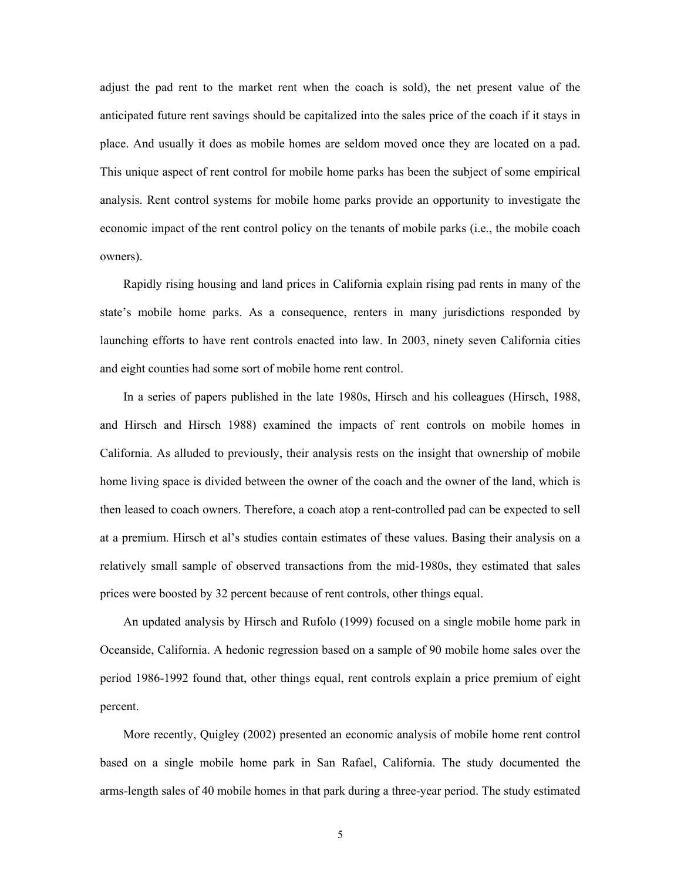adjust the pad rent to the market rent when the coach is sold), the net present value of the anticipated future rent savings should be capitalized into the sales price of the coach if it stays in place. And usually it does as mobile homes are seldom moved once they are located on a pad. This unique aspect of rent control for mobile home parks has been the subject of some empirical analysis. Rent control systems for mobile home parks provide an opportunity to investigate the economic impact of the rent control policy on the tenants of mobile parks (i.e., the mobile coach owners).

Rapidly rising housing and land prices in California explain rising pad rents in many of the state's mobile home parks. As a consequence, renters in many jurisdictions responded by launching efforts to have rent controls enacted into law. In 2003, ninety seven California cities and eight counties had some sort of mobile home rent control.

In a series of papers published in the late 1980s, Hirsch and his colleagues (Hirsch, 1988, and Hirsch and Hirsch 1988) examined the impacts of rent controls on mobile homes in California. As alluded to previously, their analysis rests on the insight that ownership of mobile home living space is divided between the owner of the coach and the owner of the land, which is then leased to coach owners. Therefore, a coach atop a rent-controlled pad can be expected to sell at a premium. Hirsch et al's studies contain estimates of these values. Basing their analysis on a relatively small sample of observed transactions from the mid-1980s, they estimated that sales prices were boosted by 32 percent because of rent controls, other things equal.

An updated analysis by Hirsch and Rufolo (1999) focused on a single mobile home park in Oceanside, California. A hedonic regression based on a sample of 90 mobile home sales over the period 1986-1992 found that, other things equal, rent controls explain a price premium of eight percent.

More recently, Quigley (2002) presented an economic analysis of mobile home rent control based on a single mobile home park in San Rafael, California. The study documented the arms-length sales of 40 mobile homes in that park during a three-year period. The study estimated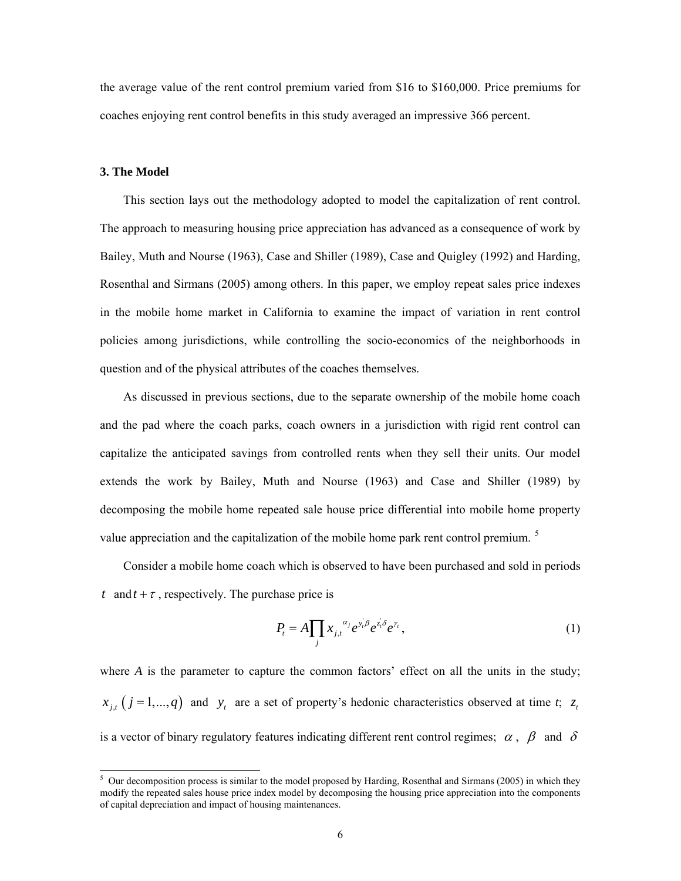the average value of the rent control premium varied from \$16 to \$160,000. Price premiums for coaches enjoying rent control benefits in this study averaged an impressive 366 percent.

### 3. The Model

This section lays out the methodology adopted to model the capitalization of rent control. The approach to measuring housing price appreciation has advanced as a consequence of work by Bailey, Muth and Nourse (1963), Case and Shiller (1989), Case and Quigley (1992) and Harding, Rosenthal and Sirmans (2005) among others. In this paper, we employ repeat sales price indexes in the mobile home market in California to examine the impact of variation in rent control policies among jurisdictions, while controlling the socio-economics of the neighborhoods in question and of the physical attributes of the coaches themselves.

As discussed in previous sections, due to the separate ownership of the mobile home coach and the pad where the coach parks, coach owners in a jurisdiction with rigid rent control can capitalize the anticipated savings from controlled rents when they sell their units. Our model extends the work by Bailey, Muth and Nourse (1963) and Case and Shiller (1989) by decomposing the mobile home repeated sale house price differential into mobile home property value appreciation and the capitalization of the mobile home park rent control premium. [5]

Consider a mobile home coach which is observed to have been purchased and sold in periods $t$ and $t+\tau$, respectively. The purchase price is

$$P_t = A\prod_j x_{j,t}^{\alpha_j} e^{y_t^{'}\beta} e^{z_t^{'}\delta} e^{\gamma_t}, \tag{1}$$

where $A$ is the parameter to capture the common factors' effect on all the units in the study; $x_{j,t}\ (j=1,...,q)$ and $y_t$ are a set of property's hedonic characteristics observed at time $t$; $z_t$ is a vector of binary regulatory features indicating different rent control regimes; $\alpha$, $\beta$ and $\delta$

[5] Our decomposition process is similar to the model proposed by Harding, Rosenthal and Sirmans (2005) in which they modify the repeated sales house price index model by decomposing the housing price appreciation into the components of capital depreciation and impact of housing maintenances.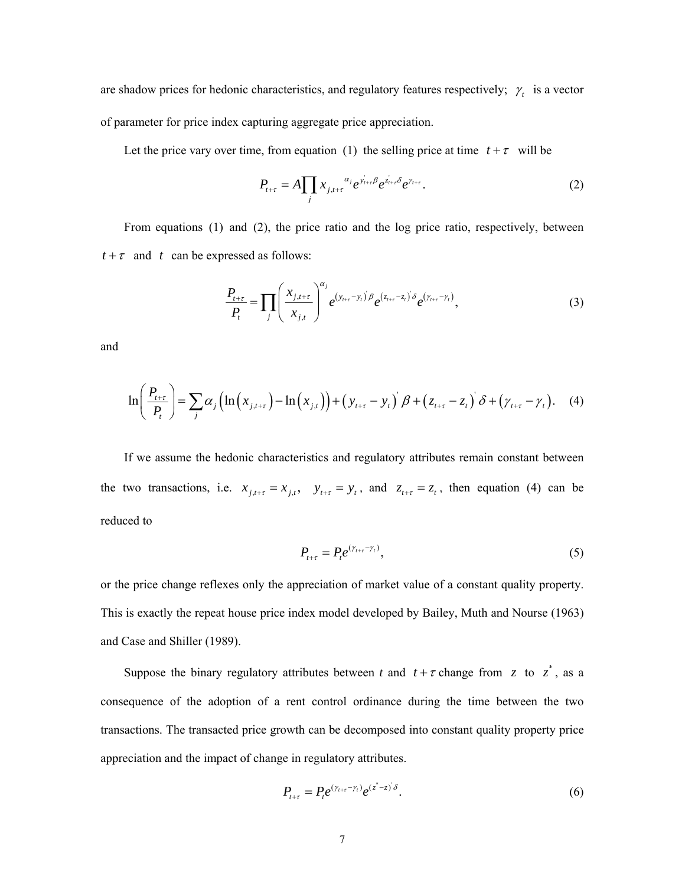are shadow prices for hedonic characteristics, and regulatory features respectively; $\gamma_t$ is a vector of parameter for price index capturing aggregate price appreciation.

Let the price vary over time, from equation (1) the selling price at time $t+\tau$ will be

$$P_{t+\tau} = A\prod_{j} x_{j,t+\tau}{}^{\alpha_j} e^{y_{t+\tau}^{'}\beta} e^{z_{t+\tau}^{'}\delta} e^{\gamma_{t+\tau}}. \tag{2}$$

From equations (1) and (2), the price ratio and the log price ratio, respectively, between $t+\tau$ and $t$ can be expressed as follows:

$$\frac{P_{t+\tau}}{P_t} = \prod_{j}\left(\frac{x_{j,t+\tau}}{x_{j,t}}\right)^{\alpha_j} e^{\left(y_{t+\tau}-y_t\right)^{'}\beta} e^{\left(z_{t+\tau}-z_t\right)^{'}\delta} e^{\left(\gamma_{t+\tau}-\gamma_t\right)}, \tag{3}$$

and

$$\ln\left(\frac{P_{t+\tau}}{P_t}\right) = \sum_{j}\alpha_j\left(\ln\left(x_{j,t+\tau}\right)-\ln\left(x_{j,t}\right)\right)+\left(y_{t+\tau}-y_t\right)^{'}\beta+\left(z_{t+\tau}-z_t\right)^{'}\delta+\left(\gamma_{t+\tau}-\gamma_t\right). \tag{4}$$

If we assume the hedonic characteristics and regulatory attributes remain constant between the two transactions, i.e. $x_{j,t+\tau} = x_{j,t}$, $y_{t+\tau} = y_t$, and $z_{t+\tau} = z_t$, then equation (4) can be reduced to

$$P_{t+\tau} = P_t e^{\left(\gamma_{t+\tau}-\gamma_t\right)}, \tag{5}$$

or the price change reflexes only the appreciation of market value of a constant quality property. This is exactly the repeat house price index model developed by Bailey, Muth and Nourse (1963) and Case and Shiller (1989).

Suppose the binary regulatory attributes between $t$ and $t+\tau$ change from $z$ to $z^*$, as a consequence of the adoption of a rent control ordinance during the time between the two transactions. The transacted price growth can be decomposed into constant quality property price appreciation and the impact of change in regulatory attributes.

$$P_{t+\tau} = P_t e^{\left(\gamma_{t+\tau}-\gamma_t\right)} e^{\left(z^*-z\right)^{'}\delta}. \tag{6}$$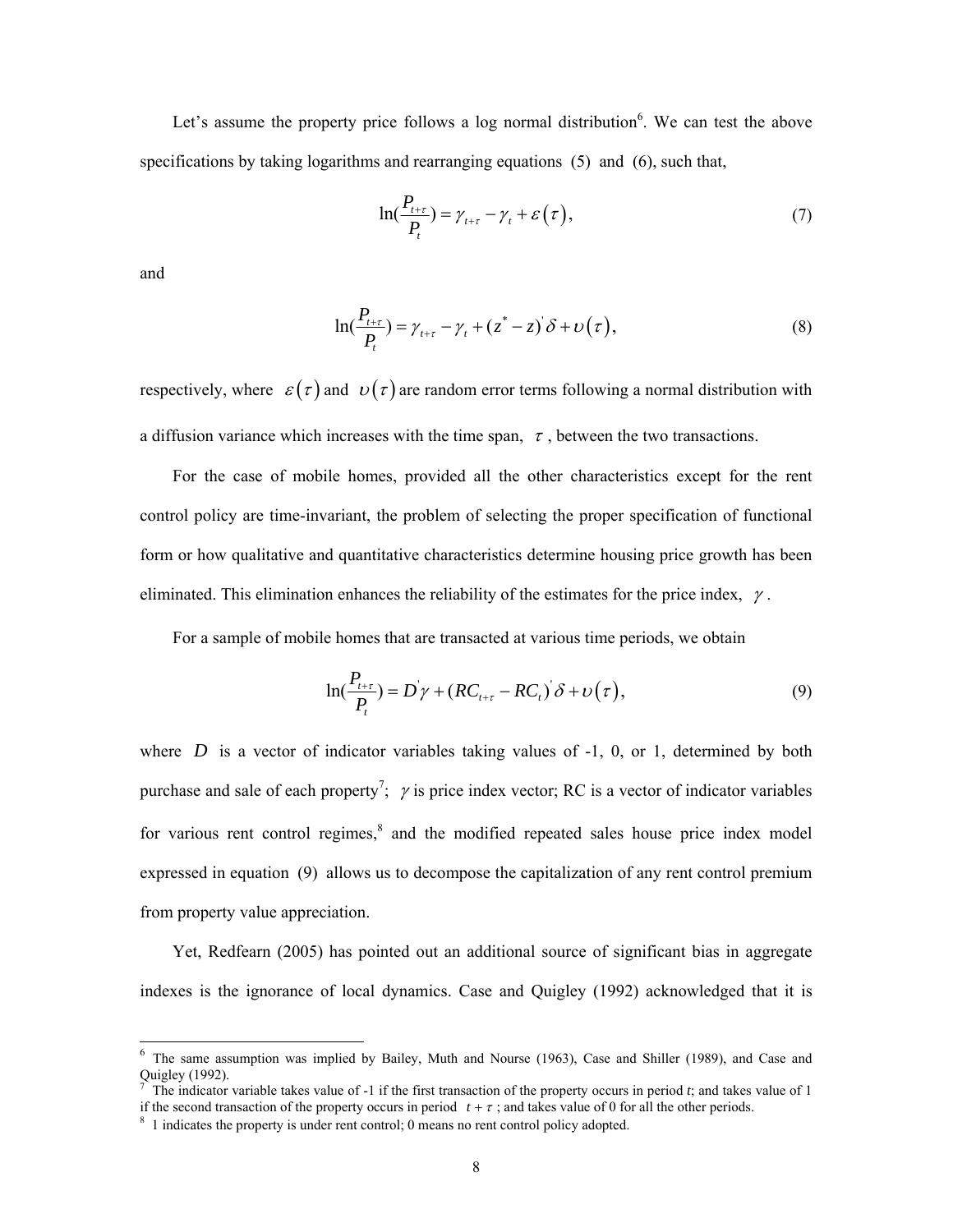Let's assume the property price follows a log normal distribution[6]. We can test the above specifications by taking logarithms and rearranging equations (5) and (6), such that,

$$\ln(\frac{P_{t+\tau}}{P_t}) = \gamma_{t+\tau} - \gamma_t + \varepsilon(\tau), \tag{7}$$

and

$$\ln(\frac{P_{t+\tau}}{P_t}) = \gamma_{t+\tau} - \gamma_t + (z^* - z)^{'}\delta + \upsilon(\tau), \tag{8}$$

respectively, where $\varepsilon(\tau)$ and $\upsilon(\tau)$ are random error terms following a normal distribution with a diffusion variance which increases with the time span, $\tau$, between the two transactions.

For the case of mobile homes, provided all the other characteristics except for the rent control policy are time-invariant, the problem of selecting the proper specification of functional form or how qualitative and quantitative characteristics determine housing price growth has been eliminated. This elimination enhances the reliability of the estimates for the price index, $\gamma$.

For a sample of mobile homes that are transacted at various time periods, we obtain

$$\ln(\frac{P_{t+\tau}}{P_t}) = D^{'}\gamma + (RC_{t+\tau} - RC_t)^{'}\delta + \upsilon(\tau), \tag{9}$$

where $D$ is a vector of indicator variables taking values of -1, 0, or 1, determined by both purchase and sale of each property[7]; $\gamma$ is price index vector; RC is a vector of indicator variables for various rent control regimes,[8] and the modified repeated sales house price index model expressed in equation (9) allows us to decompose the capitalization of any rent control premium from property value appreciation.

Yet, Redfearn (2005) has pointed out an additional source of significant bias in aggregate indexes is the ignorance of local dynamics. Case and Quigley (1992) acknowledged that it is

---

[6] The same assumption was implied by Bailey, Muth and Nourse (1963), Case and Shiller (1989), and Case and Quigley (1992).

[7] The indicator variable takes value of -1 if the first transaction of the property occurs in period $t$; and takes value of 1 if the second transaction of the property occurs in period $t + \tau$; and takes value of 0 for all the other periods.

[8] 1 indicates the property is under rent control; 0 means no rent control policy adopted.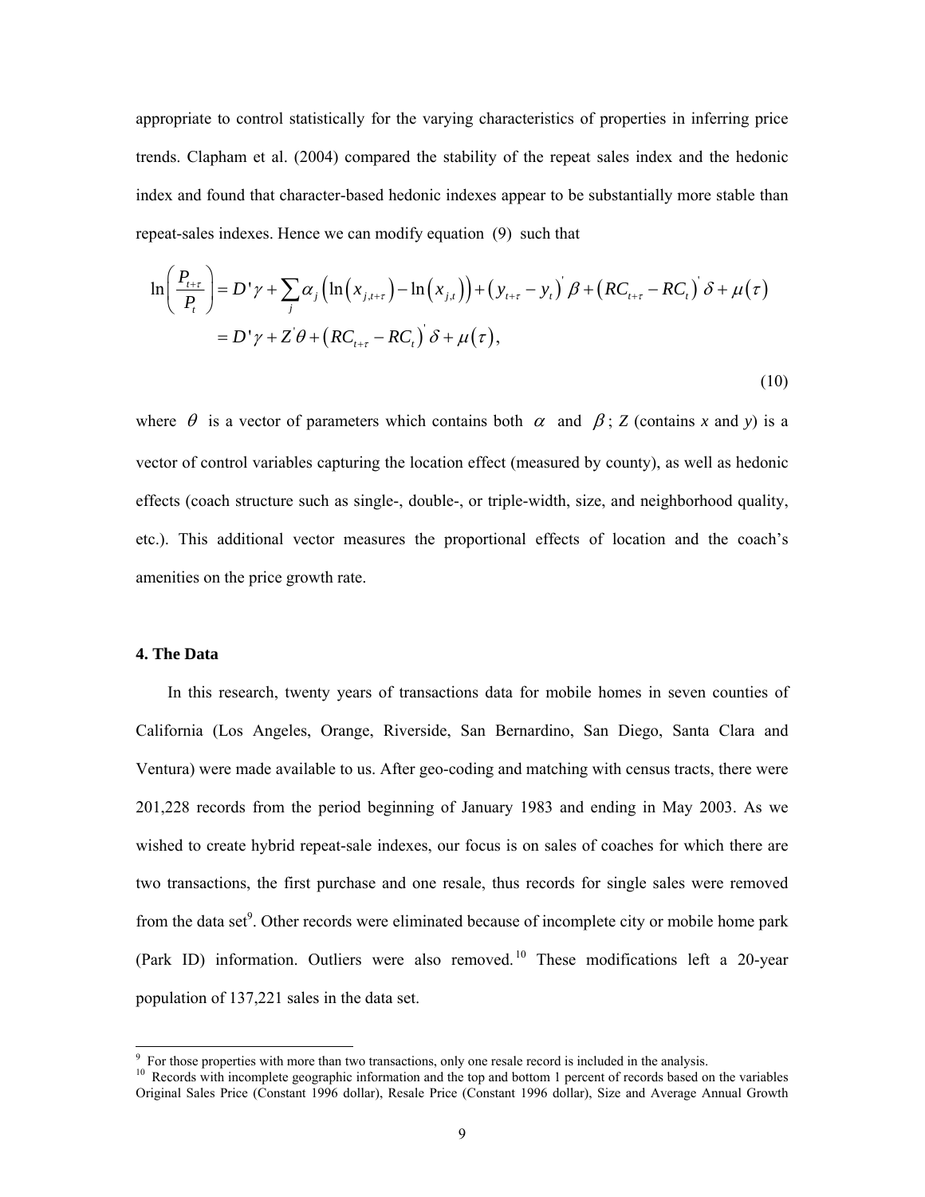appropriate to control statistically for the varying characteristics of properties in inferring price trends. Clapham et al. (2004) compared the stability of the repeat sales index and the hedonic index and found that character-based hedonic indexes appear to be substantially more stable than repeat-sales indexes. Hence we can modify equation (9) such that

$$
\begin{aligned}
\ln\left(\frac{P_{t+\tau}}{P_t}\right) &= D'\gamma + \sum_j \alpha_j \left(\ln\left(x_{j,t+\tau}\right) - \ln\left(x_{j,t}\right)\right) + \left(y_{t+\tau} - y_t\right)' \beta + \left(RC_{t+\tau} - RC_t\right)' \delta + \mu(\tau) \\
&= D'\gamma + Z'\theta + \left(RC_{t+\tau} - RC_t\right)' \delta + \mu(\tau),
\end{aligned}
\tag{10}
$$

where $\theta$ is a vector of parameters which contains both $\alpha$ and $\beta$; $Z$ (contains $x$ and $y$) is a vector of control variables capturing the location effect (measured by county), as well as hedonic effects (coach structure such as single-, double-, or triple-width, size, and neighborhood quality, etc.). This additional vector measures the proportional effects of location and the coach's amenities on the price growth rate.

### 4. The Data

In this research, twenty years of transactions data for mobile homes in seven counties of California (Los Angeles, Orange, Riverside, San Bernardino, San Diego, Santa Clara and Ventura) were made available to us. After geo-coding and matching with census tracts, there were 201,228 records from the period beginning of January 1983 and ending in May 2003. As we wished to create hybrid repeat-sale indexes, our focus is on sales of coaches for which there are two transactions, the first purchase and one resale, thus records for single sales were removed from the data set[9]. Other records were eliminated because of incomplete city or mobile home park (Park ID) information. Outliers were also removed.[10] These modifications left a 20-year population of 137,221 sales in the data set.

---

[9] For those properties with more than two transactions, only one resale record is included in the analysis.

[10] Records with incomplete geographic information and the top and bottom 1 percent of records based on the variables Original Sales Price (Constant 1996 dollar), Resale Price (Constant 1996 dollar), Size and Average Annual Growth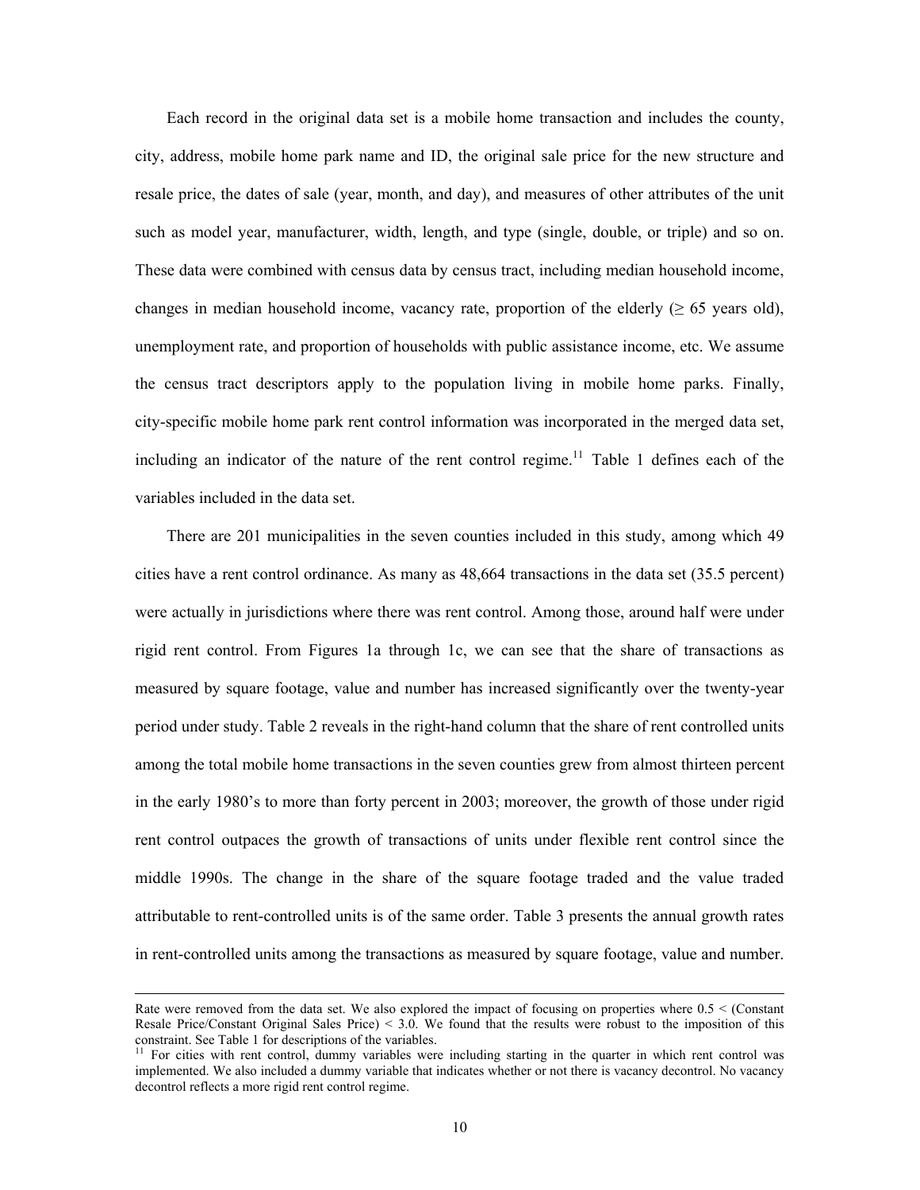Each record in the original data set is a mobile home transaction and includes the county, city, address, mobile home park name and ID, the original sale price for the new structure and resale price, the dates of sale (year, month, and day), and measures of other attributes of the unit such as model year, manufacturer, width, length, and type (single, double, or triple) and so on. These data were combined with census data by census tract, including median household income, changes in median household income, vacancy rate, proportion of the elderly ($\geq$ 65 years old), unemployment rate, and proportion of households with public assistance income, etc. We assume the census tract descriptors apply to the population living in mobile home parks. Finally, city-specific mobile home park rent control information was incorporated in the merged data set, including an indicator of the nature of the rent control regime.[11] Table 1 defines each of the variables included in the data set.

There are 201 municipalities in the seven counties included in this study, among which 49 cities have a rent control ordinance. As many as 48,664 transactions in the data set (35.5 percent) were actually in jurisdictions where there was rent control. Among those, around half were under rigid rent control. From Figures 1a through 1c, we can see that the share of transactions as measured by square footage, value and number has increased significantly over the twenty-year period under study. Table 2 reveals in the right-hand column that the share of rent controlled units among the total mobile home transactions in the seven counties grew from almost thirteen percent in the early 1980's to more than forty percent in 2003; moreover, the growth of those under rigid rent control outpaces the growth of transactions of units under flexible rent control since the middle 1990s. The change in the share of the square footage traded and the value traded attributable to rent-controlled units is of the same order. Table 3 presents the annual growth rates in rent-controlled units among the transactions as measured by square footage, value and number.

---

Rate were removed from the data set. We also explored the impact of focusing on properties where 0.5 < (Constant Resale Price/Constant Original Sales Price) < 3.0. We found that the results were robust to the imposition of this constraint. See Table 1 for descriptions of the variables.

[11] For cities with rent control, dummy variables were including starting in the quarter in which rent control was implemented. We also included a dummy variable that indicates whether or not there is vacancy decontrol. No vacancy decontrol reflects a more rigid rent control regime.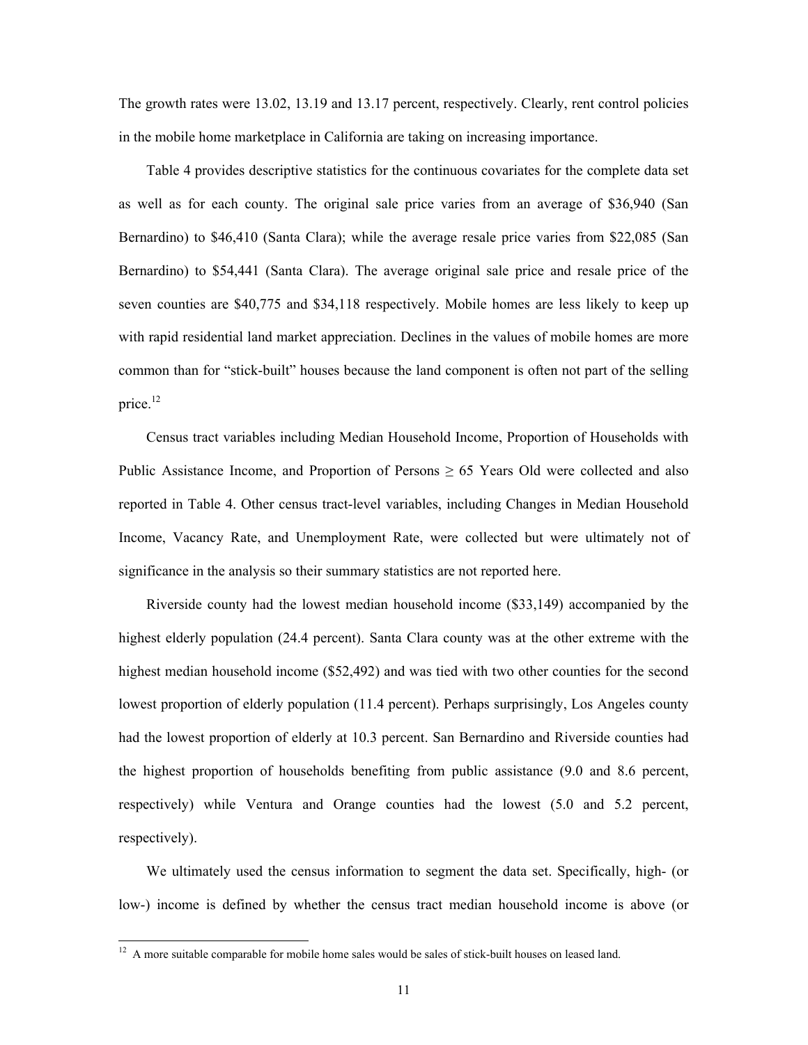The growth rates were 13.02, 13.19 and 13.17 percent, respectively. Clearly, rent control policies in the mobile home marketplace in California are taking on increasing importance.

Table 4 provides descriptive statistics for the continuous covariates for the complete data set as well as for each county. The original sale price varies from an average of $36,940 (San Bernardino) to $46,410 (Santa Clara); while the average resale price varies from $22,085 (San Bernardino) to $54,441 (Santa Clara). The average original sale price and resale price of the seven counties are $40,775 and $34,118 respectively. Mobile homes are less likely to keep up with rapid residential land market appreciation. Declines in the values of mobile homes are more common than for "stick-built" houses because the land component is often not part of the selling price.[12]

Census tract variables including Median Household Income, Proportion of Households with Public Assistance Income, and Proportion of Persons $\geq$ 65 Years Old were collected and also reported in Table 4. Other census tract-level variables, including Changes in Median Household Income, Vacancy Rate, and Unemployment Rate, were collected but were ultimately not of significance in the analysis so their summary statistics are not reported here.

Riverside county had the lowest median household income ($33,149) accompanied by the highest elderly population (24.4 percent). Santa Clara county was at the other extreme with the highest median household income ($52,492) and was tied with two other counties for the second lowest proportion of elderly population (11.4 percent). Perhaps surprisingly, Los Angeles county had the lowest proportion of elderly at 10.3 percent. San Bernardino and Riverside counties had the highest proportion of households benefiting from public assistance (9.0 and 8.6 percent, respectively) while Ventura and Orange counties had the lowest (5.0 and 5.2 percent, respectively).

We ultimately used the census information to segment the data set. Specifically, high- (or low-) income is defined by whether the census tract median household income is above (or

[12] A more suitable comparable for mobile home sales would be sales of stick-built houses on leased land.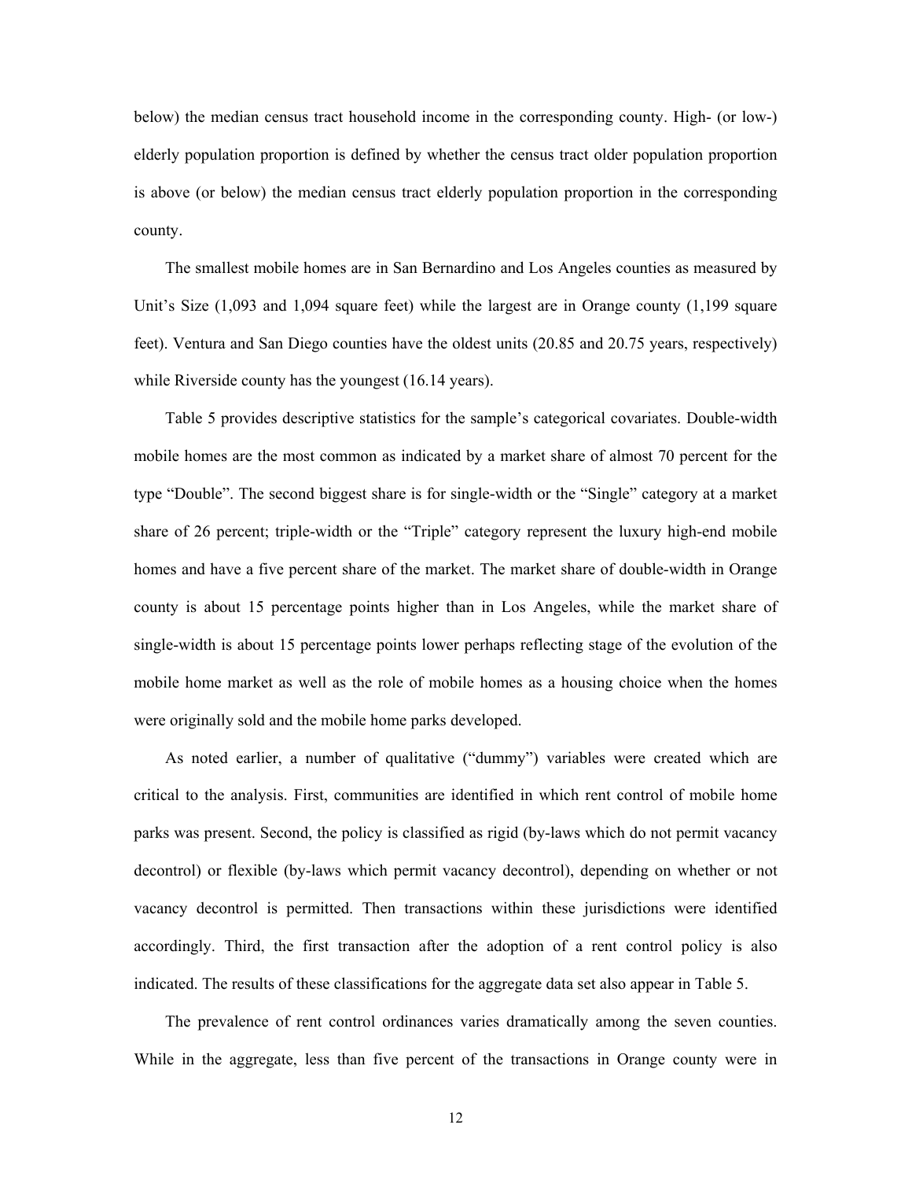below) the median census tract household income in the corresponding county. High- (or low-) elderly population proportion is defined by whether the census tract older population proportion is above (or below) the median census tract elderly population proportion in the corresponding county.

The smallest mobile homes are in San Bernardino and Los Angeles counties as measured by Unit's Size (1,093 and 1,094 square feet) while the largest are in Orange county (1,199 square feet). Ventura and San Diego counties have the oldest units (20.85 and 20.75 years, respectively) while Riverside county has the youngest (16.14 years).

Table 5 provides descriptive statistics for the sample's categorical covariates. Double-width mobile homes are the most common as indicated by a market share of almost 70 percent for the type "Double". The second biggest share is for single-width or the "Single" category at a market share of 26 percent; triple-width or the "Triple" category represent the luxury high-end mobile homes and have a five percent share of the market. The market share of double-width in Orange county is about 15 percentage points higher than in Los Angeles, while the market share of single-width is about 15 percentage points lower perhaps reflecting stage of the evolution of the mobile home market as well as the role of mobile homes as a housing choice when the homes were originally sold and the mobile home parks developed.

As noted earlier, a number of qualitative ("dummy") variables were created which are critical to the analysis. First, communities are identified in which rent control of mobile home parks was present. Second, the policy is classified as rigid (by-laws which do not permit vacancy decontrol) or flexible (by-laws which permit vacancy decontrol), depending on whether or not vacancy decontrol is permitted. Then transactions within these jurisdictions were identified accordingly. Third, the first transaction after the adoption of a rent control policy is also indicated. The results of these classifications for the aggregate data set also appear in Table 5.

The prevalence of rent control ordinances varies dramatically among the seven counties. While in the aggregate, less than five percent of the transactions in Orange county were in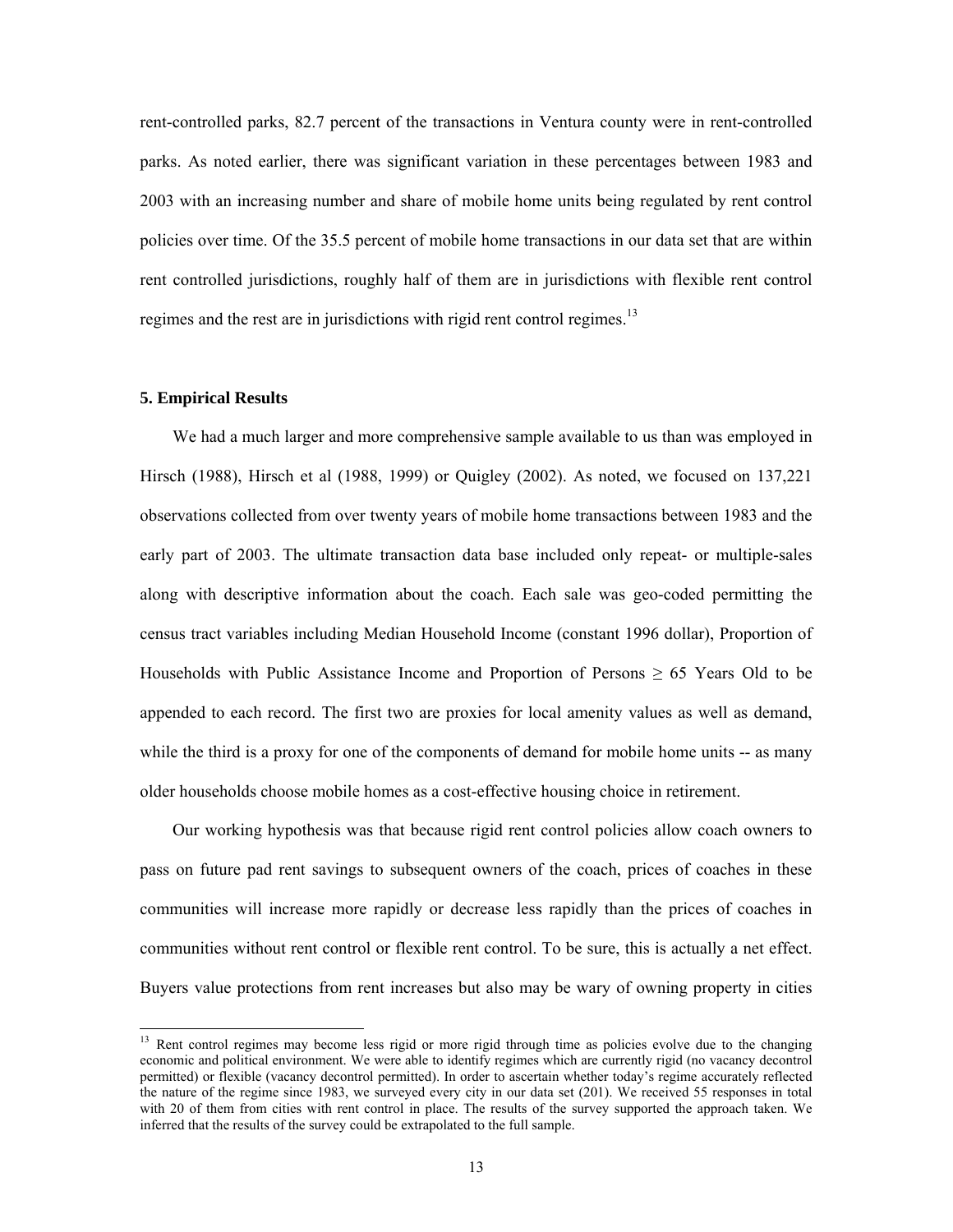rent-controlled parks, 82.7 percent of the transactions in Ventura county were in rent-controlled parks. As noted earlier, there was significant variation in these percentages between 1983 and 2003 with an increasing number and share of mobile home units being regulated by rent control policies over time. Of the 35.5 percent of mobile home transactions in our data set that are within rent controlled jurisdictions, roughly half of them are in jurisdictions with flexible rent control regimes and the rest are in jurisdictions with rigid rent control regimes.[13]

### 5. Empirical Results

We had a much larger and more comprehensive sample available to us than was employed in Hirsch (1988), Hirsch et al (1988, 1999) or Quigley (2002). As noted, we focused on 137,221 observations collected from over twenty years of mobile home transactions between 1983 and the early part of 2003. The ultimate transaction data base included only repeat- or multiple-sales along with descriptive information about the coach. Each sale was geo-coded permitting the census tract variables including Median Household Income (constant 1996 dollar), Proportion of Households with Public Assistance Income and Proportion of Persons $\geq$ 65 Years Old to be appended to each record. The first two are proxies for local amenity values as well as demand, while the third is a proxy for one of the components of demand for mobile home units -- as many older households choose mobile homes as a cost-effective housing choice in retirement.

Our working hypothesis was that because rigid rent control policies allow coach owners to pass on future pad rent savings to subsequent owners of the coach, prices of coaches in these communities will increase more rapidly or decrease less rapidly than the prices of coaches in communities without rent control or flexible rent control. To be sure, this is actually a net effect. Buyers value protections from rent increases but also may be wary of owning property in cities

[13] Rent control regimes may become less rigid or more rigid through time as policies evolve due to the changing economic and political environment. We were able to identify regimes which are currently rigid (no vacancy decontrol permitted) or flexible (vacancy decontrol permitted). In order to ascertain whether today's regime accurately reflected the nature of the regime since 1983, we surveyed every city in our data set (201). We received 55 responses in total with 20 of them from cities with rent control in place. The results of the survey supported the approach taken. We inferred that the results of the survey could be extrapolated to the full sample.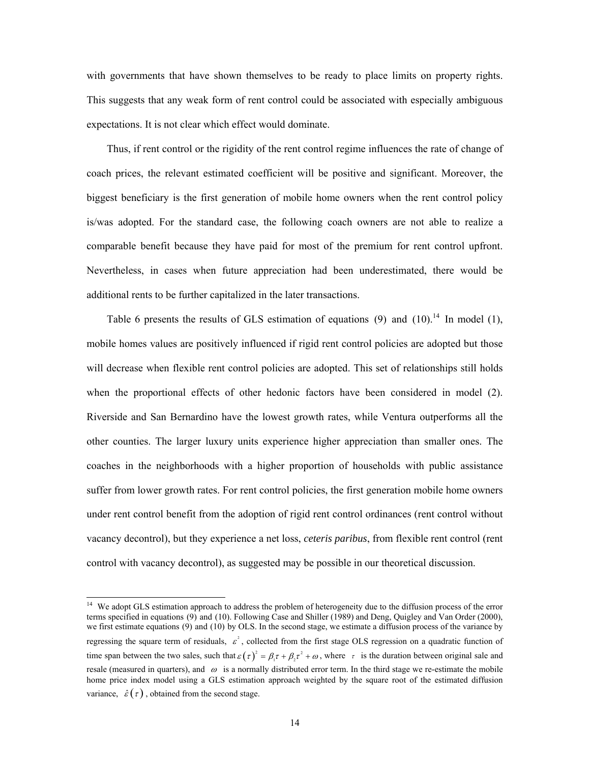with governments that have shown themselves to be ready to place limits on property rights. This suggests that any weak form of rent control could be associated with especially ambiguous expectations. It is not clear which effect would dominate.

Thus, if rent control or the rigidity of the rent control regime influences the rate of change of coach prices, the relevant estimated coefficient will be positive and significant. Moreover, the biggest beneficiary is the first generation of mobile home owners when the rent control policy is/was adopted. For the standard case, the following coach owners are not able to realize a comparable benefit because they have paid for most of the premium for rent control upfront. Nevertheless, in cases when future appreciation had been underestimated, there would be additional rents to be further capitalized in the later transactions.

Table 6 presents the results of GLS estimation of equations (9) and (10).[14] In model (1), mobile homes values are positively influenced if rigid rent control policies are adopted but those will decrease when flexible rent control policies are adopted. This set of relationships still holds when the proportional effects of other hedonic factors have been considered in model (2). Riverside and San Bernardino have the lowest growth rates, while Ventura outperforms all the other counties. The larger luxury units experience higher appreciation than smaller ones. The coaches in the neighborhoods with a higher proportion of households with public assistance suffer from lower growth rates. For rent control policies, the first generation mobile home owners under rent control benefit from the adoption of rigid rent control ordinances (rent control without vacancy decontrol), but they experience a net loss, *ceteris paribus*, from flexible rent control (rent control with vacancy decontrol), as suggested may be possible in our theoretical discussion.

---

[14] We adopt GLS estimation approach to address the problem of heterogeneity due to the diffusion process of the error terms specified in equations (9) and (10). Following Case and Shiller (1989) and Deng, Quigley and Van Order (2000), we first estimate equations (9) and (10) by OLS. In the second stage, we estimate a diffusion process of the variance by regressing the square term of residuals, $\varepsilon^2$, collected from the first stage OLS regression on a quadratic function of time span between the two sales, such that $\varepsilon(\tau)^2 = \beta_1\tau + \beta_2\tau^2 + \omega$, where $\tau$ is the duration between original sale and resale (measured in quarters), and $\omega$ is a normally distributed error term. In the third stage we re-estimate the mobile home price index model using a GLS estimation approach weighted by the square root of the estimated diffusion variance, $\hat{\varepsilon}(\tau)$, obtained from the second stage.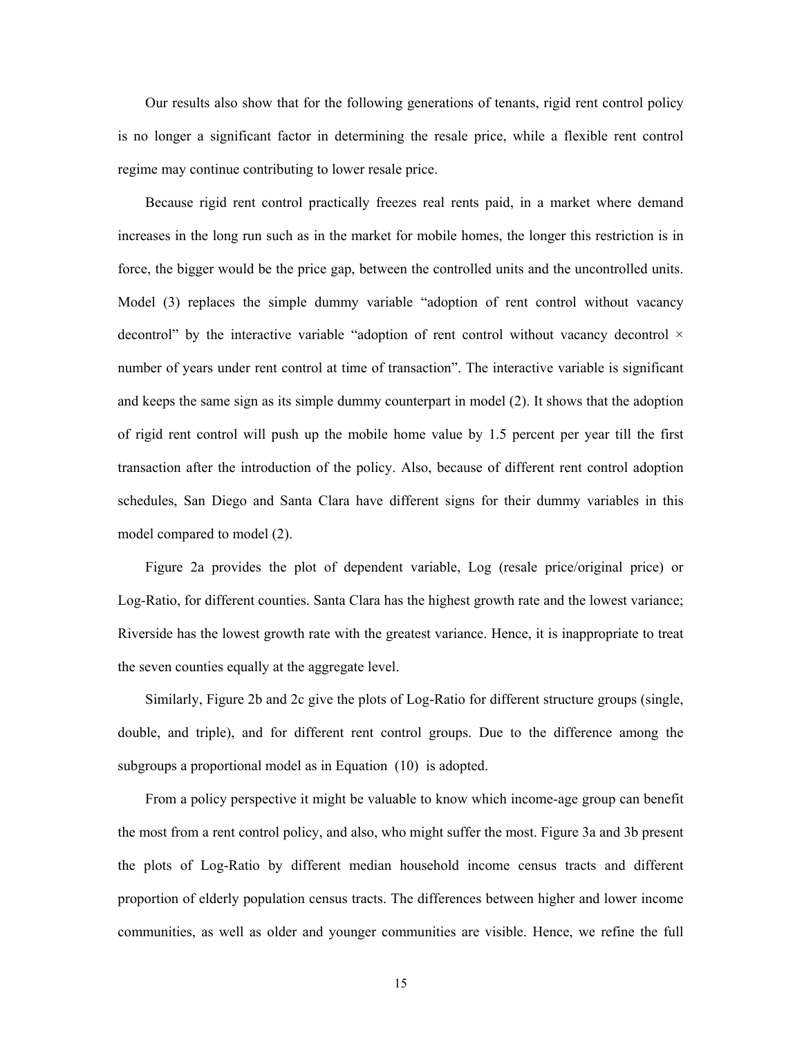Our results also show that for the following generations of tenants, rigid rent control policy is no longer a significant factor in determining the resale price, while a flexible rent control regime may continue contributing to lower resale price.

Because rigid rent control practically freezes real rents paid, in a market where demand increases in the long run such as in the market for mobile homes, the longer this restriction is in force, the bigger would be the price gap, between the controlled units and the uncontrolled units. Model (3) replaces the simple dummy variable "adoption of rent control without vacancy decontrol" by the interactive variable "adoption of rent control without vacancy decontrol × number of years under rent control at time of transaction". The interactive variable is significant and keeps the same sign as its simple dummy counterpart in model (2). It shows that the adoption of rigid rent control will push up the mobile home value by 1.5 percent per year till the first transaction after the introduction of the policy. Also, because of different rent control adoption schedules, San Diego and Santa Clara have different signs for their dummy variables in this model compared to model (2).

Figure 2a provides the plot of dependent variable, Log (resale price/original price) or Log-Ratio, for different counties. Santa Clara has the highest growth rate and the lowest variance; Riverside has the lowest growth rate with the greatest variance. Hence, it is inappropriate to treat the seven counties equally at the aggregate level.

Similarly, Figure 2b and 2c give the plots of Log-Ratio for different structure groups (single, double, and triple), and for different rent control groups. Due to the difference among the subgroups a proportional model as in Equation (10) is adopted.

From a policy perspective it might be valuable to know which income-age group can benefit the most from a rent control policy, and also, who might suffer the most. Figure 3a and 3b present the plots of Log-Ratio by different median household income census tracts and different proportion of elderly population census tracts. The differences between higher and lower income communities, as well as older and younger communities are visible. Hence, we refine the full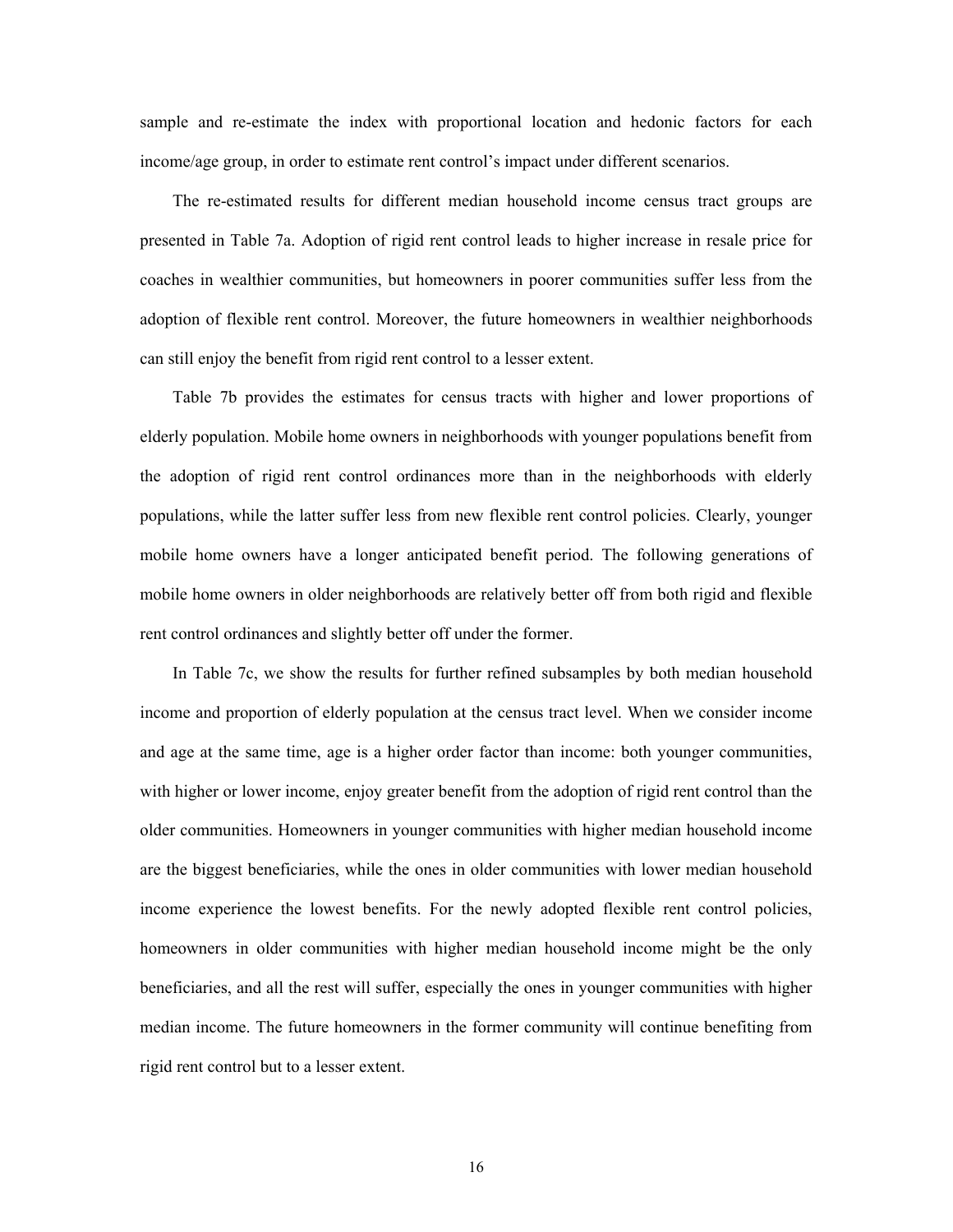sample and re-estimate the index with proportional location and hedonic factors for each income/age group, in order to estimate rent control's impact under different scenarios.

The re-estimated results for different median household income census tract groups are presented in Table 7a. Adoption of rigid rent control leads to higher increase in resale price for coaches in wealthier communities, but homeowners in poorer communities suffer less from the adoption of flexible rent control. Moreover, the future homeowners in wealthier neighborhoods can still enjoy the benefit from rigid rent control to a lesser extent.

Table 7b provides the estimates for census tracts with higher and lower proportions of elderly population. Mobile home owners in neighborhoods with younger populations benefit from the adoption of rigid rent control ordinances more than in the neighborhoods with elderly populations, while the latter suffer less from new flexible rent control policies. Clearly, younger mobile home owners have a longer anticipated benefit period. The following generations of mobile home owners in older neighborhoods are relatively better off from both rigid and flexible rent control ordinances and slightly better off under the former.

In Table 7c, we show the results for further refined subsamples by both median household income and proportion of elderly population at the census tract level. When we consider income and age at the same time, age is a higher order factor than income: both younger communities, with higher or lower income, enjoy greater benefit from the adoption of rigid rent control than the older communities. Homeowners in younger communities with higher median household income are the biggest beneficiaries, while the ones in older communities with lower median household income experience the lowest benefits. For the newly adopted flexible rent control policies, homeowners in older communities with higher median household income might be the only beneficiaries, and all the rest will suffer, especially the ones in younger communities with higher median income. The future homeowners in the former community will continue benefiting from rigid rent control but to a lesser extent.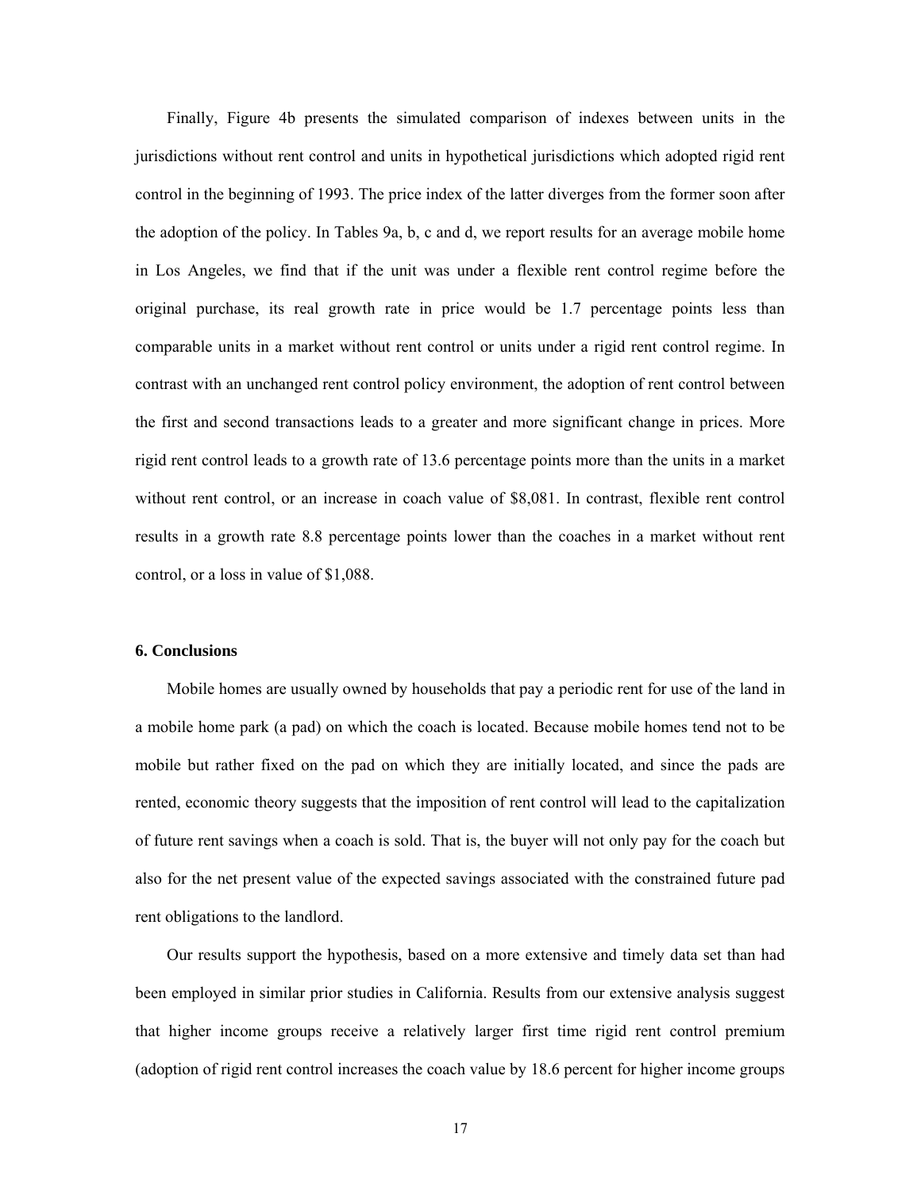Finally, Figure 4b presents the simulated comparison of indexes between units in the jurisdictions without rent control and units in hypothetical jurisdictions which adopted rigid rent control in the beginning of 1993. The price index of the latter diverges from the former soon after the adoption of the policy. In Tables 9a, b, c and d, we report results for an average mobile home in Los Angeles, we find that if the unit was under a flexible rent control regime before the original purchase, its real growth rate in price would be 1.7 percentage points less than comparable units in a market without rent control or units under a rigid rent control regime. In contrast with an unchanged rent control policy environment, the adoption of rent control between the first and second transactions leads to a greater and more significant change in prices. More rigid rent control leads to a growth rate of 13.6 percentage points more than the units in a market without rent control, or an increase in coach value of $8,081. In contrast, flexible rent control results in a growth rate 8.8 percentage points lower than the coaches in a market without rent control, or a loss in value of $1,088.

## 6. Conclusions

Mobile homes are usually owned by households that pay a periodic rent for use of the land in a mobile home park (a pad) on which the coach is located. Because mobile homes tend not to be mobile but rather fixed on the pad on which they are initially located, and since the pads are rented, economic theory suggests that the imposition of rent control will lead to the capitalization of future rent savings when a coach is sold. That is, the buyer will not only pay for the coach but also for the net present value of the expected savings associated with the constrained future pad rent obligations to the landlord.

Our results support the hypothesis, based on a more extensive and timely data set than had been employed in similar prior studies in California. Results from our extensive analysis suggest that higher income groups receive a relatively larger first time rigid rent control premium (adoption of rigid rent control increases the coach value by 18.6 percent for higher income groups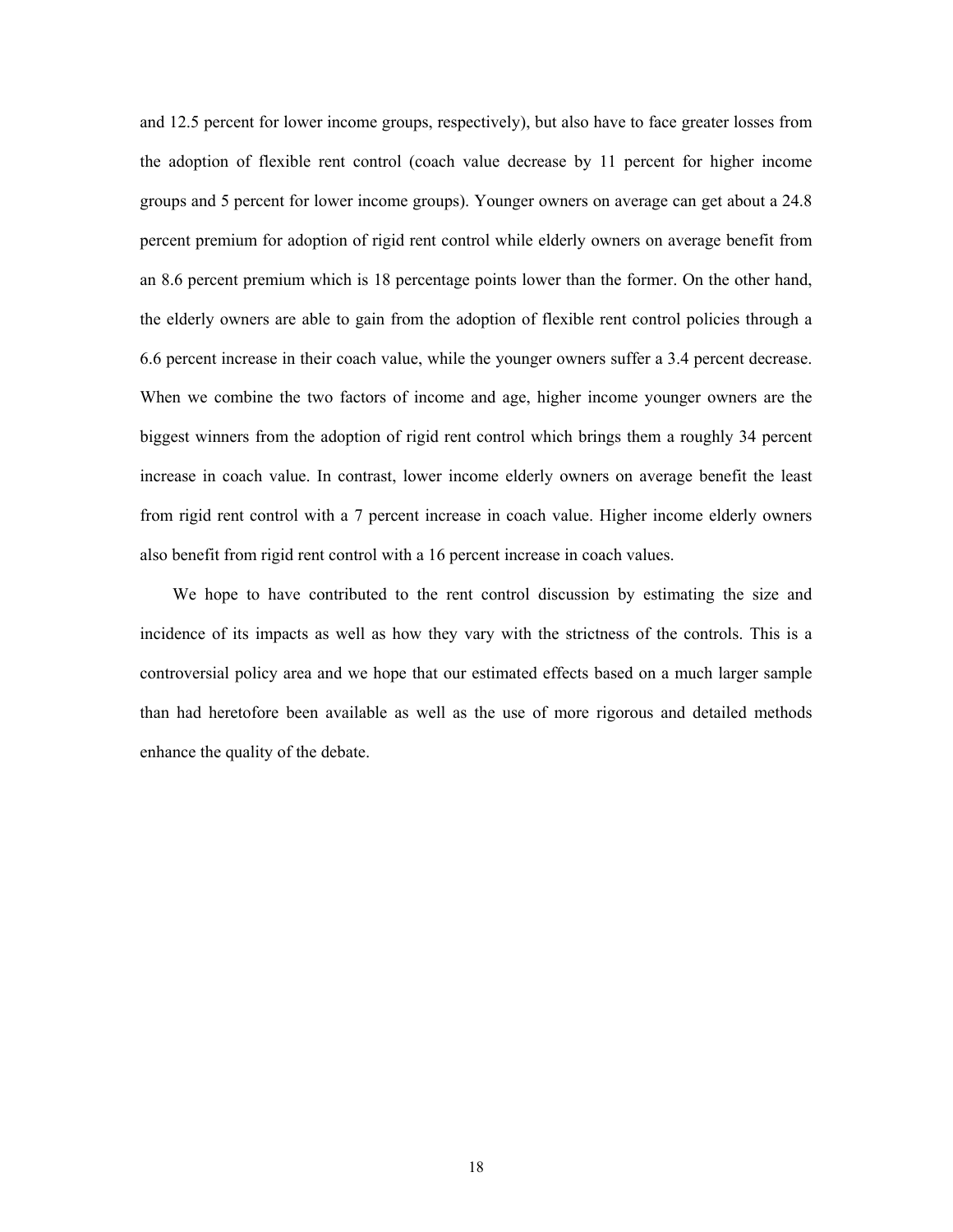and 12.5 percent for lower income groups, respectively), but also have to face greater losses from the adoption of flexible rent control (coach value decrease by 11 percent for higher income groups and 5 percent for lower income groups). Younger owners on average can get about a 24.8 percent premium for adoption of rigid rent control while elderly owners on average benefit from an 8.6 percent premium which is 18 percentage points lower than the former. On the other hand, the elderly owners are able to gain from the adoption of flexible rent control policies through a 6.6 percent increase in their coach value, while the younger owners suffer a 3.4 percent decrease. When we combine the two factors of income and age, higher income younger owners are the biggest winners from the adoption of rigid rent control which brings them a roughly 34 percent increase in coach value. In contrast, lower income elderly owners on average benefit the least from rigid rent control with a 7 percent increase in coach value. Higher income elderly owners also benefit from rigid rent control with a 16 percent increase in coach values.

We hope to have contributed to the rent control discussion by estimating the size and incidence of its impacts as well as how they vary with the strictness of the controls. This is a controversial policy area and we hope that our estimated effects based on a much larger sample than had heretofore been available as well as the use of more rigorous and detailed methods enhance the quality of the debate.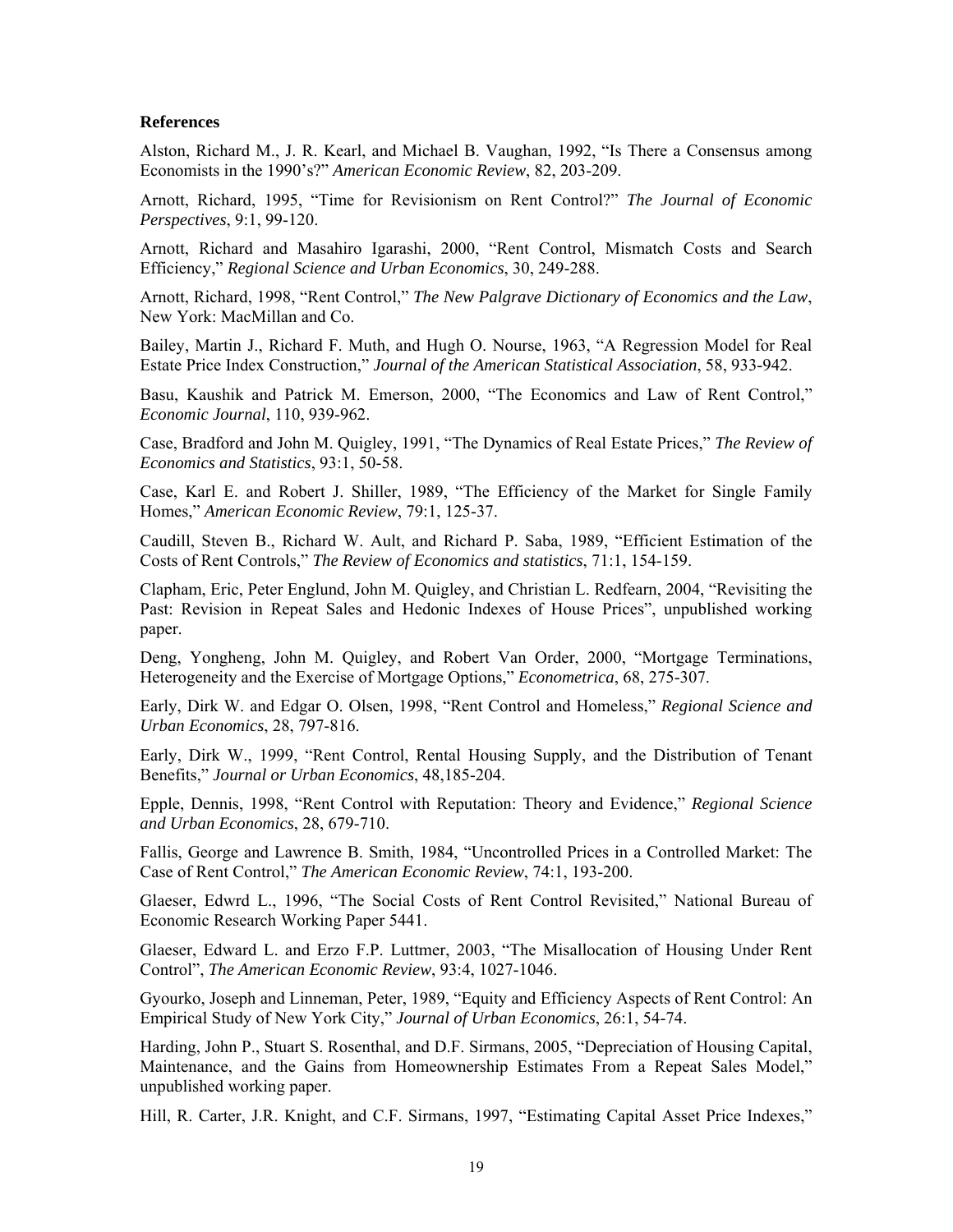**References**

Alston, Richard M., J. R. Kearl, and Michael B. Vaughan, 1992, "Is There a Consensus among Economists in the 1990's?" *American Economic Review*, 82, 203-209.

Arnott, Richard, 1995, "Time for Revisionism on Rent Control?" *The Journal of Economic Perspectives*, 9:1, 99-120.

Arnott, Richard and Masahiro Igarashi, 2000, "Rent Control, Mismatch Costs and Search Efficiency," *Regional Science and Urban Economics*, 30, 249-288.

Arnott, Richard, 1998, "Rent Control," *The New Palgrave Dictionary of Economics and the Law*, New York: MacMillan and Co.

Bailey, Martin J., Richard F. Muth, and Hugh O. Nourse, 1963, "A Regression Model for Real Estate Price Index Construction," *Journal of the American Statistical Association*, 58, 933-942.

Basu, Kaushik and Patrick M. Emerson, 2000, "The Economics and Law of Rent Control," *Economic Journal*, 110, 939-962.

Case, Bradford and John M. Quigley, 1991, "The Dynamics of Real Estate Prices," *The Review of Economics and Statistics*, 93:1, 50-58.

Case, Karl E. and Robert J. Shiller, 1989, "The Efficiency of the Market for Single Family Homes," *American Economic Review*, 79:1, 125-37.

Caudill, Steven B., Richard W. Ault, and Richard P. Saba, 1989, "Efficient Estimation of the Costs of Rent Controls," *The Review of Economics and statistics*, 71:1, 154-159.

Clapham, Eric, Peter Englund, John M. Quigley, and Christian L. Redfearn, 2004, "Revisiting the Past: Revision in Repeat Sales and Hedonic Indexes of House Prices", unpublished working paper.

Deng, Yongheng, John M. Quigley, and Robert Van Order, 2000, "Mortgage Terminations, Heterogeneity and the Exercise of Mortgage Options," *Econometrica*, 68, 275-307.

Early, Dirk W. and Edgar O. Olsen, 1998, "Rent Control and Homeless," *Regional Science and Urban Economics*, 28, 797-816.

Early, Dirk W., 1999, "Rent Control, Rental Housing Supply, and the Distribution of Tenant Benefits," *Journal or Urban Economics*, 48,185-204.

Epple, Dennis, 1998, "Rent Control with Reputation: Theory and Evidence," *Regional Science and Urban Economics*, 28, 679-710.

Fallis, George and Lawrence B. Smith, 1984, "Uncontrolled Prices in a Controlled Market: The Case of Rent Control," *The American Economic Review*, 74:1, 193-200.

Glaeser, Edwrd L., 1996, "The Social Costs of Rent Control Revisited," National Bureau of Economic Research Working Paper 5441.

Glaeser, Edward L. and Erzo F.P. Luttmer, 2003, "The Misallocation of Housing Under Rent Control", *The American Economic Review*, 93:4, 1027-1046.

Gyourko, Joseph and Linneman, Peter, 1989, "Equity and Efficiency Aspects of Rent Control: An Empirical Study of New York City," *Journal of Urban Economics*, 26:1, 54-74.

Harding, John P., Stuart S. Rosenthal, and D.F. Sirmans, 2005, "Depreciation of Housing Capital, Maintenance, and the Gains from Homeownership Estimates From a Repeat Sales Model," unpublished working paper.

Hill, R. Carter, J.R. Knight, and C.F. Sirmans, 1997, "Estimating Capital Asset Price Indexes,"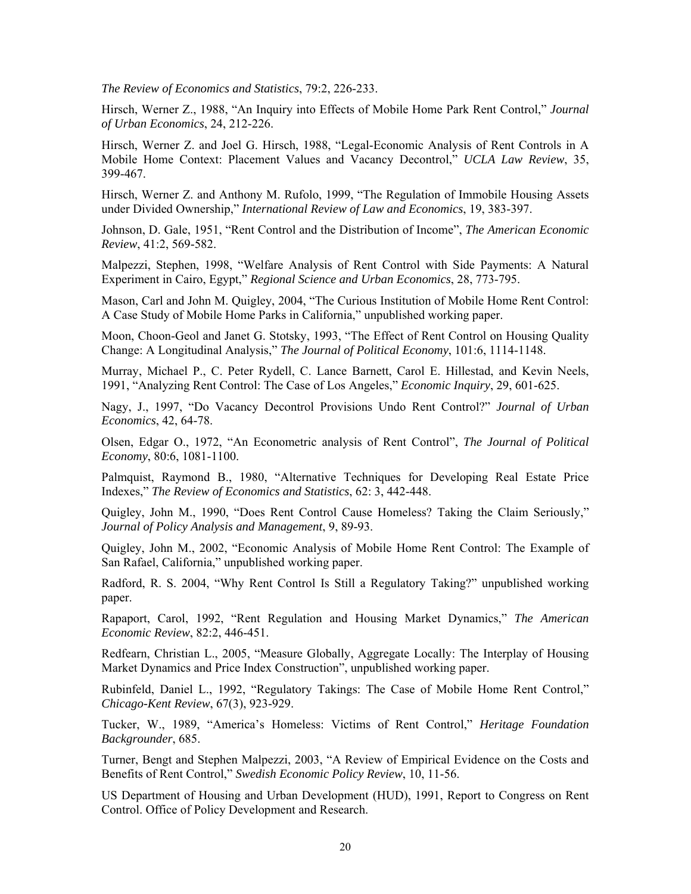*The Review of Economics and Statistics*, 79:2, 226-233.

Hirsch, Werner Z., 1988, "An Inquiry into Effects of Mobile Home Park Rent Control," *Journal of Urban Economics*, 24, 212-226.

Hirsch, Werner Z. and Joel G. Hirsch, 1988, "Legal-Economic Analysis of Rent Controls in A Mobile Home Context: Placement Values and Vacancy Decontrol," *UCLA Law Review*, 35, 399-467.

Hirsch, Werner Z. and Anthony M. Rufolo, 1999, "The Regulation of Immobile Housing Assets under Divided Ownership," *International Review of Law and Economics*, 19, 383-397.

Johnson, D. Gale, 1951, "Rent Control and the Distribution of Income", *The American Economic Review*, 41:2, 569-582.

Malpezzi, Stephen, 1998, "Welfare Analysis of Rent Control with Side Payments: A Natural Experiment in Cairo, Egypt," *Regional Science and Urban Economics*, 28, 773-795.

Mason, Carl and John M. Quigley, 2004, "The Curious Institution of Mobile Home Rent Control: A Case Study of Mobile Home Parks in California," unpublished working paper.

Moon, Choon-Geol and Janet G. Stotsky, 1993, "The Effect of Rent Control on Housing Quality Change: A Longitudinal Analysis," *The Journal of Political Economy*, 101:6, 1114-1148.

Murray, Michael P., C. Peter Rydell, C. Lance Barnett, Carol E. Hillestad, and Kevin Neels, 1991, "Analyzing Rent Control: The Case of Los Angeles," *Economic Inquiry*, 29, 601-625.

Nagy, J., 1997, "Do Vacancy Decontrol Provisions Undo Rent Control?" *Journal of Urban Economics*, 42, 64-78.

Olsen, Edgar O., 1972, "An Econometric analysis of Rent Control", *The Journal of Political Economy*, 80:6, 1081-1100.

Palmquist, Raymond B., 1980, "Alternative Techniques for Developing Real Estate Price Indexes," *The Review of Economics and Statistics*, 62: 3, 442-448.

Quigley, John M., 1990, "Does Rent Control Cause Homeless? Taking the Claim Seriously," *Journal of Policy Analysis and Management*, 9, 89-93.

Quigley, John M., 2002, "Economic Analysis of Mobile Home Rent Control: The Example of San Rafael, California," unpublished working paper.

Radford, R. S. 2004, "Why Rent Control Is Still a Regulatory Taking?" unpublished working paper.

Rapaport, Carol, 1992, "Rent Regulation and Housing Market Dynamics," *The American Economic Review*, 82:2, 446-451.

Redfearn, Christian L., 2005, "Measure Globally, Aggregate Locally: The Interplay of Housing Market Dynamics and Price Index Construction", unpublished working paper.

Rubinfeld, Daniel L., 1992, "Regulatory Takings: The Case of Mobile Home Rent Control," *Chicago-Kent Review*, 67(3), 923-929.

Tucker, W., 1989, "America's Homeless: Victims of Rent Control," *Heritage Foundation Backgrounder*, 685.

Turner, Bengt and Stephen Malpezzi, 2003, "A Review of Empirical Evidence on the Costs and Benefits of Rent Control," *Swedish Economic Policy Review*, 10, 11-56.

US Department of Housing and Urban Development (HUD), 1991, Report to Congress on Rent Control. Office of Policy Development and Research.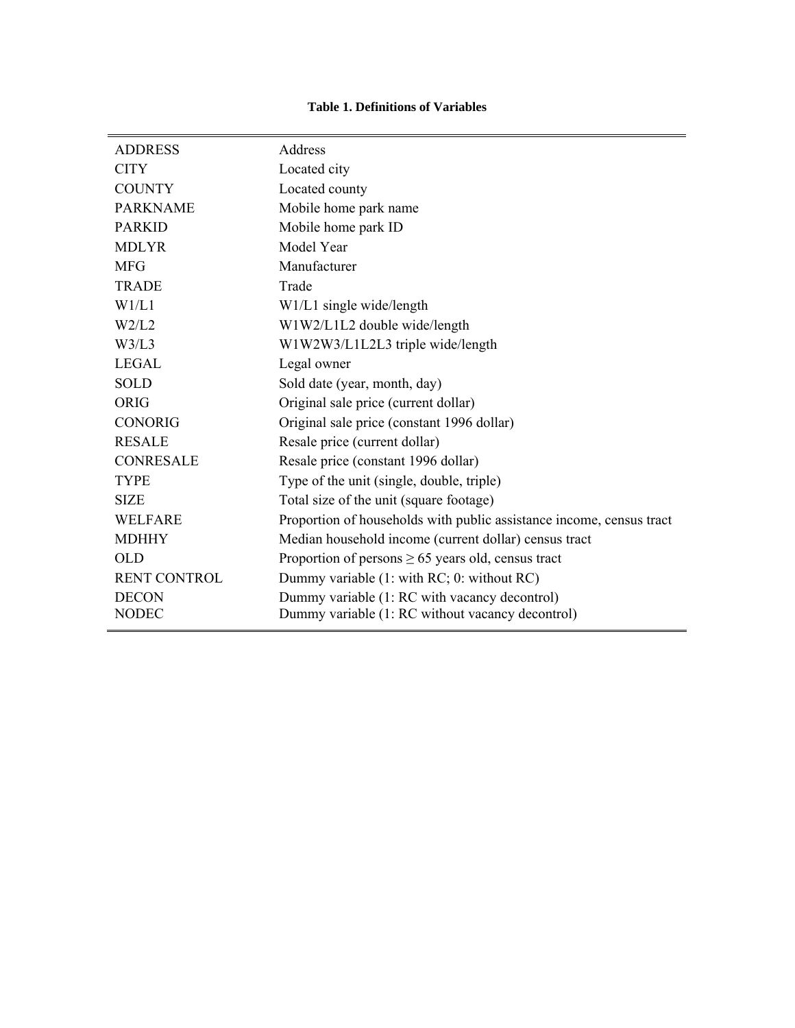**Table 1. Definitions of Variables**

| | |
|---|---|
| ADDRESS | Address |
| CITY | Located city |
| COUNTY | Located county |
| PARKNAME | Mobile home park name |
| PARKID | Mobile home park ID |
| MDLYR | Model Year |
| MFG | Manufacturer |
| TRADE | Trade |
| W1/L1 | W1/L1 single wide/length |
| W2/L2 | W1W2/L1L2 double wide/length |
| W3/L3 | W1W2W3/L1L2L3 triple wide/length |
| LEGAL | Legal owner |
| SOLD | Sold date (year, month, day) |
| ORIG | Original sale price (current dollar) |
| CONORIG | Original sale price (constant 1996 dollar) |
| RESALE | Resale price (current dollar) |
| CONRESALE | Resale price (constant 1996 dollar) |
| TYPE | Type of the unit (single, double, triple) |
| SIZE | Total size of the unit (square footage) |
| WELFARE | Proportion of households with public assistance income, census tract |
| MDHHY | Median household income (current dollar) census tract |
| OLD | Proportion of persons $\geq$ 65 years old, census tract |
| RENT CONTROL | Dummy variable (1: with RC; 0: without RC) |
| DECON | Dummy variable (1: RC with vacancy decontrol) |
| NODEC | Dummy variable (1: RC without vacancy decontrol) |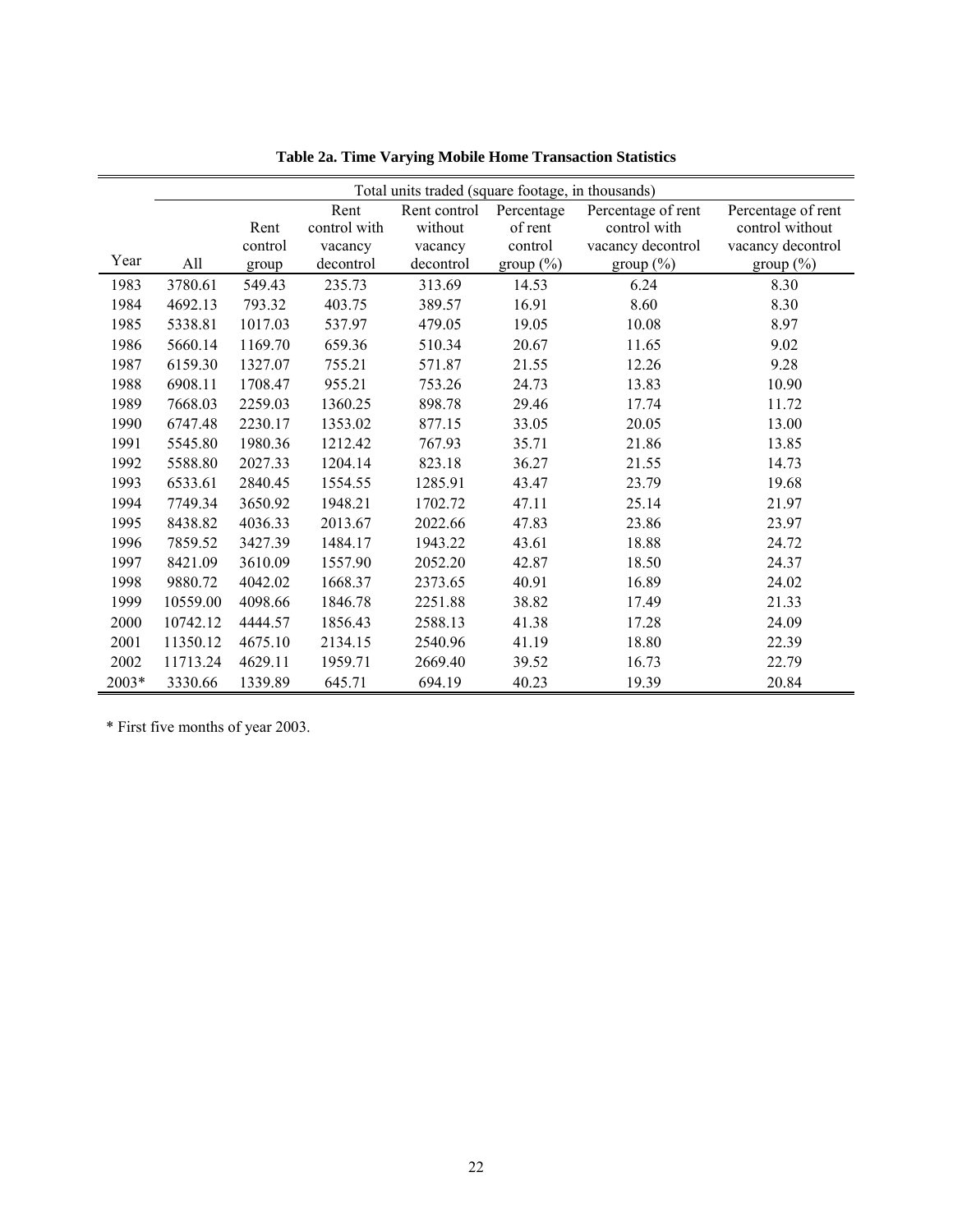**Table 2a. Time Varying Mobile Home Transaction Statistics**

| | Total units traded (square footage, in thousands) | | | | | | |
|---|---|---|---|---|---|---|---|
| Year | All | Rent control group | Rent control with vacancy decontrol | Rent control without vacancy decontrol | Percentage of rent control group (%) | Percentage of rent control with vacancy decontrol group (%) | Percentage of rent control without vacancy decontrol group (%) |
| 1983 | 3780.61 | 549.43 | 235.73 | 313.69 | 14.53 | 6.24 | 8.30 |
| 1984 | 4692.13 | 793.32 | 403.75 | 389.57 | 16.91 | 8.60 | 8.30 |
| 1985 | 5338.81 | 1017.03 | 537.97 | 479.05 | 19.05 | 10.08 | 8.97 |
| 1986 | 5660.14 | 1169.70 | 659.36 | 510.34 | 20.67 | 11.65 | 9.02 |
| 1987 | 6159.30 | 1327.07 | 755.21 | 571.87 | 21.55 | 12.26 | 9.28 |
| 1988 | 6908.11 | 1708.47 | 955.21 | 753.26 | 24.73 | 13.83 | 10.90 |
| 1989 | 7668.03 | 2259.03 | 1360.25 | 898.78 | 29.46 | 17.74 | 11.72 |
| 1990 | 6747.48 | 2230.17 | 1353.02 | 877.15 | 33.05 | 20.05 | 13.00 |
| 1991 | 5545.80 | 1980.36 | 1212.42 | 767.93 | 35.71 | 21.86 | 13.85 |
| 1992 | 5588.80 | 2027.33 | 1204.14 | 823.18 | 36.27 | 21.55 | 14.73 |
| 1993 | 6533.61 | 2840.45 | 1554.55 | 1285.91 | 43.47 | 23.79 | 19.68 |
| 1994 | 7749.34 | 3650.92 | 1948.21 | 1702.72 | 47.11 | 25.14 | 21.97 |
| 1995 | 8438.82 | 4036.33 | 2013.67 | 2022.66 | 47.83 | 23.86 | 23.97 |
| 1996 | 7859.52 | 3427.39 | 1484.17 | 1943.22 | 43.61 | 18.88 | 24.72 |
| 1997 | 8421.09 | 3610.09 | 1557.90 | 2052.20 | 42.87 | 18.50 | 24.37 |
| 1998 | 9880.72 | 4042.02 | 1668.37 | 2373.65 | 40.91 | 16.89 | 24.02 |
| 1999 | 10559.00 | 4098.66 | 1846.78 | 2251.88 | 38.82 | 17.49 | 21.33 |
| 2000 | 10742.12 | 4444.57 | 1856.43 | 2588.13 | 41.38 | 17.28 | 24.09 |
| 2001 | 11350.12 | 4675.10 | 2134.15 | 2540.96 | 41.19 | 18.80 | 22.39 |
| 2002 | 11713.24 | 4629.11 | 1959.71 | 2669.40 | 39.52 | 16.73 | 22.79 |
| 2003* | 3330.66 | 1339.89 | 645.71 | 694.19 | 40.23 | 19.39 | 20.84 |

* First five months of year 2003.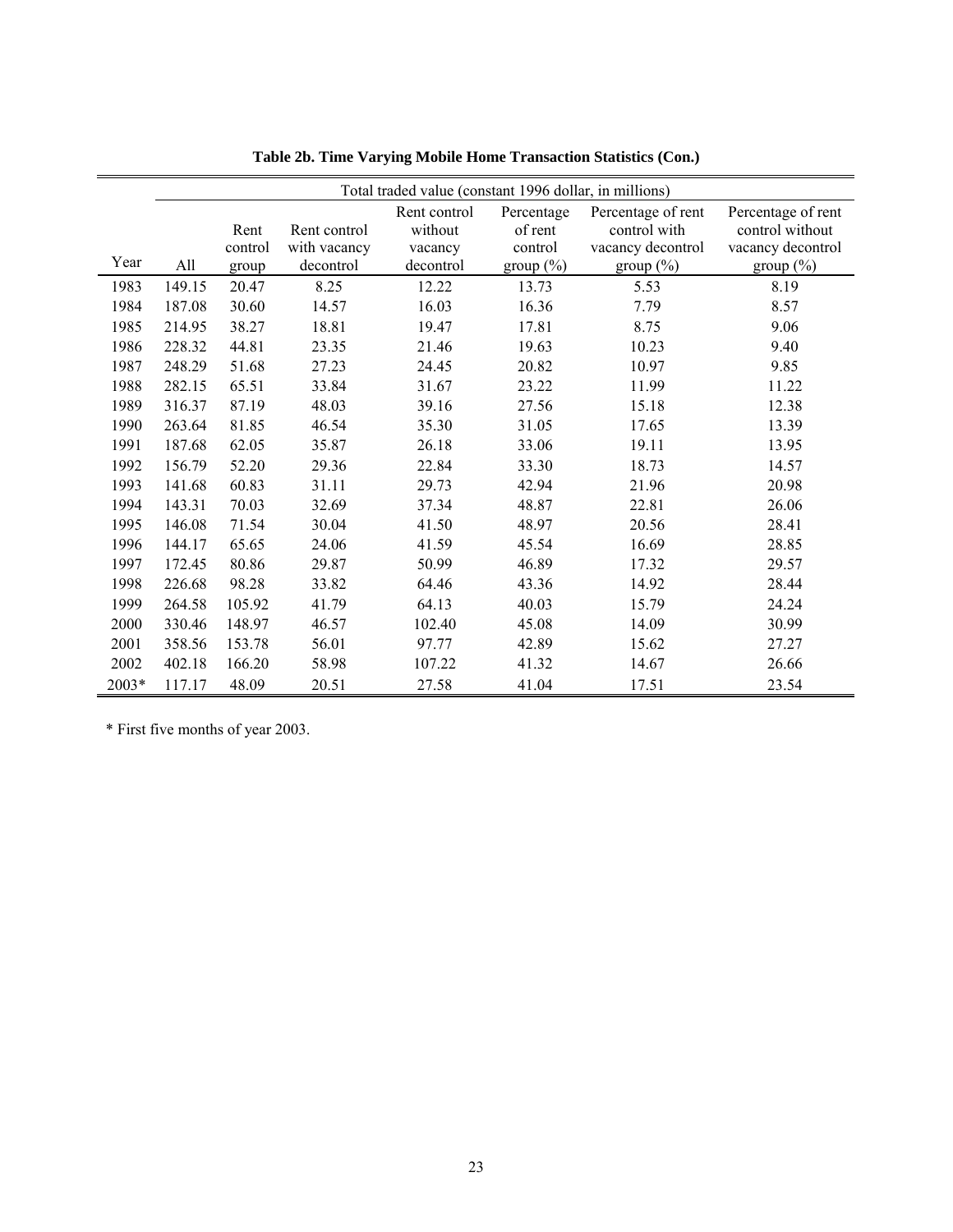**Table 2b. Time Varying Mobile Home Transaction Statistics (Con.)**

| | Total traded value (constant 1996 dollar, in millions) | | | | | | |
|---|---|---|---|---|---|---|---|
| Year | All | Rent control group | Rent control with vacancy decontrol | Rent control without vacancy decontrol | Percentage of rent control group (%) | Percentage of rent control with vacancy decontrol group (%) | Percentage of rent control without vacancy decontrol group (%) |
| 1983 | 149.15 | 20.47 | 8.25 | 12.22 | 13.73 | 5.53 | 8.19 |
| 1984 | 187.08 | 30.60 | 14.57 | 16.03 | 16.36 | 7.79 | 8.57 |
| 1985 | 214.95 | 38.27 | 18.81 | 19.47 | 17.81 | 8.75 | 9.06 |
| 1986 | 228.32 | 44.81 | 23.35 | 21.46 | 19.63 | 10.23 | 9.40 |
| 1987 | 248.29 | 51.68 | 27.23 | 24.45 | 20.82 | 10.97 | 9.85 |
| 1988 | 282.15 | 65.51 | 33.84 | 31.67 | 23.22 | 11.99 | 11.22 |
| 1989 | 316.37 | 87.19 | 48.03 | 39.16 | 27.56 | 15.18 | 12.38 |
| 1990 | 263.64 | 81.85 | 46.54 | 35.30 | 31.05 | 17.65 | 13.39 |
| 1991 | 187.68 | 62.05 | 35.87 | 26.18 | 33.06 | 19.11 | 13.95 |
| 1992 | 156.79 | 52.20 | 29.36 | 22.84 | 33.30 | 18.73 | 14.57 |
| 1993 | 141.68 | 60.83 | 31.11 | 29.73 | 42.94 | 21.96 | 20.98 |
| 1994 | 143.31 | 70.03 | 32.69 | 37.34 | 48.87 | 22.81 | 26.06 |
| 1995 | 146.08 | 71.54 | 30.04 | 41.50 | 48.97 | 20.56 | 28.41 |
| 1996 | 144.17 | 65.65 | 24.06 | 41.59 | 45.54 | 16.69 | 28.85 |
| 1997 | 172.45 | 80.86 | 29.87 | 50.99 | 46.89 | 17.32 | 29.57 |
| 1998 | 226.68 | 98.28 | 33.82 | 64.46 | 43.36 | 14.92 | 28.44 |
| 1999 | 264.58 | 105.92 | 41.79 | 64.13 | 40.03 | 15.79 | 24.24 |
| 2000 | 330.46 | 148.97 | 46.57 | 102.40 | 45.08 | 14.09 | 30.99 |
| 2001 | 358.56 | 153.78 | 56.01 | 97.77 | 42.89 | 15.62 | 27.27 |
| 2002 | 402.18 | 166.20 | 58.98 | 107.22 | 41.32 | 14.67 | 26.66 |
| 2003* | 117.17 | 48.09 | 20.51 | 27.58 | 41.04 | 17.51 | 23.54 |

* First five months of year 2003.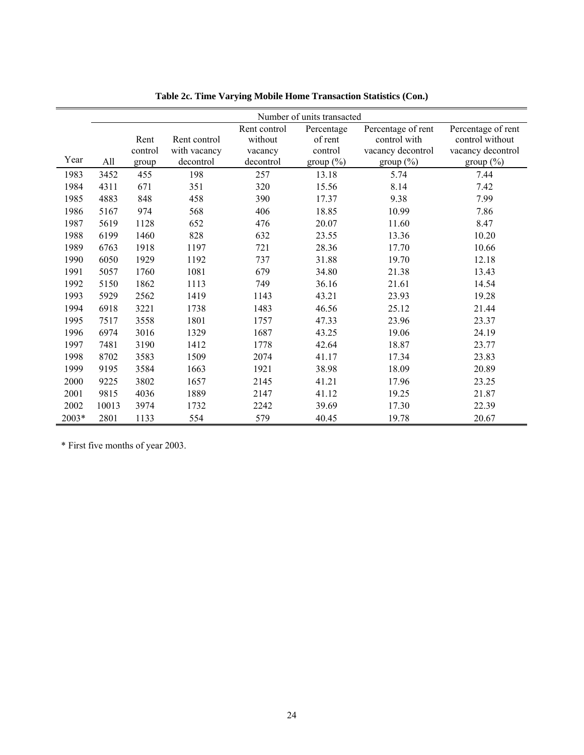**Table 2c. Time Varying Mobile Home Transaction Statistics (Con.)**

| | Number of units transacted | | | | | | |
|---|---|---|---|---|---|---|---|
| Year | All | Rent control group | Rent control with vacancy decontrol | Rent control without vacancy decontrol | Percentage of rent control group (%) | Percentage of rent control with vacancy decontrol group (%) | Percentage of rent control without vacancy decontrol group (%) |
| 1983 | 3452 | 455 | 198 | 257 | 13.18 | 5.74 | 7.44 |
| 1984 | 4311 | 671 | 351 | 320 | 15.56 | 8.14 | 7.42 |
| 1985 | 4883 | 848 | 458 | 390 | 17.37 | 9.38 | 7.99 |
| 1986 | 5167 | 974 | 568 | 406 | 18.85 | 10.99 | 7.86 |
| 1987 | 5619 | 1128 | 652 | 476 | 20.07 | 11.60 | 8.47 |
| 1988 | 6199 | 1460 | 828 | 632 | 23.55 | 13.36 | 10.20 |
| 1989 | 6763 | 1918 | 1197 | 721 | 28.36 | 17.70 | 10.66 |
| 1990 | 6050 | 1929 | 1192 | 737 | 31.88 | 19.70 | 12.18 |
| 1991 | 5057 | 1760 | 1081 | 679 | 34.80 | 21.38 | 13.43 |
| 1992 | 5150 | 1862 | 1113 | 749 | 36.16 | 21.61 | 14.54 |
| 1993 | 5929 | 2562 | 1419 | 1143 | 43.21 | 23.93 | 19.28 |
| 1994 | 6918 | 3221 | 1738 | 1483 | 46.56 | 25.12 | 21.44 |
| 1995 | 7517 | 3558 | 1801 | 1757 | 47.33 | 23.96 | 23.37 |
| 1996 | 6974 | 3016 | 1329 | 1687 | 43.25 | 19.06 | 24.19 |
| 1997 | 7481 | 3190 | 1412 | 1778 | 42.64 | 18.87 | 23.77 |
| 1998 | 8702 | 3583 | 1509 | 2074 | 41.17 | 17.34 | 23.83 |
| 1999 | 9195 | 3584 | 1663 | 1921 | 38.98 | 18.09 | 20.89 |
| 2000 | 9225 | 3802 | 1657 | 2145 | 41.21 | 17.96 | 23.25 |
| 2001 | 9815 | 4036 | 1889 | 2147 | 41.12 | 19.25 | 21.87 |
| 2002 | 10013 | 3974 | 1732 | 2242 | 39.69 | 17.30 | 22.39 |
| 2003* | 2801 | 1133 | 554 | 579 | 40.45 | 19.78 | 20.67 |

* First five months of year 2003.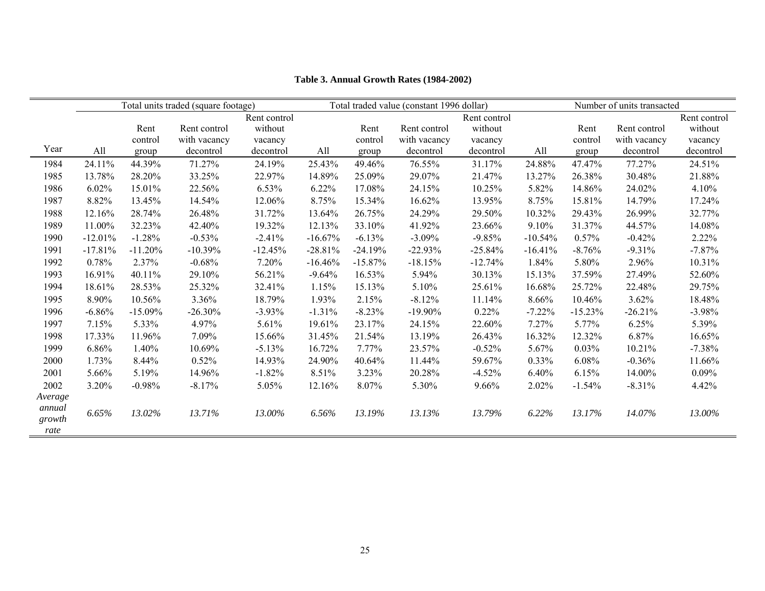**Table 3. Annual Growth Rates (1984-2002)**

| Year | Total units traded (square footage) | | | | Total traded value (constant 1996 dollar) | | | | Number of units transacted | | | |
|---|---|---|---|---|---|---|---|---|---|---|---|---|
| | All | Rent control group | Rent control with vacancy decontrol | Rent control without vacancy decontrol | All | Rent control group | Rent control with vacancy decontrol | Rent control without vacancy decontrol | All | Rent control group | Rent control with vacancy decontrol | Rent control without vacancy decontrol |
| 1984 | 24.11% | 44.39% | 71.27% | 24.19% | 25.43% | 49.46% | 76.55% | 31.17% | 24.88% | 47.47% | 77.27% | 24.51% |
| 1985 | 13.78% | 28.20% | 33.25% | 22.97% | 14.89% | 25.09% | 29.07% | 21.47% | 13.27% | 26.38% | 30.48% | 21.88% |
| 1986 | 6.02% | 15.01% | 22.56% | 6.53% | 6.22% | 17.08% | 24.15% | 10.25% | 5.82% | 14.86% | 24.02% | 4.10% |
| 1987 | 8.82% | 13.45% | 14.54% | 12.06% | 8.75% | 15.34% | 16.62% | 13.95% | 8.75% | 15.81% | 14.79% | 17.24% |
| 1988 | 12.16% | 28.74% | 26.48% | 31.72% | 13.64% | 26.75% | 24.29% | 29.50% | 10.32% | 29.43% | 26.99% | 32.77% |
| 1989 | 11.00% | 32.23% | 42.40% | 19.32% | 12.13% | 33.10% | 41.92% | 23.66% | 9.10% | 31.37% | 44.57% | 14.08% |
| 1990 | -12.01% | -1.28% | -0.53% | -2.41% | -16.67% | -6.13% | -3.09% | -9.85% | -10.54% | 0.57% | -0.42% | 2.22% |
| 1991 | -17.81% | -11.20% | -10.39% | -12.45% | -28.81% | -24.19% | -22.93% | -25.84% | -16.41% | -8.76% | -9.31% | -7.87% |
| 1992 | 0.78% | 2.37% | -0.68% | 7.20% | -16.46% | -15.87% | -18.15% | -12.74% | 1.84% | 5.80% | 2.96% | 10.31% |
| 1993 | 16.91% | 40.11% | 29.10% | 56.21% | -9.64% | 16.53% | 5.94% | 30.13% | 15.13% | 37.59% | 27.49% | 52.60% |
| 1994 | 18.61% | 28.53% | 25.32% | 32.41% | 1.15% | 15.13% | 5.10% | 25.61% | 16.68% | 25.72% | 22.48% | 29.75% |
| 1995 | 8.90% | 10.56% | 3.36% | 18.79% | 1.93% | 2.15% | -8.12% | 11.14% | 8.66% | 10.46% | 3.62% | 18.48% |
| 1996 | -6.86% | -15.09% | -26.30% | -3.93% | -1.31% | -8.23% | -19.90% | 0.22% | -7.22% | -15.23% | -26.21% | -3.98% |
| 1997 | 7.15% | 5.33% | 4.97% | 5.61% | 19.61% | 23.17% | 24.15% | 22.60% | 7.27% | 5.77% | 6.25% | 5.39% |
| 1998 | 17.33% | 11.96% | 7.09% | 15.66% | 31.45% | 21.54% | 13.19% | 26.43% | 16.32% | 12.32% | 6.87% | 16.65% |
| 1999 | 6.86% | 1.40% | 10.69% | -5.13% | 16.72% | 7.77% | 23.57% | -0.52% | 5.67% | 0.03% | 10.21% | -7.38% |
| 2000 | 1.73% | 8.44% | 0.52% | 14.93% | 24.90% | 40.64% | 11.44% | 59.67% | 0.33% | 6.08% | -0.36% | 11.66% |
| 2001 | 5.66% | 5.19% | 14.96% | -1.82% | 8.51% | 3.23% | 20.28% | -4.52% | 6.40% | 6.15% | 14.00% | 0.09% |
| 2002 | 3.20% | -0.98% | -8.17% | 5.05% | 12.16% | 8.07% | 5.30% | 9.66% | 2.02% | -1.54% | -8.31% | 4.42% |
| *Average annual growth rate* | *6.65%* | *13.02%* | *13.71%* | *13.00%* | *6.56%* | *13.19%* | *13.13%* | *13.79%* | *6.22%* | *13.17%* | *14.07%* | *13.00%* |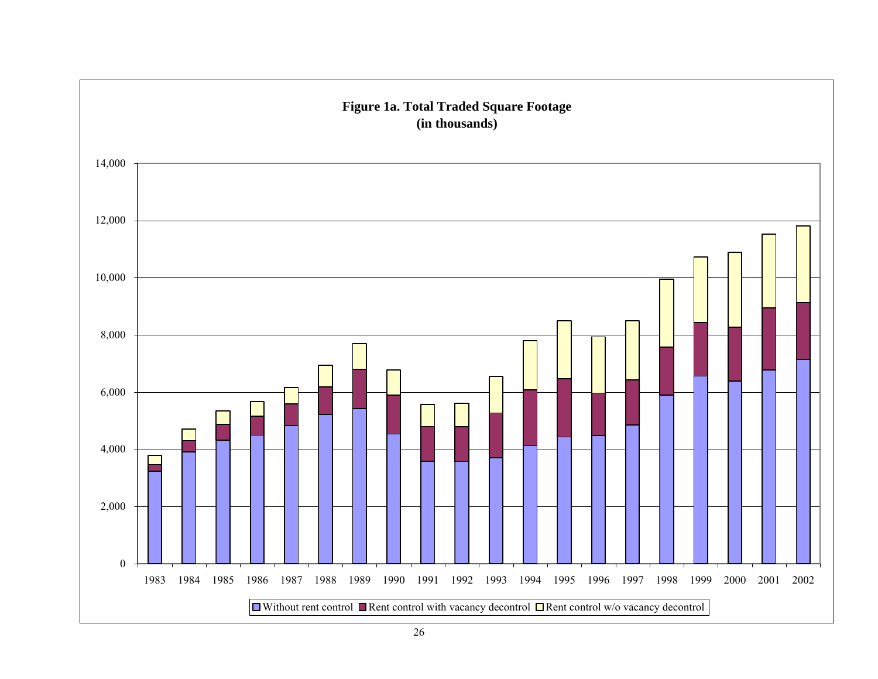**Figure 1a. Total Traded Square Footage (in thousands)**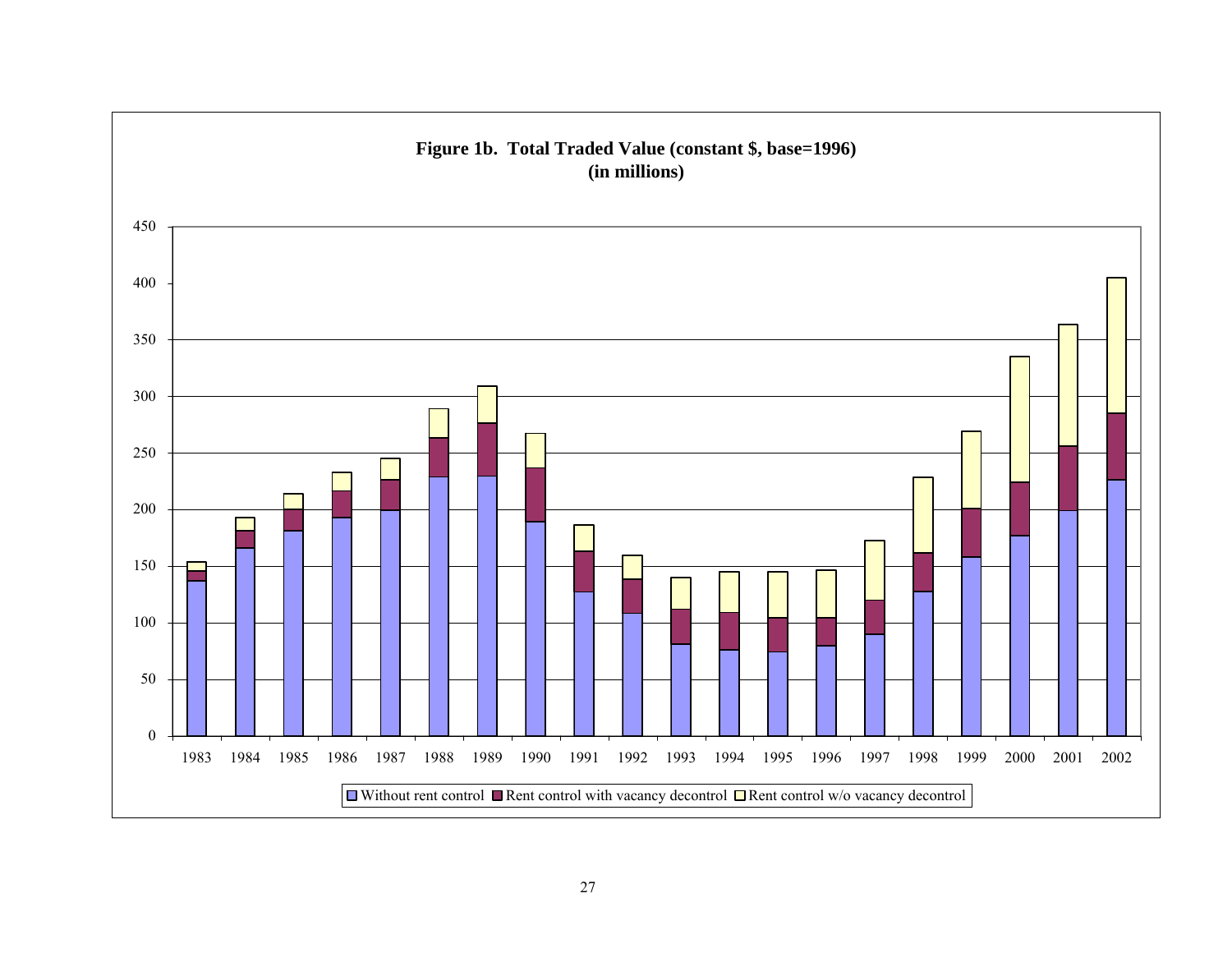**Figure 1b. Total Traded Value (constant $, base=1996)**
**(in millions)**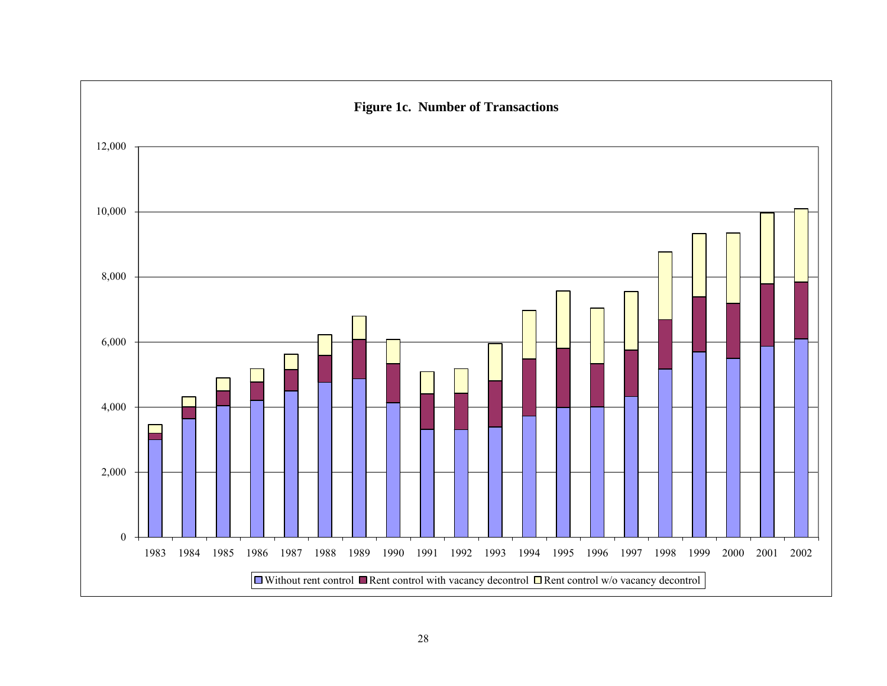**Figure 1c. Number of Transactions**

12,000
10,000
8,000
6,000
4,000
2,000
0

1983 1984 1985 1986 1987 1988 1989 1990 1991 1992 1993 1994 1995 1996 1997 1998 1999 2000 2001 2002

Without rent control | Rent control with vacancy decontrol | Rent control w/o vacancy decontrol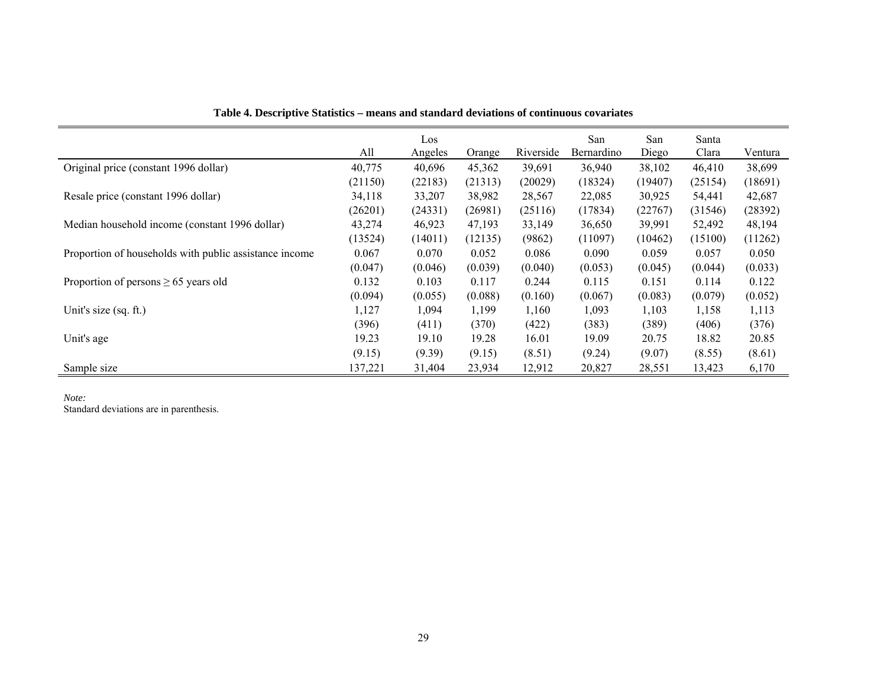**Table 4. Descriptive Statistics – means and standard deviations of continuous covariates**

| | All | Los Angeles | Orange | Riverside | San Bernardino | San Diego | Santa Clara | Ventura |
|---|---|---|---|---|---|---|---|---|
| Original price (constant 1996 dollar) | 40,775 | 40,696 | 45,362 | 39,691 | 36,940 | 38,102 | 46,410 | 38,699 |
| | (21150) | (22183) | (21313) | (20029) | (18324) | (19407) | (25154) | (18691) |
| Resale price (constant 1996 dollar) | 34,118 | 33,207 | 38,982 | 28,567 | 22,085 | 30,925 | 54,441 | 42,687 |
| | (26201) | (24331) | (26981) | (25116) | (17834) | (22767) | (31546) | (28392) |
| Median household income (constant 1996 dollar) | 43,274 | 46,923 | 47,193 | 33,149 | 36,650 | 39,991 | 52,492 | 48,194 |
| | (13524) | (14011) | (12135) | (9862) | (11097) | (10462) | (15100) | (11262) |
| Proportion of households with public assistance income | 0.067 | 0.070 | 0.052 | 0.086 | 0.090 | 0.059 | 0.057 | 0.050 |
| | (0.047) | (0.046) | (0.039) | (0.040) | (0.053) | (0.045) | (0.044) | (0.033) |
| Proportion of persons $\geq$ 65 years old | 0.132 | 0.103 | 0.117 | 0.244 | 0.115 | 0.151 | 0.114 | 0.122 |
| | (0.094) | (0.055) | (0.088) | (0.160) | (0.067) | (0.083) | (0.079) | (0.052) |
| Unit's size (sq. ft.) | 1,127 | 1,094 | 1,199 | 1,160 | 1,093 | 1,103 | 1,158 | 1,113 |
| | (396) | (411) | (370) | (422) | (383) | (389) | (406) | (376) |
| Unit's age | 19.23 | 19.10 | 19.28 | 16.01 | 19.09 | 20.75 | 18.82 | 20.85 |
| | (9.15) | (9.39) | (9.15) | (8.51) | (9.24) | (9.07) | (8.55) | (8.61) |
| Sample size | 137,221 | 31,404 | 23,934 | 12,912 | 20,827 | 28,551 | 13,423 | 6,170 |

*Note:*
Standard deviations are in parenthesis.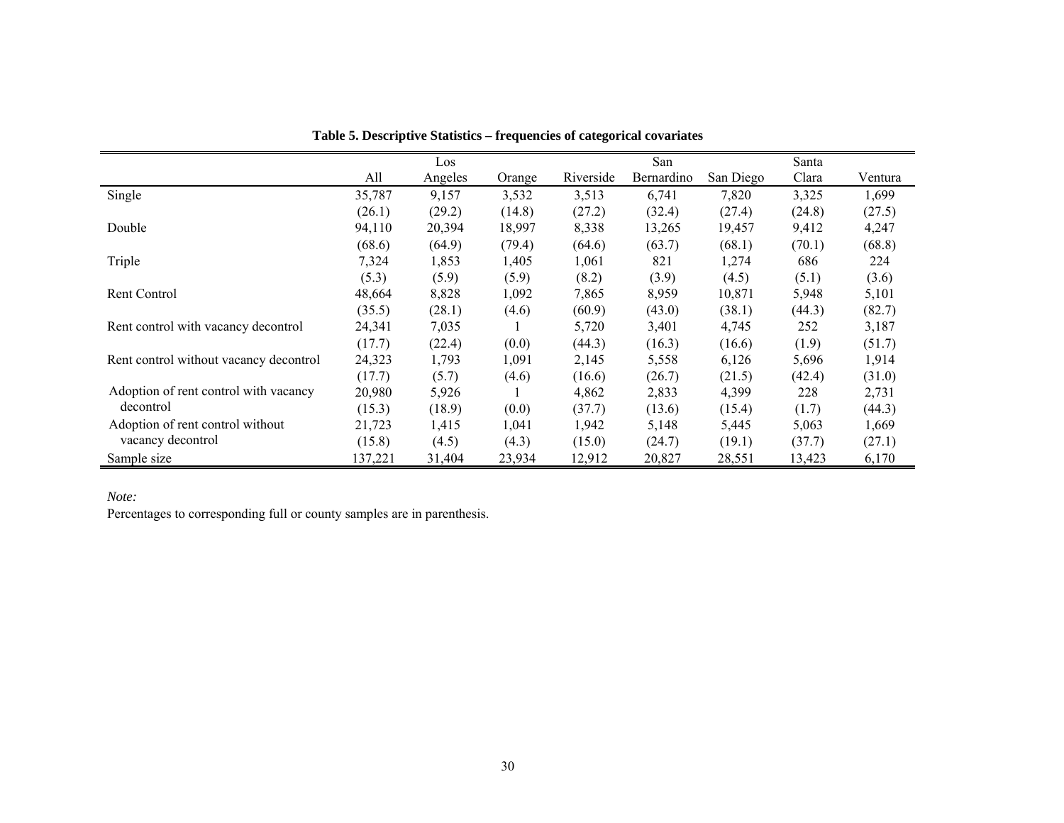**Table 5. Descriptive Statistics – frequencies of categorical covariates**

| | All | Los Angeles | Orange | Riverside | San Bernardino | San Diego | Santa Clara | Ventura |
|---|---|---|---|---|---|---|---|---|
| Single | 35,787 | 9,157 | 3,532 | 3,513 | 6,741 | 7,820 | 3,325 | 1,699 |
| | (26.1) | (29.2) | (14.8) | (27.2) | (32.4) | (27.4) | (24.8) | (27.5) |
| Double | 94,110 | 20,394 | 18,997 | 8,338 | 13,265 | 19,457 | 9,412 | 4,247 |
| | (68.6) | (64.9) | (79.4) | (64.6) | (63.7) | (68.1) | (70.1) | (68.8) |
| Triple | 7,324 | 1,853 | 1,405 | 1,061 | 821 | 1,274 | 686 | 224 |
| | (5.3) | (5.9) | (5.9) | (8.2) | (3.9) | (4.5) | (5.1) | (3.6) |
| Rent Control | 48,664 | 8,828 | 1,092 | 7,865 | 8,959 | 10,871 | 5,948 | 5,101 |
| | (35.5) | (28.1) | (4.6) | (60.9) | (43.0) | (38.1) | (44.3) | (82.7) |
| Rent control with vacancy decontrol | 24,341 | 7,035 | 1 | 5,720 | 3,401 | 4,745 | 252 | 3,187 |
| | (17.7) | (22.4) | (0.0) | (44.3) | (16.3) | (16.6) | (1.9) | (51.7) |
| Rent control without vacancy decontrol | 24,323 | 1,793 | 1,091 | 2,145 | 5,558 | 6,126 | 5,696 | 1,914 |
| | (17.7) | (5.7) | (4.6) | (16.6) | (26.7) | (21.5) | (42.4) | (31.0) |
| Adoption of rent control with vacancy decontrol | 20,980 | 5,926 | 1 | 4,862 | 2,833 | 4,399 | 228 | 2,731 |
| | (15.3) | (18.9) | (0.0) | (37.7) | (13.6) | (15.4) | (1.7) | (44.3) |
| Adoption of rent control without vacancy decontrol | 21,723 | 1,415 | 1,041 | 1,942 | 5,148 | 5,445 | 5,063 | 1,669 |
| | (15.8) | (4.5) | (4.3) | (15.0) | (24.7) | (19.1) | (37.7) | (27.1) |
| Sample size | 137,221 | 31,404 | 23,934 | 12,912 | 20,827 | 28,551 | 13,423 | 6,170 |

*Note:*

Percentages to corresponding full or county samples are in parenthesis.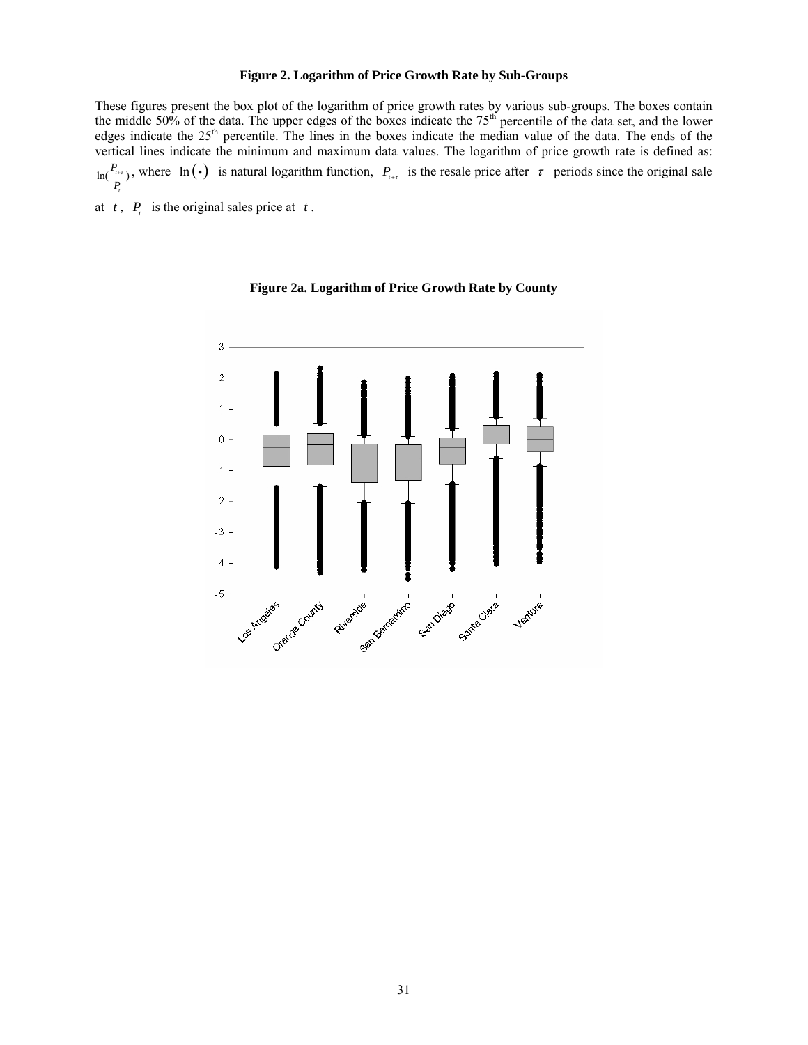**Figure 2. Logarithm of Price Growth Rate by Sub-Groups**

These figures present the box plot of the logarithm of price growth rates by various sub-groups. The boxes contain the middle 50% of the data. The upper edges of the boxes indicate the 75[th] percentile of the data set, and the lower edges indicate the 25[th] percentile. The lines in the boxes indicate the median value of the data. The ends of the vertical lines indicate the minimum and maximum data values. The logarithm of price growth rate is defined as: $\ln(\frac{P_{t+\tau}}{P_t})$, where $\ln(\bullet)$ is natural logarithm function, $P_{t+\tau}$ is the resale price after $\tau$ periods since the original sale at $t$, $P_t$ is the original sales price at $t$.

**Figure 2a. Logarithm of Price Growth Rate by County**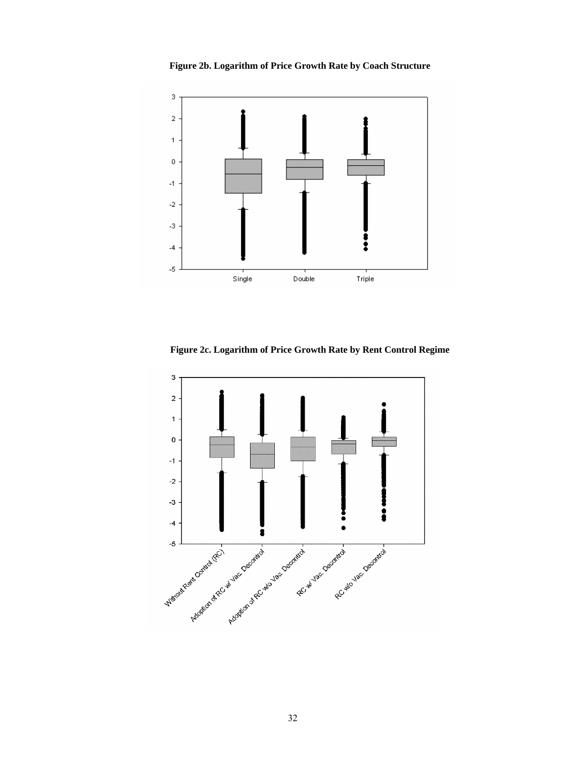**Figure 2b. Logarithm of Price Growth Rate by Coach Structure**

**Figure 2c. Logarithm of Price Growth Rate by Rent Control Regime**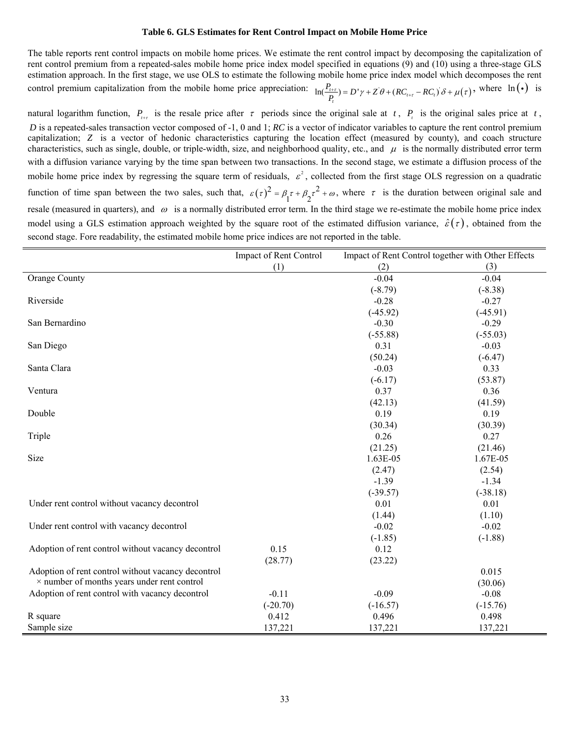**Table 6. GLS Estimates for Rent Control Impact on Mobile Home Price**

The table reports rent control impacts on mobile home prices. We estimate the rent control impact by decomposing the capitalization of rent control premium from a repeated-sales mobile home price index model specified in equations (9) and (10) using a three-stage GLS estimation approach. In the first stage, we use OLS to estimate the following mobile home price index model which decomposes the rent control premium capitalization from the mobile home price appreciation: $\ln(\frac{P_{t+\tau}}{P_t}) = D'\gamma + Z'\theta + (RC_{t+\tau} - RC_t)'\delta + \mu(\tau)$, where $\ln(\bullet)$ is natural logarithm function, $P_{t+\tau}$ is the resale price after $\tau$ periods since the original sale at $t$, $P_t$ is the original sales price at $t$, $D$ is a repeated-sales transaction vector composed of -1, 0 and 1; *RC* is a vector of indicator variables to capture the rent control premium capitalization; $Z$ is a vector of hedonic characteristics capturing the location effect (measured by county), and coach structure characteristics, such as single, double, or triple-width, size, and neighborhood quality, etc., and $\mu$ is the normally distributed error term with a diffusion variance varying by the time span between two transactions. In the second stage, we estimate a diffusion process of the mobile home price index by regressing the square term of residuals, $\varepsilon^2$, collected from the first stage OLS regression on a quadratic function of time span between the two sales, such that, $\varepsilon(\tau)^2 = \beta_1\tau + \beta_2\tau^2 + \omega$, where $\tau$ is the duration between original sale and resale (measured in quarters), and $\omega$ is a normally distributed error term. In the third stage we re-estimate the mobile home price index model using a GLS estimation approach weighted by the square root of the estimated diffusion variance, $\hat{\varepsilon}(\tau)$, obtained from the second stage. Fore readability, the estimated mobile home price indices are not reported in the table.

| | Impact of Rent Control | Impact of Rent Control together with Other Effects | |
|---|---|---|---|
| | (1) | (2) | (3) |
| Orange County | | -0.04 | -0.04 |
| | | (-8.79) | (-8.38) |
| Riverside | | -0.28 | -0.27 |
| | | (-45.92) | (-45.91) |
| San Bernardino | | -0.30 | -0.29 |
| | | (-55.88) | (-55.03) |
| San Diego | | 0.31 | -0.03 |
| | | (50.24) | (-6.47) |
| Santa Clara | | -0.03 | 0.33 |
| | | (-6.17) | (53.87) |
| Ventura | | 0.37 | 0.36 |
| | | (42.13) | (41.59) |
| Double | | 0.19 | 0.19 |
| | | (30.34) | (30.39) |
| Triple | | 0.26 | 0.27 |
| | | (21.25) | (21.46) |
| Size | | 1.63E-05 | 1.67E-05 |
| | | (2.47) | (2.54) |
| | | -1.39 | -1.34 |
| | | (-39.57) | (-38.18) |
| Under rent control without vacancy decontrol | | 0.01 | 0.01 |
| | | (1.44) | (1.10) |
| Under rent control with vacancy decontrol | | -0.02 | -0.02 |
| | | (-1.85) | (-1.88) |
| Adoption of rent control without vacancy decontrol | 0.15 | 0.12 | |
| | (28.77) | (23.22) | |
| Adoption of rent control without vacancy decontrol × number of months years under rent control | | | 0.015 |
| | | | (30.06) |
| Adoption of rent control with vacancy decontrol | -0.11 | -0.09 | -0.08 |
| | (-20.70) | (-16.57) | (-15.76) |
| R square | 0.412 | 0.496 | 0.498 |
| Sample size | 137,221 | 137,221 | 137,221 |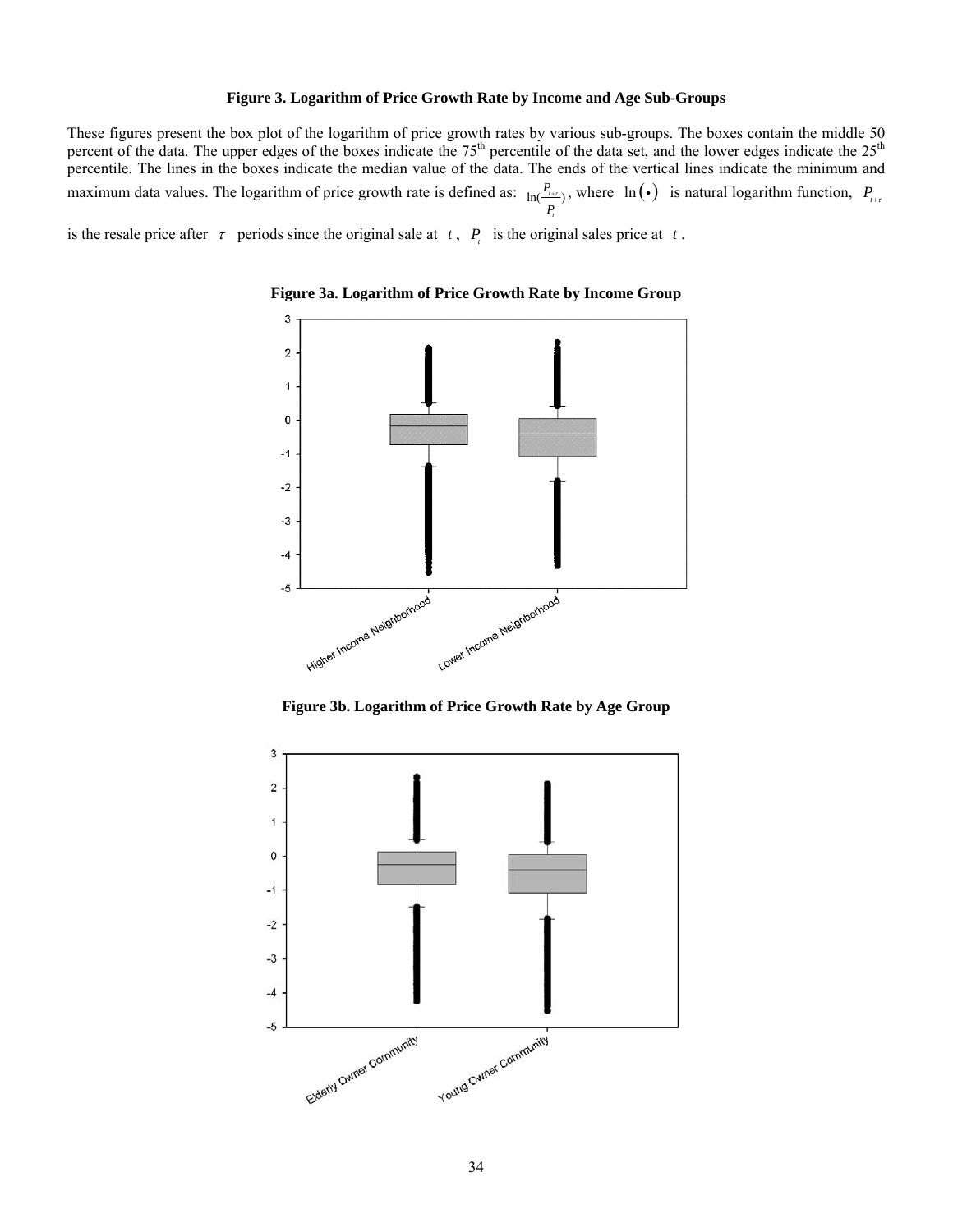**Figure 3. Logarithm of Price Growth Rate by Income and Age Sub-Groups**

These figures present the box plot of the logarithm of price growth rates by various sub-groups. The boxes contain the middle 50 percent of the data. The upper edges of the boxes indicate the 75[th] percentile of the data set, and the lower edges indicate the 25[th] percentile. The lines in the boxes indicate the median value of the data. The ends of the vertical lines indicate the minimum and maximum data values. The logarithm of price growth rate is defined as: $\ln(\frac{P_{t+\tau}}{P_t})$, where $\ln(\bullet)$ is natural logarithm function, $P_{t+\tau}$ is the resale price after $\tau$ periods since the original sale at $t$, $P_t$ is the original sales price at $t$.

**Figure 3a. Logarithm of Price Growth Rate by Income Group**

**Figure 3b. Logarithm of Price Growth Rate by Age Group**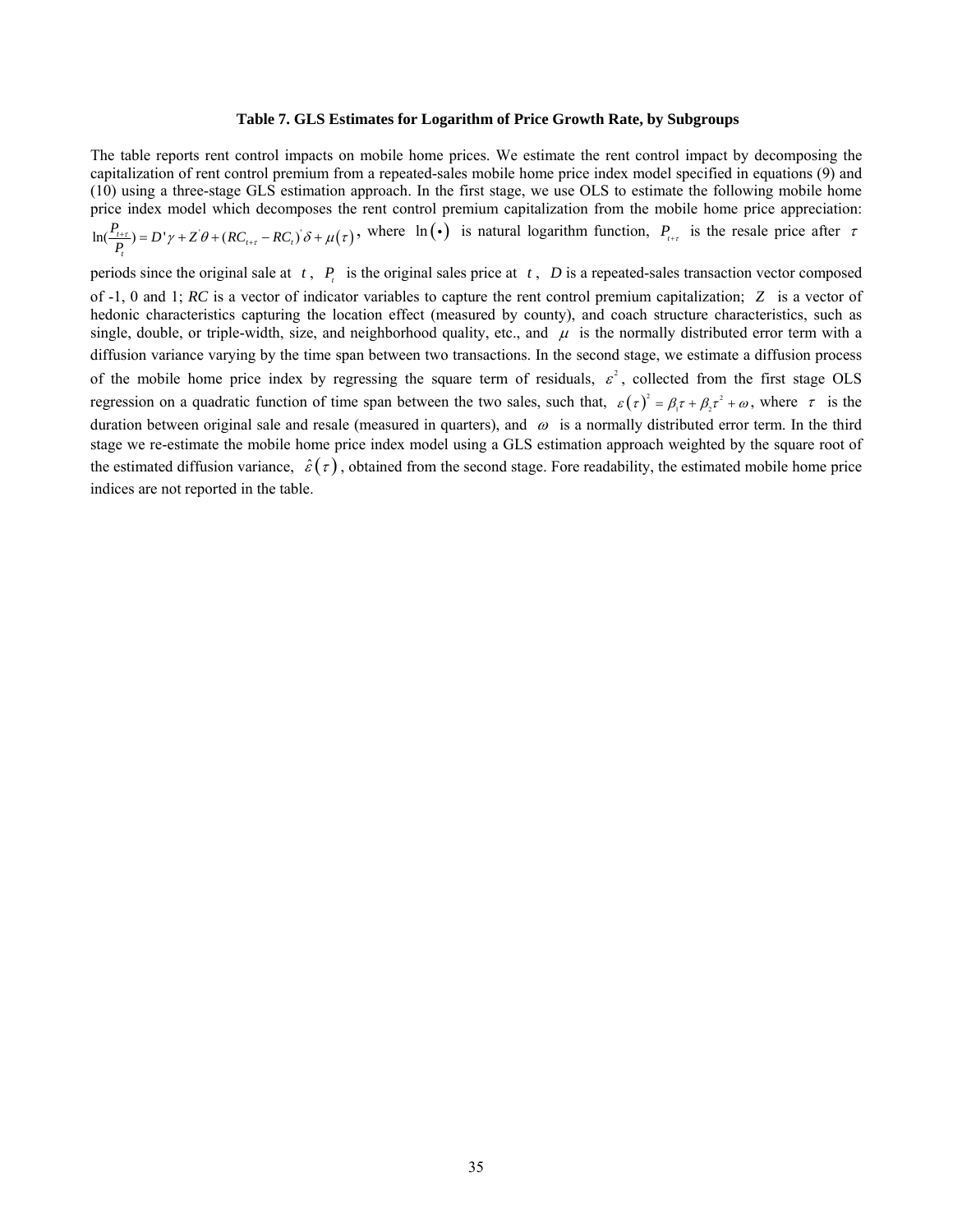**Table 7. GLS Estimates for Logarithm of Price Growth Rate, by Subgroups**

The table reports rent control impacts on mobile home prices. We estimate the rent control impact by decomposing the capitalization of rent control premium from a repeated-sales mobile home price index model specified in equations (9) and (10) using a three-stage GLS estimation approach. In the first stage, we use OLS to estimate the following mobile home price index model which decomposes the rent control premium capitalization from the mobile home price appreciation: $\ln(\frac{P_{t+\tau}}{P_t}) = D'\gamma + Z'\theta + (RC_{t+\tau} - RC_t)'\delta + \mu(\tau)$, where $\ln(\bullet)$ is natural logarithm function, $P_{t+\tau}$ is the resale price after $\tau$ periods since the original sale at $t$, $P_t$ is the original sales price at $t$, $D$ is a repeated-sales transaction vector composed of -1, 0 and 1; $RC$ is a vector of indicator variables to capture the rent control premium capitalization; $Z$ is a vector of hedonic characteristics capturing the location effect (measured by county), and coach structure characteristics, such as single, double, or triple-width, size, and neighborhood quality, etc., and $\mu$ is the normally distributed error term with a diffusion variance varying by the time span between two transactions. In the second stage, we estimate a diffusion process of the mobile home price index by regressing the square term of residuals, $\varepsilon^2$, collected from the first stage OLS regression on a quadratic function of time span between the two sales, such that, $\varepsilon(\tau)^2 = \beta_1\tau + \beta_2\tau^2 + \omega$, where $\tau$ is the duration between original sale and resale (measured in quarters), and $\omega$ is a normally distributed error term. In the third stage we re-estimate the mobile home price index model using a GLS estimation approach weighted by the square root of the estimated diffusion variance, $\hat{\varepsilon}(\tau)$, obtained from the second stage. Fore readability, the estimated mobile home price indices are not reported in the table.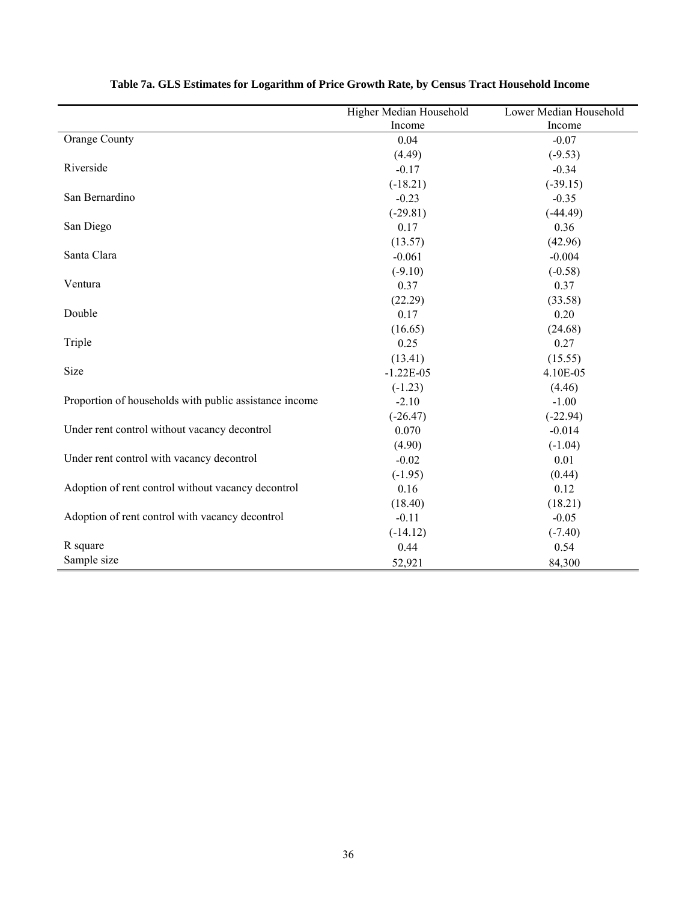**Table 7a. GLS Estimates for Logarithm of Price Growth Rate, by Census Tract Household Income**

| | Higher Median Household Income | Lower Median Household Income |
|---|---|---|
| Orange County | 0.04 | -0.07 |
| | (4.49) | (-9.53) |
| Riverside | -0.17 | -0.34 |
| | (-18.21) | (-39.15) |
| San Bernardino | -0.23 | -0.35 |
| | (-29.81) | (-44.49) |
| San Diego | 0.17 | 0.36 |
| | (13.57) | (42.96) |
| Santa Clara | -0.061 | -0.004 |
| | (-9.10) | (-0.58) |
| Ventura | 0.37 | 0.37 |
| | (22.29) | (33.58) |
| Double | 0.17 | 0.20 |
| | (16.65) | (24.68) |
| Triple | 0.25 | 0.27 |
| | (13.41) | (15.55) |
| Size | -1.22E-05 | 4.10E-05 |
| | (-1.23) | (4.46) |
| Proportion of households with public assistance income | -2.10 | -1.00 |
| | (-26.47) | (-22.94) |
| Under rent control without vacancy decontrol | 0.070 | -0.014 |
| | (4.90) | (-1.04) |
| Under rent control with vacancy decontrol | -0.02 | 0.01 |
| | (-1.95) | (0.44) |
| Adoption of rent control without vacancy decontrol | 0.16 | 0.12 |
| | (18.40) | (18.21) |
| Adoption of rent control with vacancy decontrol | -0.11 | -0.05 |
| | (-14.12) | (-7.40) |
| R square | 0.44 | 0.54 |
| Sample size | 52,921 | 84,300 |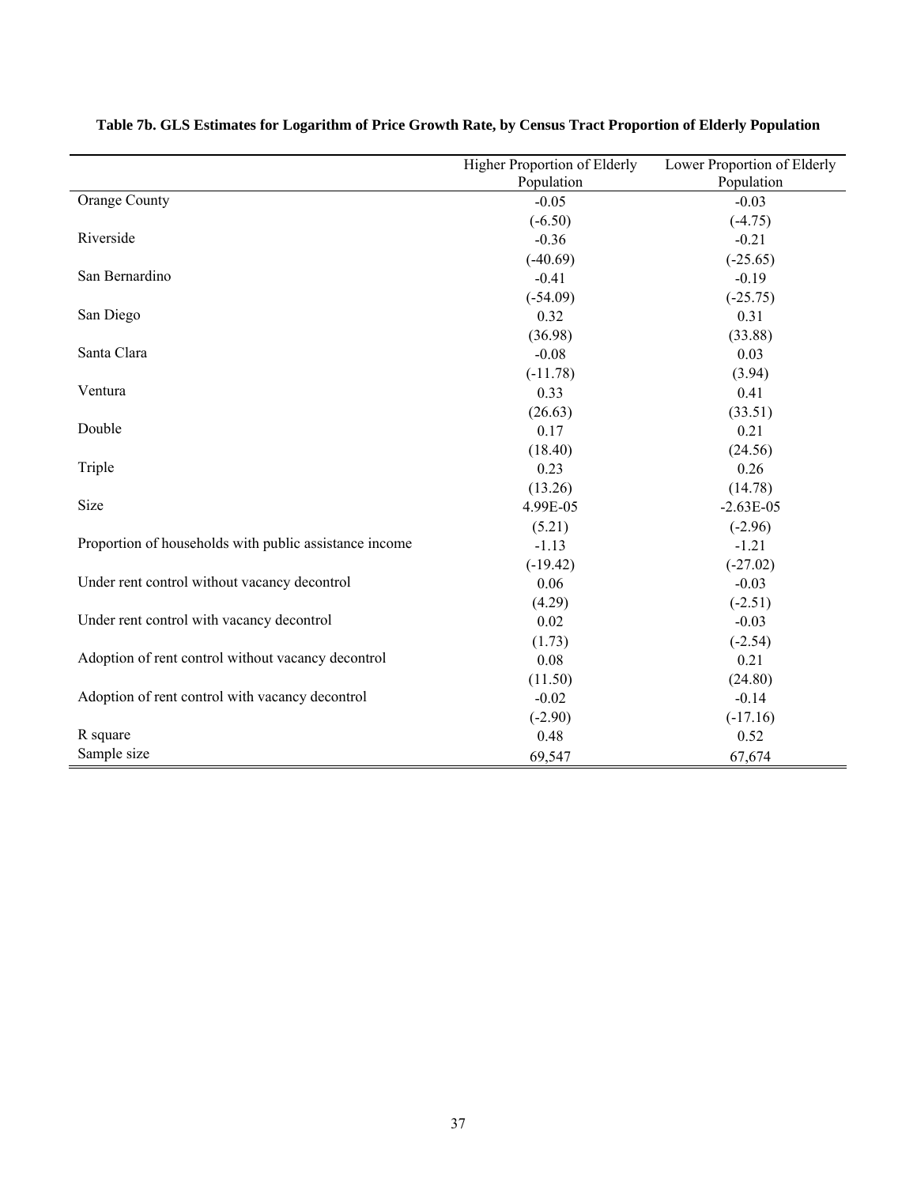**Table 7b. GLS Estimates for Logarithm of Price Growth Rate, by Census Tract Proportion of Elderly Population**

| | Higher Proportion of Elderly Population | Lower Proportion of Elderly Population |
|---|---|---|
| Orange County | -0.05 | -0.03 |
| | (-6.50) | (-4.75) |
| Riverside | -0.36 | -0.21 |
| | (-40.69) | (-25.65) |
| San Bernardino | -0.41 | -0.19 |
| | (-54.09) | (-25.75) |
| San Diego | 0.32 | 0.31 |
| | (36.98) | (33.88) |
| Santa Clara | -0.08 | 0.03 |
| | (-11.78) | (3.94) |
| Ventura | 0.33 | 0.41 |
| | (26.63) | (33.51) |
| Double | 0.17 | 0.21 |
| | (18.40) | (24.56) |
| Triple | 0.23 | 0.26 |
| | (13.26) | (14.78) |
| Size | 4.99E-05 | -2.63E-05 |
| | (5.21) | (-2.96) |
| Proportion of households with public assistance income | -1.13 | -1.21 |
| | (-19.42) | (-27.02) |
| Under rent control without vacancy decontrol | 0.06 | -0.03 |
| | (4.29) | (-2.51) |
| Under rent control with vacancy decontrol | 0.02 | -0.03 |
| | (1.73) | (-2.54) |
| Adoption of rent control without vacancy decontrol | 0.08 | 0.21 |
| | (11.50) | (24.80) |
| Adoption of rent control with vacancy decontrol | -0.02 | -0.14 |
| | (-2.90) | (-17.16) |
| R square | 0.48 | 0.52 |
| Sample size | 69,547 | 67,674 |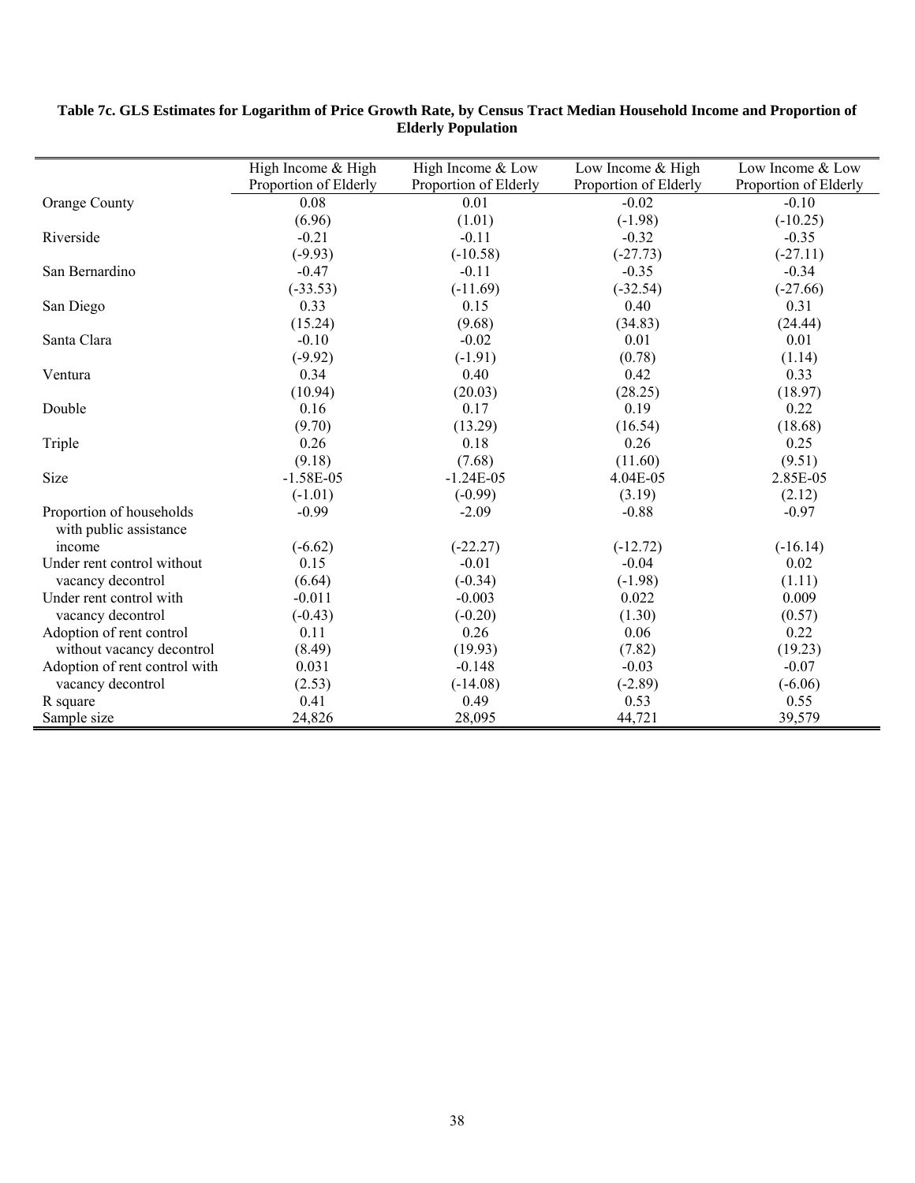**Table 7c. GLS Estimates for Logarithm of Price Growth Rate, by Census Tract Median Household Income and Proportion of Elderly Population**

| | High Income & High Proportion of Elderly | High Income & Low Proportion of Elderly | Low Income & High Proportion of Elderly | Low Income & Low Proportion of Elderly |
|---|---|---|---|---|
| Orange County | 0.08 | 0.01 | -0.02 | -0.10 |
| | (6.96) | (1.01) | (-1.98) | (-10.25) |
| Riverside | -0.21 | -0.11 | -0.32 | -0.35 |
| | (-9.93) | (-10.58) | (-27.73) | (-27.11) |
| San Bernardino | -0.47 | -0.11 | -0.35 | -0.34 |
| | (-33.53) | (-11.69) | (-32.54) | (-27.66) |
| San Diego | 0.33 | 0.15 | 0.40 | 0.31 |
| | (15.24) | (9.68) | (34.83) | (24.44) |
| Santa Clara | -0.10 | -0.02 | 0.01 | 0.01 |
| | (-9.92) | (-1.91) | (0.78) | (1.14) |
| Ventura | 0.34 | 0.40 | 0.42 | 0.33 |
| | (10.94) | (20.03) | (28.25) | (18.97) |
| Double | 0.16 | 0.17 | 0.19 | 0.22 |
| | (9.70) | (13.29) | (16.54) | (18.68) |
| Triple | 0.26 | 0.18 | 0.26 | 0.25 |
| | (9.18) | (7.68) | (11.60) | (9.51) |
| Size | -1.58E-05 | -1.24E-05 | 4.04E-05 | 2.85E-05 |
| | (-1.01) | (-0.99) | (3.19) | (2.12) |
| Proportion of households with public assistance income | -0.99 | -2.09 | -0.88 | -0.97 |
| | (-6.62) | (-22.27) | (-12.72) | (-16.14) |
| Under rent control without vacancy decontrol | 0.15 | -0.01 | -0.04 | 0.02 |
| | (6.64) | (-0.34) | (-1.98) | (1.11) |
| Under rent control with vacancy decontrol | -0.011 | -0.003 | 0.022 | 0.009 |
| | (-0.43) | (-0.20) | (1.30) | (0.57) |
| Adoption of rent control without vacancy decontrol | 0.11 | 0.26 | 0.06 | 0.22 |
| | (8.49) | (19.93) | (7.82) | (19.23) |
| Adoption of rent control with vacancy decontrol | 0.031 | -0.148 | -0.03 | -0.07 |
| | (2.53) | (-14.08) | (-2.89) | (-6.06) |
| R square | 0.41 | 0.49 | 0.53 | 0.55 |
| Sample size | 24,826 | 28,095 | 44,721 | 39,579 |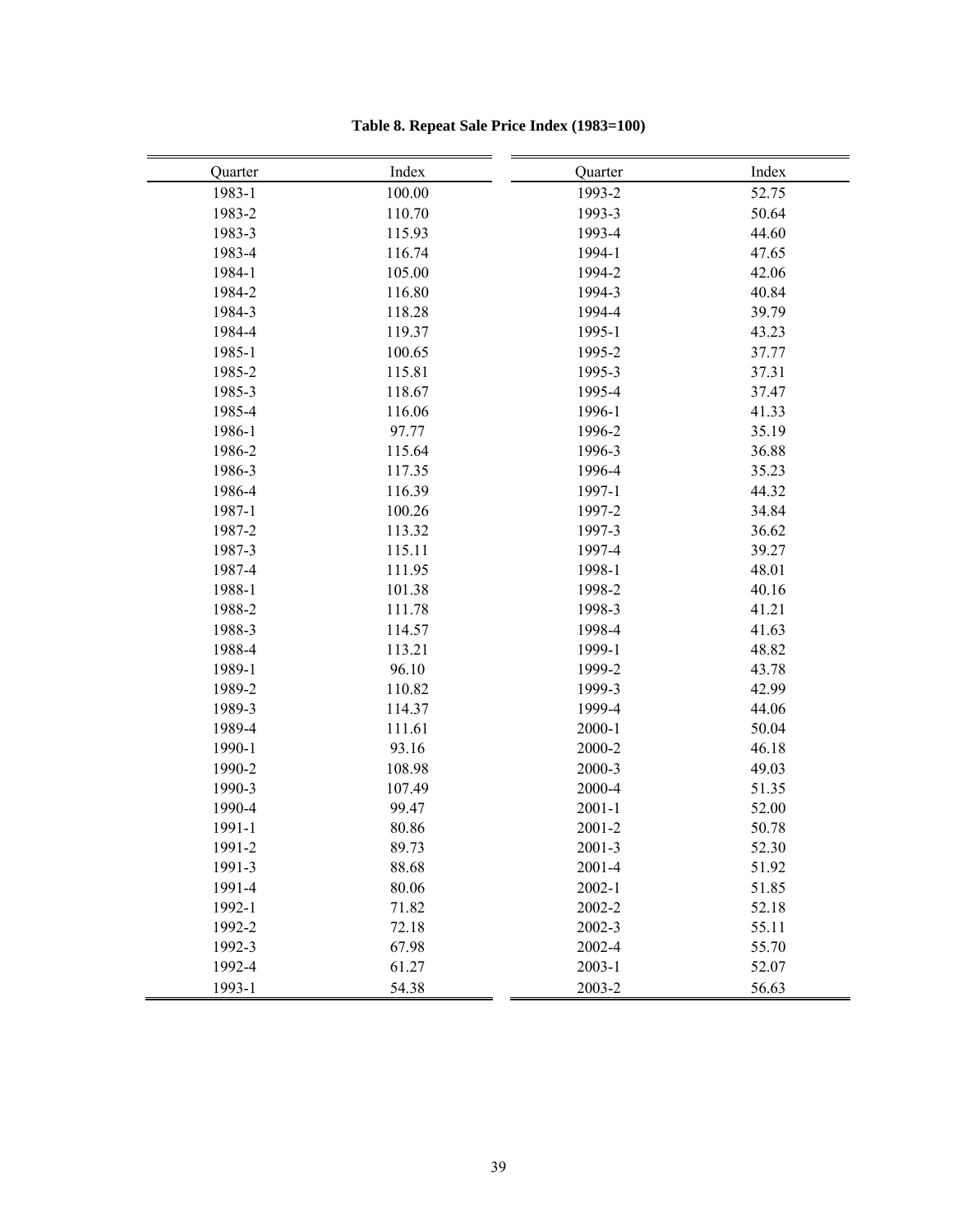**Table 8. Repeat Sale Price Index (1983=100)**

| Quarter | Index | Quarter | Index |
|---|---|---|---|
| 1983-1 | 100.00 | 1993-2 | 52.75 |
| 1983-2 | 110.70 | 1993-3 | 50.64 |
| 1983-3 | 115.93 | 1993-4 | 44.60 |
| 1983-4 | 116.74 | 1994-1 | 47.65 |
| 1984-1 | 105.00 | 1994-2 | 42.06 |
| 1984-2 | 116.80 | 1994-3 | 40.84 |
| 1984-3 | 118.28 | 1994-4 | 39.79 |
| 1984-4 | 119.37 | 1995-1 | 43.23 |
| 1985-1 | 100.65 | 1995-2 | 37.77 |
| 1985-2 | 115.81 | 1995-3 | 37.31 |
| 1985-3 | 118.67 | 1995-4 | 37.47 |
| 1985-4 | 116.06 | 1996-1 | 41.33 |
| 1986-1 | 97.77 | 1996-2 | 35.19 |
| 1986-2 | 115.64 | 1996-3 | 36.88 |
| 1986-3 | 117.35 | 1996-4 | 35.23 |
| 1986-4 | 116.39 | 1997-1 | 44.32 |
| 1987-1 | 100.26 | 1997-2 | 34.84 |
| 1987-2 | 113.32 | 1997-3 | 36.62 |
| 1987-3 | 115.11 | 1997-4 | 39.27 |
| 1987-4 | 111.95 | 1998-1 | 48.01 |
| 1988-1 | 101.38 | 1998-2 | 40.16 |
| 1988-2 | 111.78 | 1998-3 | 41.21 |
| 1988-3 | 114.57 | 1998-4 | 41.63 |
| 1988-4 | 113.21 | 1999-1 | 48.82 |
| 1989-1 | 96.10 | 1999-2 | 43.78 |
| 1989-2 | 110.82 | 1999-3 | 42.99 |
| 1989-3 | 114.37 | 1999-4 | 44.06 |
| 1989-4 | 111.61 | 2000-1 | 50.04 |
| 1990-1 | 93.16 | 2000-2 | 46.18 |
| 1990-2 | 108.98 | 2000-3 | 49.03 |
| 1990-3 | 107.49 | 2000-4 | 51.35 |
| 1990-4 | 99.47 | 2001-1 | 52.00 |
| 1991-1 | 80.86 | 2001-2 | 50.78 |
| 1991-2 | 89.73 | 2001-3 | 52.30 |
| 1991-3 | 88.68 | 2001-4 | 51.92 |
| 1991-4 | 80.06 | 2002-1 | 51.85 |
| 1992-1 | 71.82 | 2002-2 | 52.18 |
| 1992-2 | 72.18 | 2002-3 | 55.11 |
| 1992-3 | 67.98 | 2002-4 | 55.70 |
| 1992-4 | 61.27 | 2003-1 | 52.07 |
| 1993-1 | 54.38 | 2003-2 | 56.63 |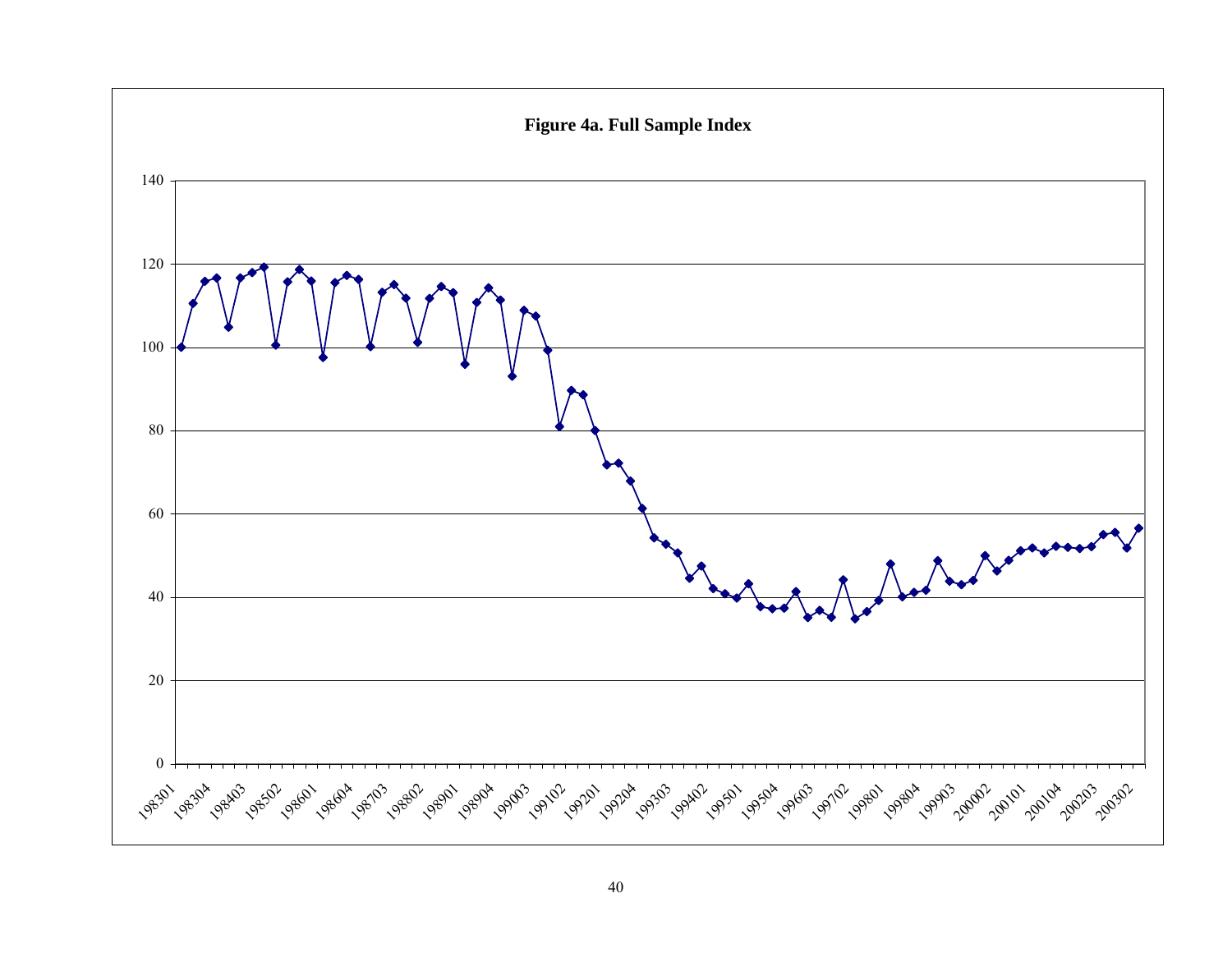**Figure 4a. Full Sample Index**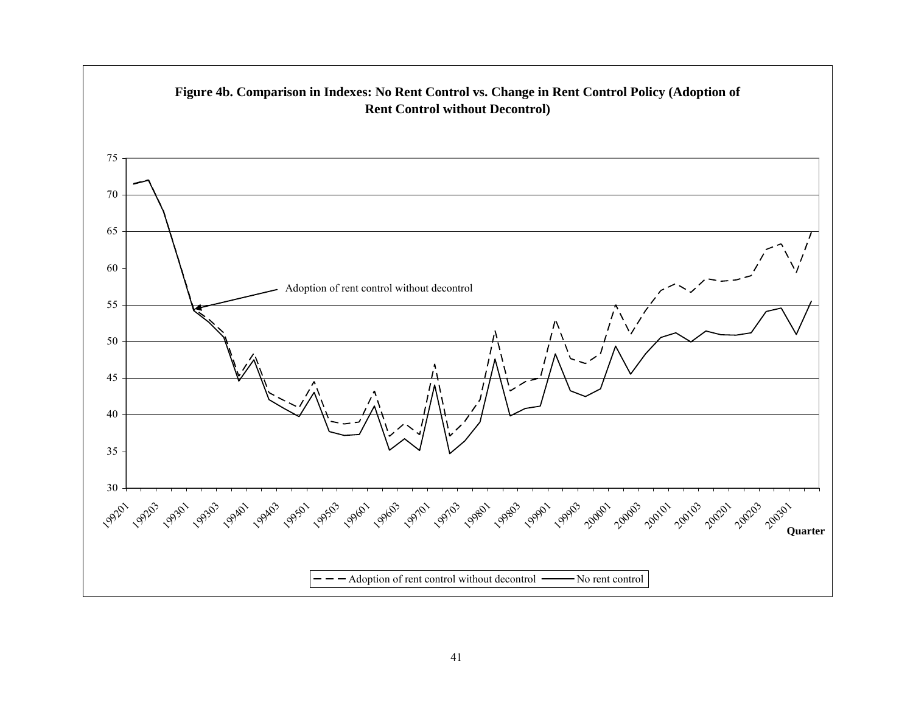**Figure 4b. Comparison in Indexes: No Rent Control vs. Change in Rent Control Policy (Adoption of Rent Control without Decontrol)**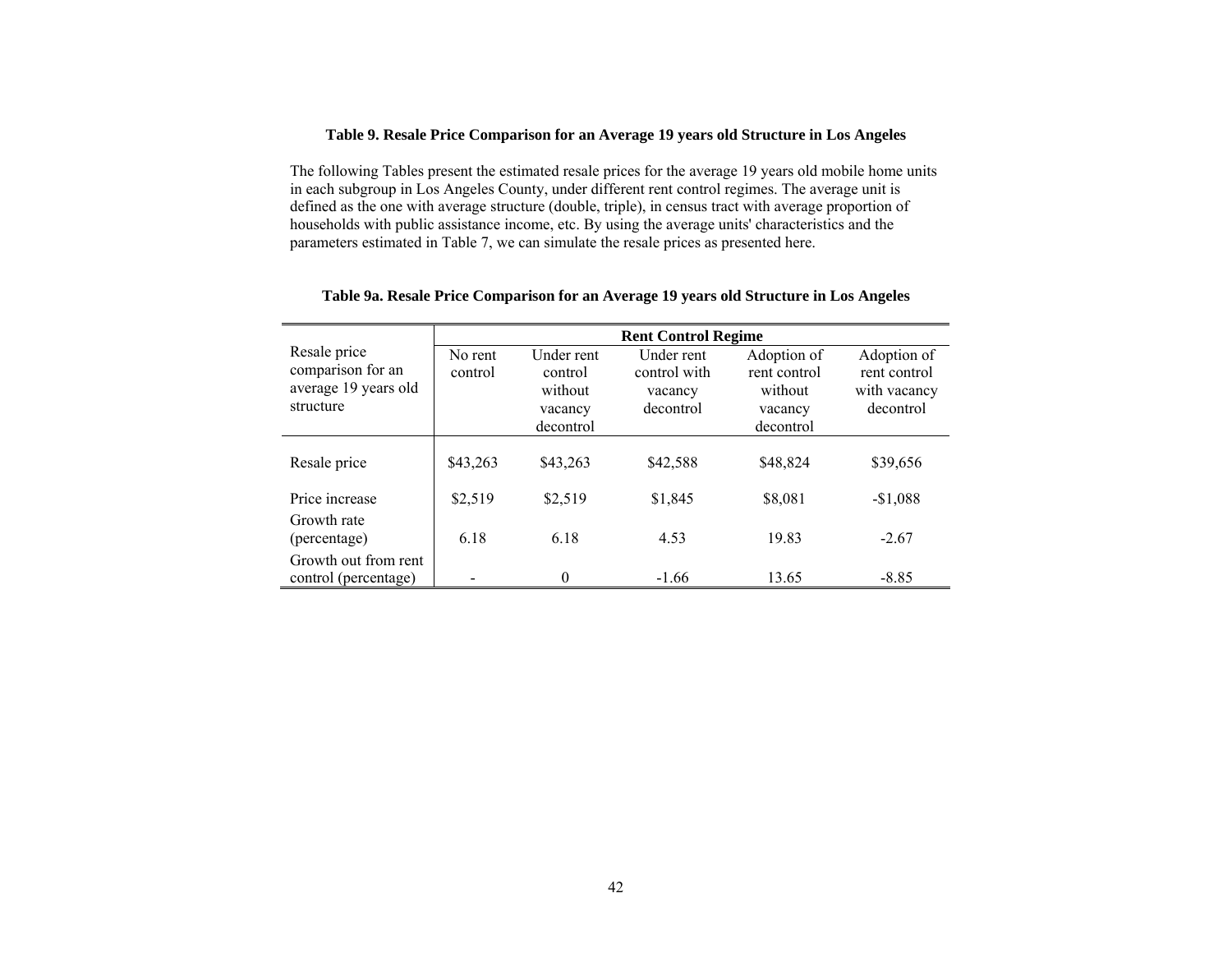**Table 9. Resale Price Comparison for an Average 19 years old Structure in Los Angeles**

The following Tables present the estimated resale prices for the average 19 years old mobile home units in each subgroup in Los Angeles County, under different rent control regimes. The average unit is defined as the one with average structure (double, triple), in census tract with average proportion of households with public assistance income, etc. By using the average units' characteristics and the parameters estimated in Table 7, we can simulate the resale prices as presented here.

**Table 9a. Resale Price Comparison for an Average 19 years old Structure in Los Angeles**

| Resale price comparison for an average 19 years old structure | Rent Control Regime | | | | |
|---|---|---|---|---|---|
| | No rent control | Under rent control without vacancy decontrol | Under rent control with vacancy decontrol | Adoption of rent control without vacancy decontrol | Adoption of rent control with vacancy decontrol |
| Resale price | \$43,263 | \$43,263 | \$42,588 | \$48,824 | \$39,656 |
| Price increase | \$2,519 | \$2,519 | \$1,845 | \$8,081 | -\$1,088 |
| Growth rate (percentage) | 6.18 | 6.18 | 4.53 | 19.83 | -2.67 |
| Growth out from rent control (percentage) | - | 0 | -1.66 | 13.65 | -8.85 |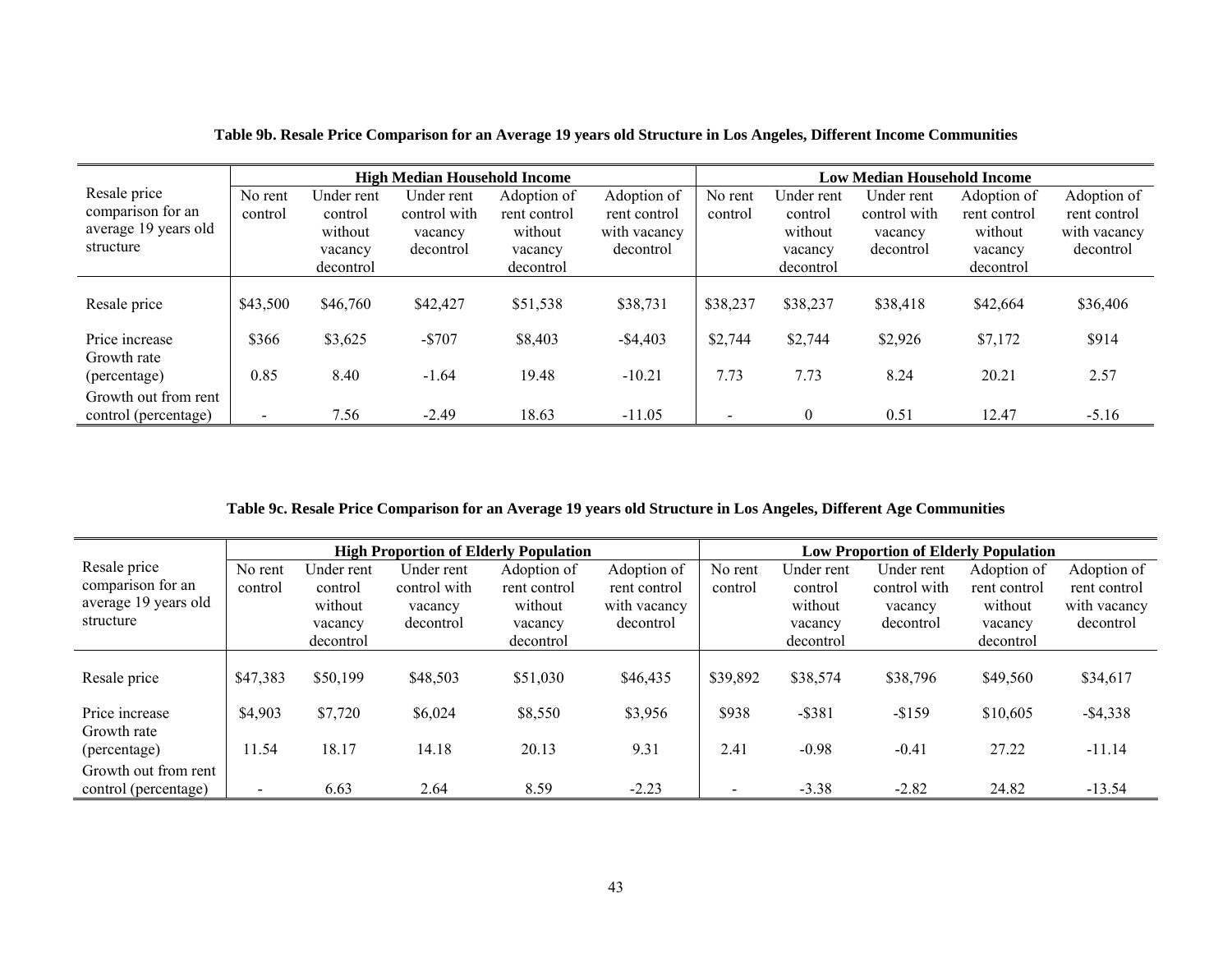**Table 9b. Resale Price Comparison for an Average 19 years old Structure in Los Angeles, Different Income Communities**

| Resale price comparison for an average 19 years old structure | High Median Household Income | | | | | Low Median Household Income | | | | |
|---|---|---|---|---|---|---|---|---|---|---|
| | No rent control | Under rent control without vacancy decontrol | Under rent control with vacancy decontrol | Adoption of rent control without vacancy decontrol | Adoption of rent control with vacancy decontrol | No rent control | Under rent control without vacancy decontrol | Under rent control with vacancy decontrol | Adoption of rent control without vacancy decontrol | Adoption of rent control with vacancy decontrol |
| Resale price | $43,500 | $46,760 | $42,427 | $51,538 | $38,731 | $38,237 | $38,237 | $38,418 | $42,664 | $36,406 |
| Price increase | $366 | $3,625 | -$707 | $8,403 | -$4,403 | $2,744 | $2,744 | $2,926 | $7,172 | $914 |
| Growth rate (percentage) | 0.85 | 8.40 | -1.64 | 19.48 | -10.21 | 7.73 | 7.73 | 8.24 | 20.21 | 2.57 |
| Growth out from rent control (percentage) | - | 7.56 | -2.49 | 18.63 | -11.05 | - | 0 | 0.51 | 12.47 | -5.16 |

**Table 9c. Resale Price Comparison for an Average 19 years old Structure in Los Angeles, Different Age Communities**

| Resale price comparison for an average 19 years old structure | High Proportion of Elderly Population | | | | | Low Proportion of Elderly Population | | | | |
|---|---|---|---|---|---|---|---|---|---|---|
| | No rent control | Under rent control without vacancy decontrol | Under rent control with vacancy decontrol | Adoption of rent control without vacancy decontrol | Adoption of rent control with vacancy decontrol | No rent control | Under rent control without vacancy decontrol | Under rent control with vacancy decontrol | Adoption of rent control without vacancy decontrol | Adoption of rent control with vacancy decontrol |
| Resale price | $47,383 | $50,199 | $48,503 | $51,030 | $46,435 | $39,892 | $38,574 | $38,796 | $49,560 | $34,617 |
| Price increase | $4,903 | $7,720 | $6,024 | $8,550 | $3,956 | $938 | -$381 | -$159 | $10,605 | -$4,338 |
| Growth rate (percentage) | 11.54 | 18.17 | 14.18 | 20.13 | 9.31 | 2.41 | -0.98 | -0.41 | 27.22 | -11.14 |
| Growth out from rent control (percentage) | - | 6.63 | 2.64 | 8.59 | -2.23 | - | -3.38 | -2.82 | 24.82 | -13.54 |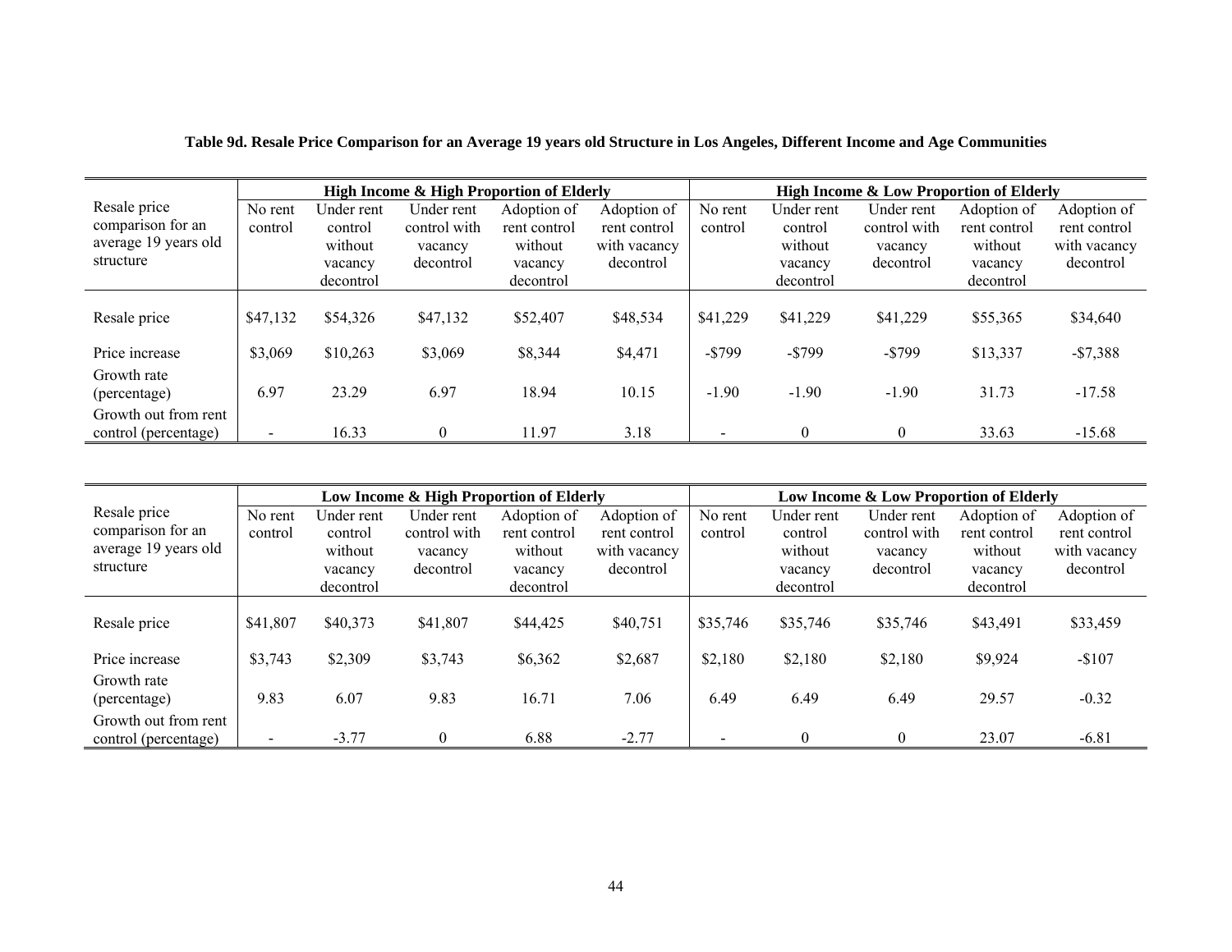**Table 9d. Resale Price Comparison for an Average 19 years old Structure in Los Angeles, Different Income and Age Communities**

| Resale price comparison for an average 19 years old structure | High Income & High Proportion of Elderly | | | | | High Income & Low Proportion of Elderly | | | | |
|---|---|---|---|---|---|---|---|---|---|---|
| | No rent control | Under rent control without vacancy decontrol | Under rent control with vacancy decontrol | Adoption of rent control without vacancy decontrol | Adoption of rent control with vacancy decontrol | No rent control | Under rent control without vacancy decontrol | Under rent control with vacancy decontrol | Adoption of rent control without vacancy decontrol | Adoption of rent control with vacancy decontrol |
| Resale price | $47,132 | $54,326 | $47,132 | $52,407 | $48,534 | $41,229 | $41,229 | $41,229 | $55,365 | $34,640 |
| Price increase | $3,069 | $10,263 | $3,069 | $8,344 | $4,471 | -$799 | -$799 | -$799 | $13,337 | -$7,388 |
| Growth rate (percentage) | 6.97 | 23.29 | 6.97 | 18.94 | 10.15 | -1.90 | -1.90 | -1.90 | 31.73 | -17.58 |
| Growth out from rent control (percentage) | - | 16.33 | 0 | 11.97 | 3.18 | - | 0 | 0 | 33.63 | -15.68 |

| Resale price comparison for an average 19 years old structure | Low Income & High Proportion of Elderly | | | | | Low Income & Low Proportion of Elderly | | | | |
|---|---|---|---|---|---|---|---|---|---|---|
| | No rent control | Under rent control without vacancy decontrol | Under rent control with vacancy decontrol | Adoption of rent control without vacancy decontrol | Adoption of rent control with vacancy decontrol | No rent control | Under rent control without vacancy decontrol | Under rent control with vacancy decontrol | Adoption of rent control without vacancy decontrol | Adoption of rent control with vacancy decontrol |
| Resale price | $41,807 | $40,373 | $41,807 | $44,425 | $40,751 | $35,746 | $35,746 | $35,746 | $43,491 | $33,459 |
| Price increase | $3,743 | $2,309 | $3,743 | $6,362 | $2,687 | $2,180 | $2,180 | $2,180 | $9,924 | -$107 |
| Growth rate (percentage) | 9.83 | 6.07 | 9.83 | 16.71 | 7.06 | 6.49 | 6.49 | 6.49 | 29.57 | -0.32 |
| Growth out from rent control (percentage) | - | -3.77 | 0 | 6.88 | -2.77 | - | 0 | 0 | 23.07 | -6.81 |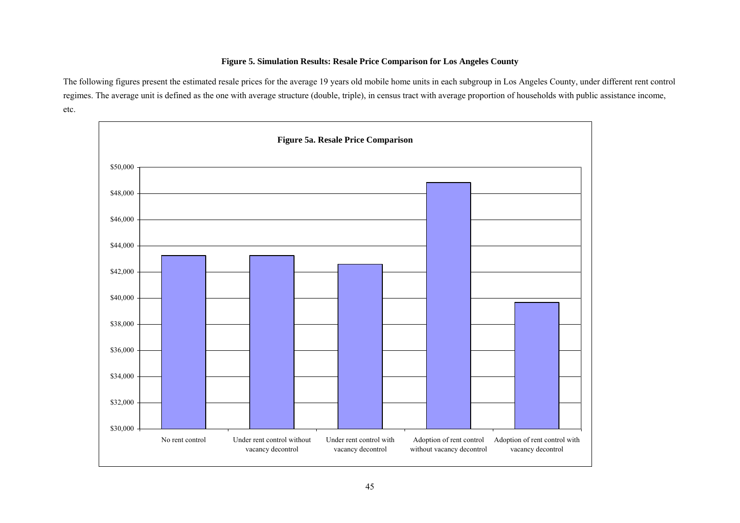**Figure 5. Simulation Results: Resale Price Comparison for Los Angeles County**

The following figures present the estimated resale prices for the average 19 years old mobile home units in each subgroup in Los Angeles County, under different rent control regimes. The average unit is defined as the one with average structure (double, triple), in census tract with average proportion of households with public assistance income, etc.

**Figure 5a. Resale Price Comparison**

$50,000
$48,000
$46,000
$44,000
$42,000
$40,000
$38,000
$36,000
$34,000
$32,000
$30,000

No rent control
Under rent control without vacancy decontrol
Under rent control with vacancy decontrol
Adoption of rent control without vacancy decontrol
Adoption of rent control with vacancy decontrol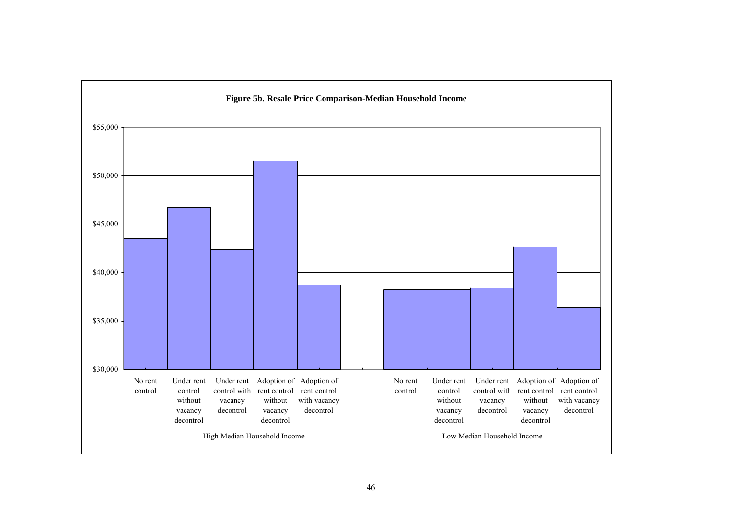**Figure 5b. Resale Price Comparison-Median Household Income**

| | No rent control | Under rent control without vacancy decontrol | Under rent control with vacancy decontrol | Adoption of rent control without vacancy decontrol | Adoption of rent control with vacancy decontrol |
|---|---|---|---|---|---|
| High Median Household Income | | | | | |
| Low Median Household Income | | | | | |

Y-axis: $30,000 – $55,000 (gridlines at $30,000, $35,000, $40,000, $45,000, $50,000, $55,000)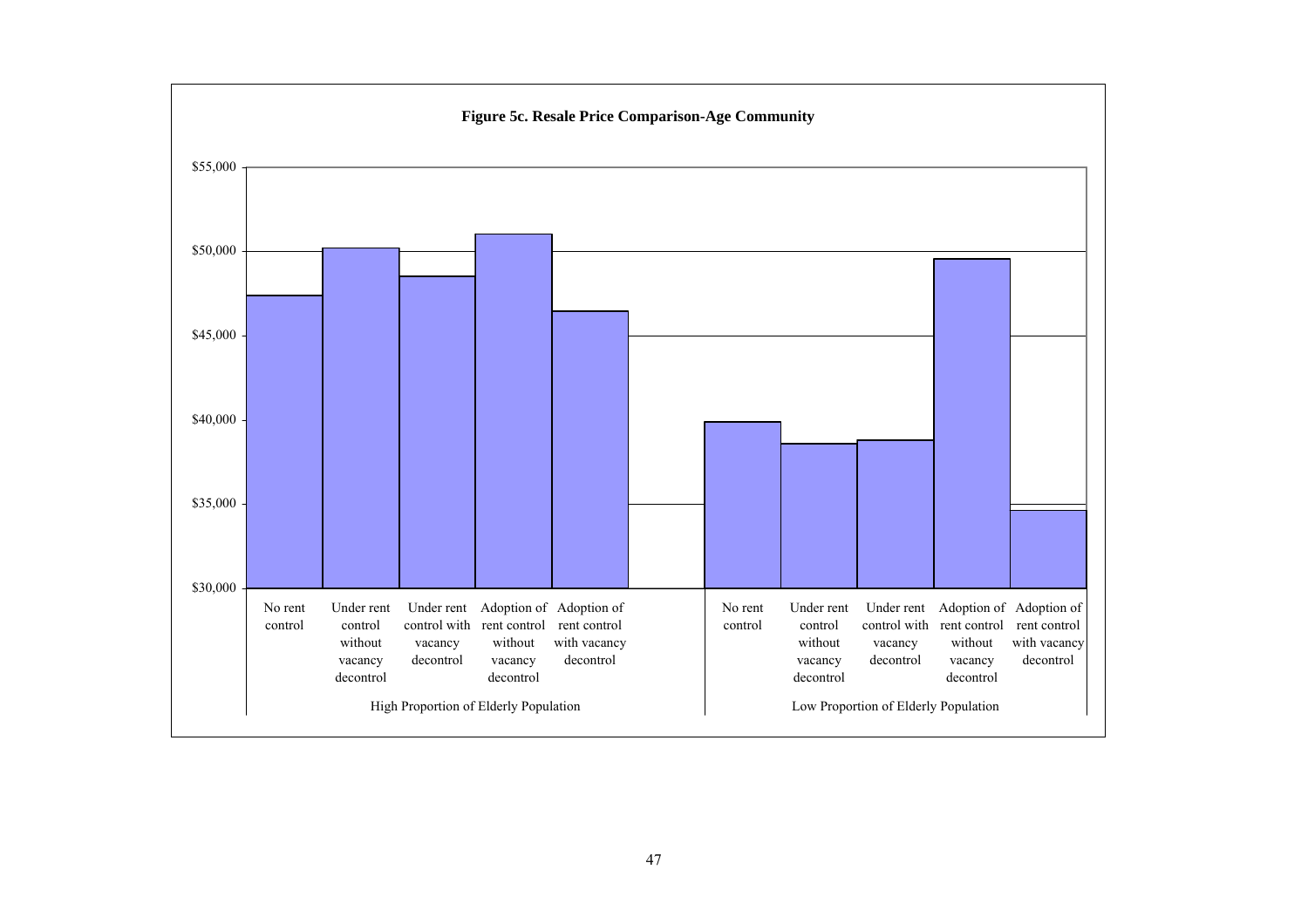**Figure 5c. Resale Price Comparison-Age Community**

| | No rent control | Under rent control without vacancy decontrol | Under rent control with vacancy decontrol | Adoption of rent control without vacancy decontrol | Adoption of rent control with vacancy decontrol |
|---|---|---|---|---|---|
| High Proportion of Elderly Population | ~$47,400 | ~$50,200 | ~$48,500 | ~$51,000 | ~$46,400 |
| Low Proportion of Elderly Population | ~$39,800 | ~$38,600 | ~$38,800 | ~$49,500 | ~$34,600 |

(Values are approximate readings from bars on a vertical axis ranging from $30,000 to $55,000.)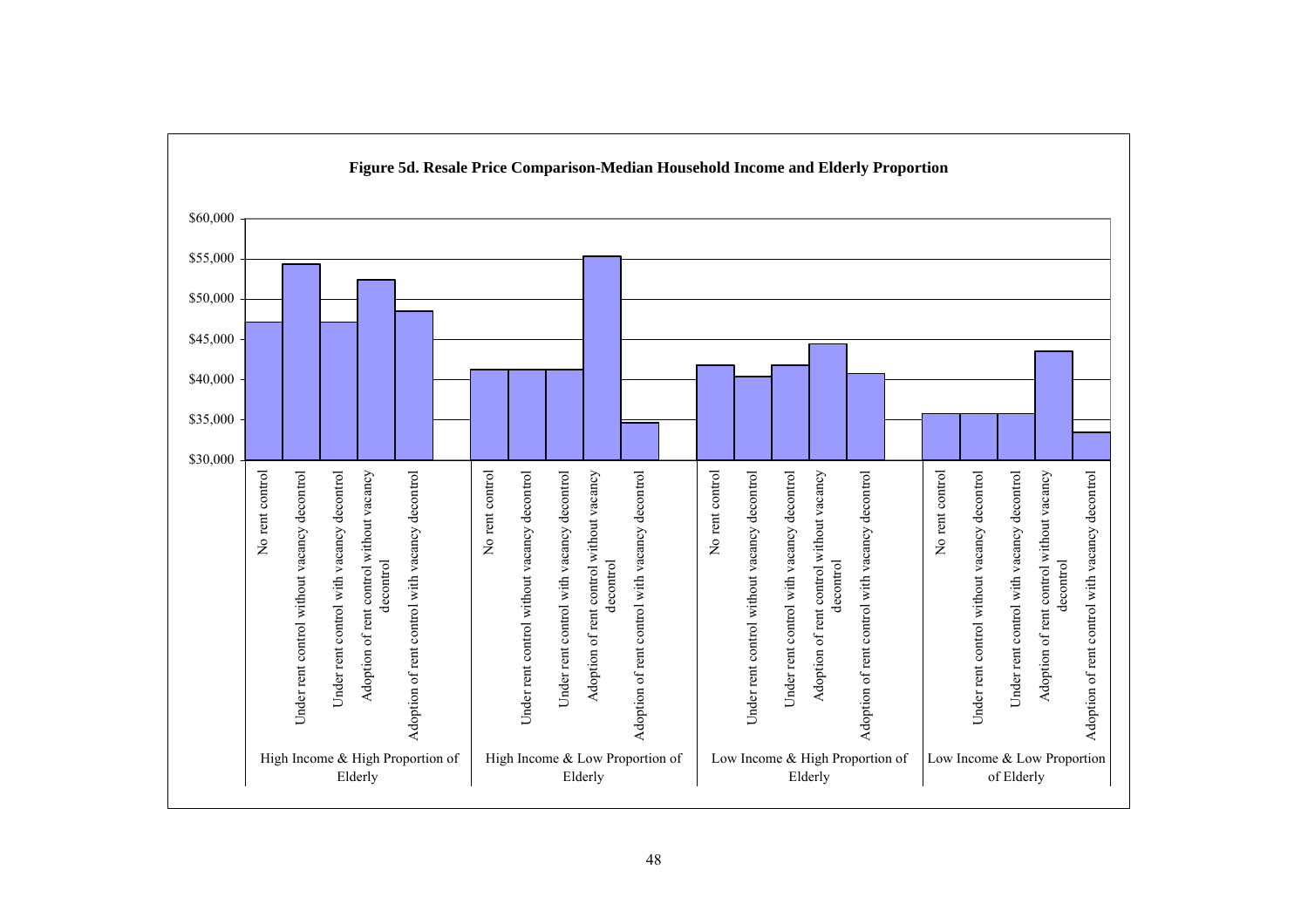**Figure 5d. Resale Price Comparison-Median Household Income and Elderly Proportion**

$60,000
$55,000
$50,000
$45,000
$40,000
$35,000
$30,000

No rent control
Under rent control without vacancy decontrol
Under rent control with vacancy decontrol
Adoption of rent control without vacancy decontrol
Adoption of rent control with vacancy decontrol

High Income & High Proportion of Elderly
High Income & Low Proportion of Elderly
Low Income & High Proportion of Elderly
Low Income & Low Proportion of Elderly